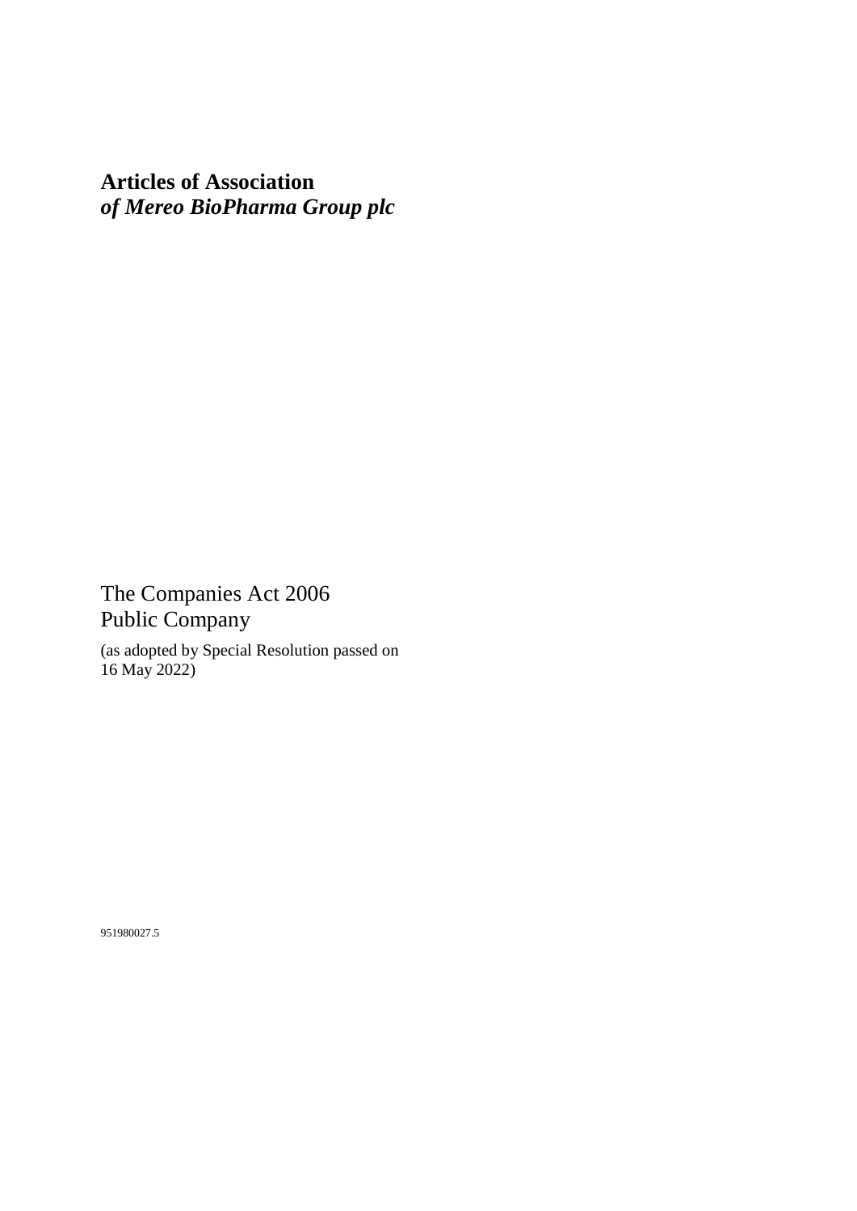# **Articles of Association**
## ***of Mereo BioPharma Group plc***

The Companies Act 2006
Public Company

(as adopted by Special Resolution passed on 16 May 2022)

951980027.5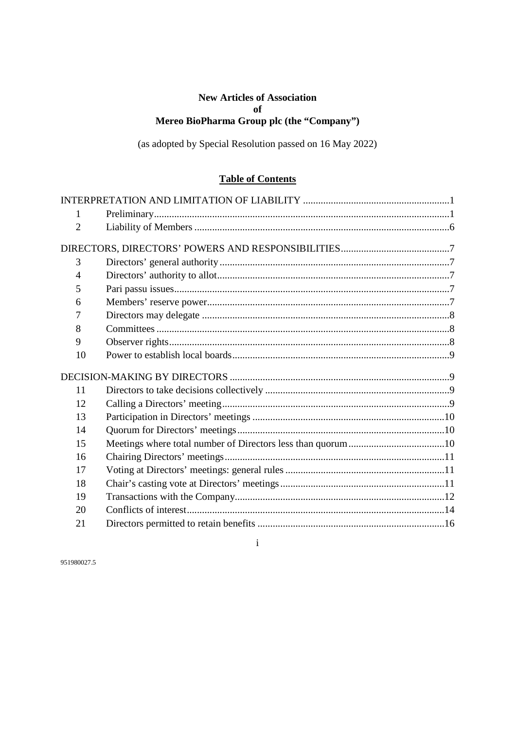**New Articles of Association**
**of**
**Mereo BioPharma Group plc (the "Company")**

(as adopted by Special Resolution passed on 16 May 2022)

**Table of Contents**

| | | |
|---|---|---|
| INTERPRETATION AND LIMITATION OF LIABILITY | | 1 |
| 1 | Preliminary | 1 |
| 2 | Liability of Members | 6 |
| DIRECTORS, DIRECTORS' POWERS AND RESPONSIBILITIES | | 7 |
| 3 | Directors' general authority | 7 |
| 4 | Directors' authority to allot | 7 |
| 5 | Pari passu issues | 7 |
| 6 | Members' reserve power | 7 |
| 7 | Directors may delegate | 8 |
| 8 | Committees | 8 |
| 9 | Observer rights | 8 |
| 10 | Power to establish local boards | 9 |
| DECISION-MAKING BY DIRECTORS | | 9 |
| 11 | Directors to take decisions collectively | 9 |
| 12 | Calling a Directors' meeting | 9 |
| 13 | Participation in Directors' meetings | 10 |
| 14 | Quorum for Directors' meetings | 10 |
| 15 | Meetings where total number of Directors less than quorum | 10 |
| 16 | Chairing Directors' meetings | 11 |
| 17 | Voting at Directors' meetings: general rules | 11 |
| 18 | Chair's casting vote at Directors' meetings | 11 |
| 19 | Transactions with the Company | 12 |
| 20 | Conflicts of interest | 14 |
| 21 | Directors permitted to retain benefits | 16 |

951980027.5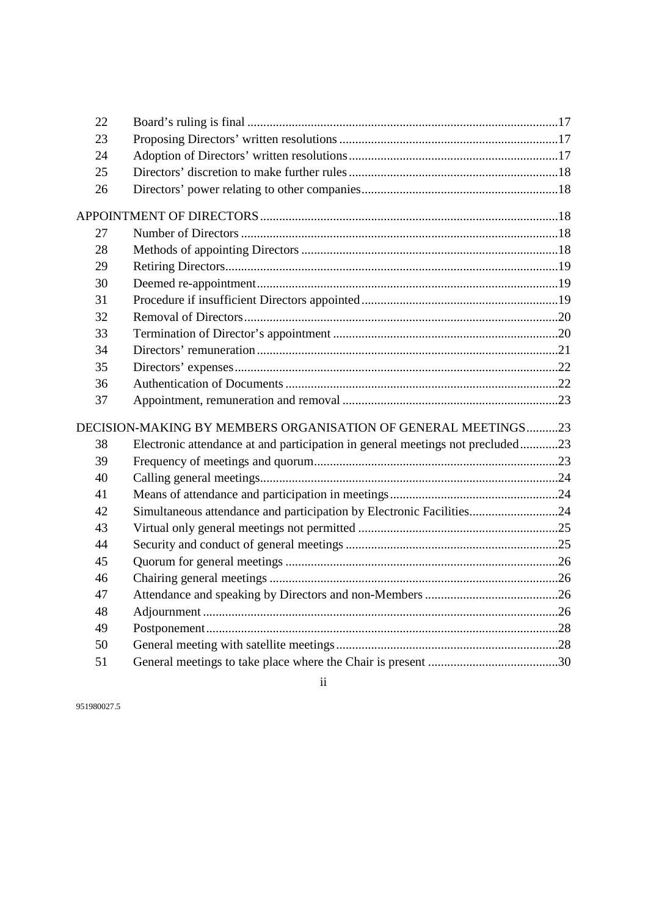| | | |
|---|---|---|
| 22 | Board's ruling is final | 17 |
| 23 | Proposing Directors' written resolutions | 17 |
| 24 | Adoption of Directors' written resolutions | 17 |
| 25 | Directors' discretion to make further rules | 18 |
| 26 | Directors' power relating to other companies | 18 |

**APPOINTMENT OF DIRECTORS** ............ 18

| | | |
|---|---|---|
| 27 | Number of Directors | 18 |
| 28 | Methods of appointing Directors | 18 |
| 29 | Retiring Directors | 19 |
| 30 | Deemed re-appointment | 19 |
| 31 | Procedure if insufficient Directors appointed | 19 |
| 32 | Removal of Directors | 20 |
| 33 | Termination of Director's appointment | 20 |
| 34 | Directors' remuneration | 21 |
| 35 | Directors' expenses | 22 |
| 36 | Authentication of Documents | 22 |
| 37 | Appointment, remuneration and removal | 23 |

**DECISION-MAKING BY MEMBERS ORGANISATION OF GENERAL MEETINGS** ............ 23

| | | |
|---|---|---|
| 38 | Electronic attendance at and participation in general meetings not precluded | 23 |
| 39 | Frequency of meetings and quorum | 23 |
| 40 | Calling general meetings | 24 |
| 41 | Means of attendance and participation in meetings | 24 |
| 42 | Simultaneous attendance and participation by Electronic Facilities | 24 |
| 43 | Virtual only general meetings not permitted | 25 |
| 44 | Security and conduct of general meetings | 25 |
| 45 | Quorum for general meetings | 26 |
| 46 | Chairing general meetings | 26 |
| 47 | Attendance and speaking by Directors and non-Members | 26 |
| 48 | Adjournment | 26 |
| 49 | Postponement | 28 |
| 50 | General meeting with satellite meetings | 28 |
| 51 | General meetings to take place where the Chair is present | 30 |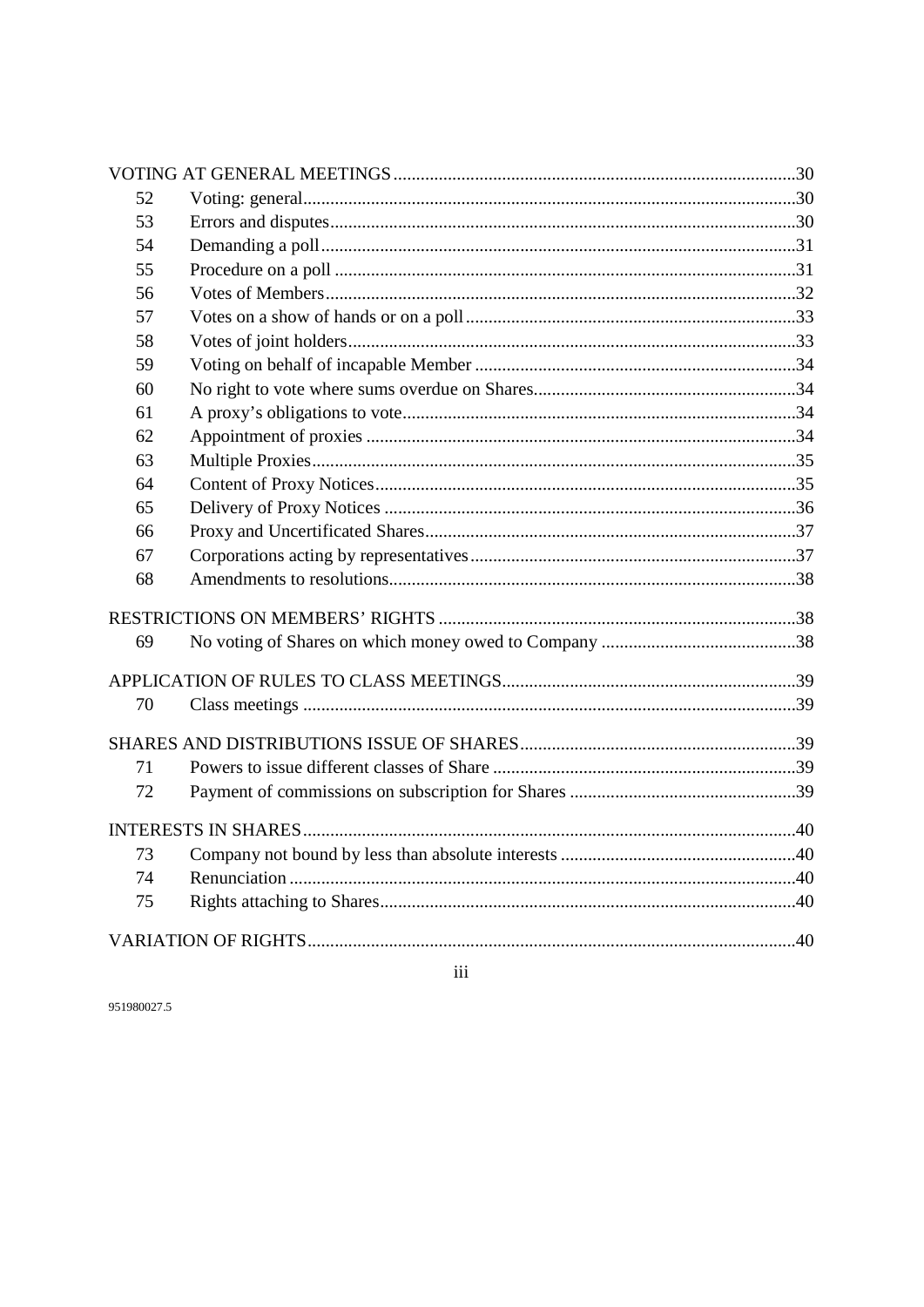| | | |
|---|---|---|
| VOTING AT GENERAL MEETINGS | | 30 |
| 52 | Voting: general | 30 |
| 53 | Errors and disputes | 30 |
| 54 | Demanding a poll | 31 |
| 55 | Procedure on a poll | 31 |
| 56 | Votes of Members | 32 |
| 57 | Votes on a show of hands or on a poll | 33 |
| 58 | Votes of joint holders | 33 |
| 59 | Voting on behalf of incapable Member | 34 |
| 60 | No right to vote where sums overdue on Shares | 34 |
| 61 | A proxy's obligations to vote | 34 |
| 62 | Appointment of proxies | 34 |
| 63 | Multiple Proxies | 35 |
| 64 | Content of Proxy Notices | 35 |
| 65 | Delivery of Proxy Notices | 36 |
| 66 | Proxy and Uncertificated Shares | 37 |
| 67 | Corporations acting by representatives | 37 |
| 68 | Amendments to resolutions | 38 |
| RESTRICTIONS ON MEMBERS' RIGHTS | | 38 |
| 69 | No voting of Shares on which money owed to Company | 38 |
| APPLICATION OF RULES TO CLASS MEETINGS | | 39 |
| 70 | Class meetings | 39 |
| SHARES AND DISTRIBUTIONS ISSUE OF SHARES | | 39 |
| 71 | Powers to issue different classes of Share | 39 |
| 72 | Payment of commissions on subscription for Shares | 39 |
| INTERESTS IN SHARES | | 40 |
| 73 | Company not bound by less than absolute interests | 40 |
| 74 | Renunciation | 40 |
| 75 | Rights attaching to Shares | 40 |
| VARIATION OF RIGHTS | | 40 |

951980027.5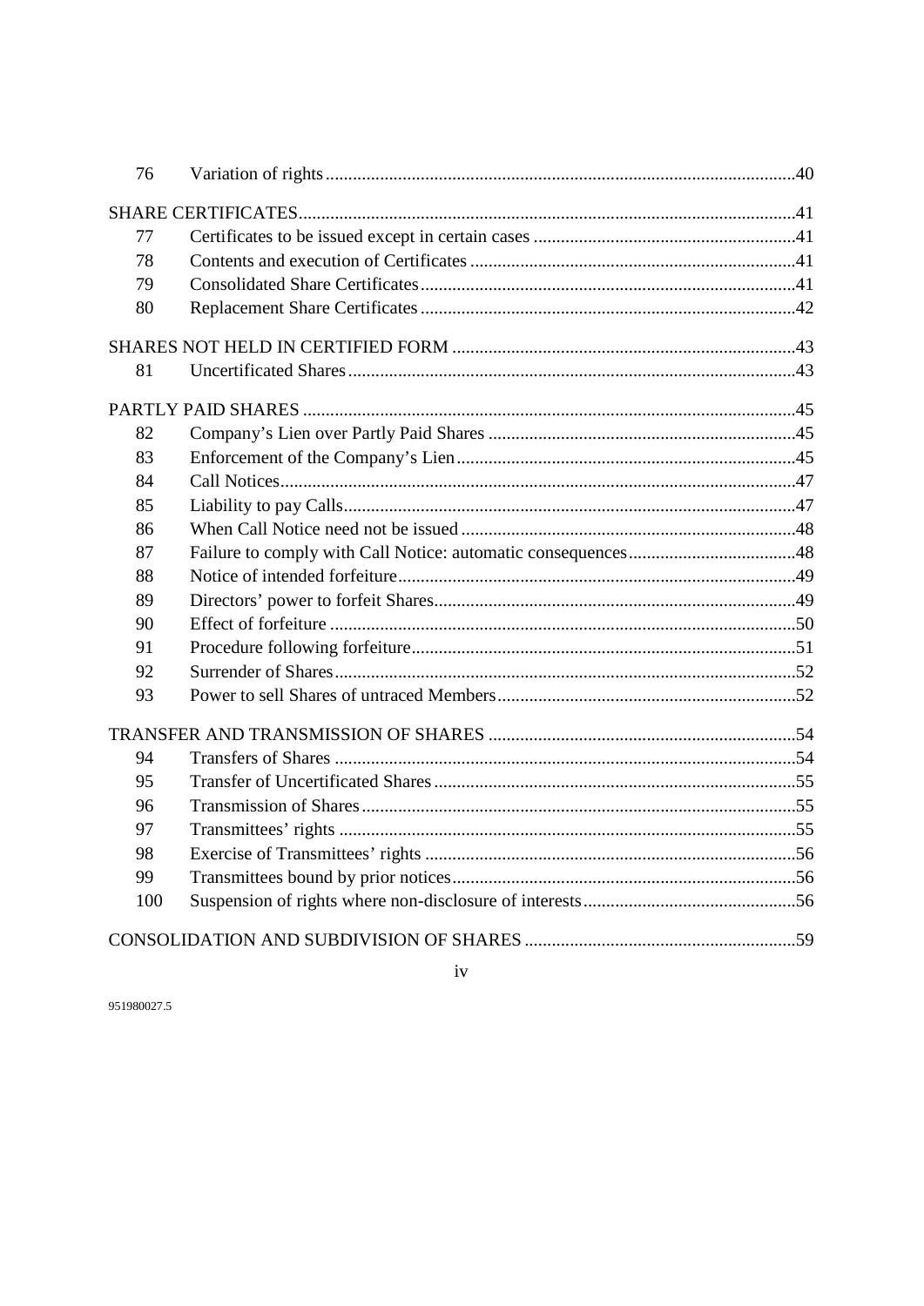| | | |
|---|---|---|
| 76 | Variation of rights | 40 |
| SHARE CERTIFICATES | | 41 |
| 77 | Certificates to be issued except in certain cases | 41 |
| 78 | Contents and execution of Certificates | 41 |
| 79 | Consolidated Share Certificates | 41 |
| 80 | Replacement Share Certificates | 42 |
| SHARES NOT HELD IN CERTIFIED FORM | | 43 |
| 81 | Uncertificated Shares | 43 |
| PARTLY PAID SHARES | | 45 |
| 82 | Company's Lien over Partly Paid Shares | 45 |
| 83 | Enforcement of the Company's Lien | 45 |
| 84 | Call Notices | 47 |
| 85 | Liability to pay Calls | 47 |
| 86 | When Call Notice need not be issued | 48 |
| 87 | Failure to comply with Call Notice: automatic consequences | 48 |
| 88 | Notice of intended forfeiture | 49 |
| 89 | Directors' power to forfeit Shares | 49 |
| 90 | Effect of forfeiture | 50 |
| 91 | Procedure following forfeiture | 51 |
| 92 | Surrender of Shares | 52 |
| 93 | Power to sell Shares of untraced Members | 52 |
| TRANSFER AND TRANSMISSION OF SHARES | | 54 |
| 94 | Transfers of Shares | 54 |
| 95 | Transfer of Uncertificated Shares | 55 |
| 96 | Transmission of Shares | 55 |
| 97 | Transmittees' rights | 55 |
| 98 | Exercise of Transmittees' rights | 56 |
| 99 | Transmittees bound by prior notices | 56 |
| 100 | Suspension of rights where non-disclosure of interests | 56 |
| CONSOLIDATION AND SUBDIVISION OF SHARES | | 59 |

951980027.5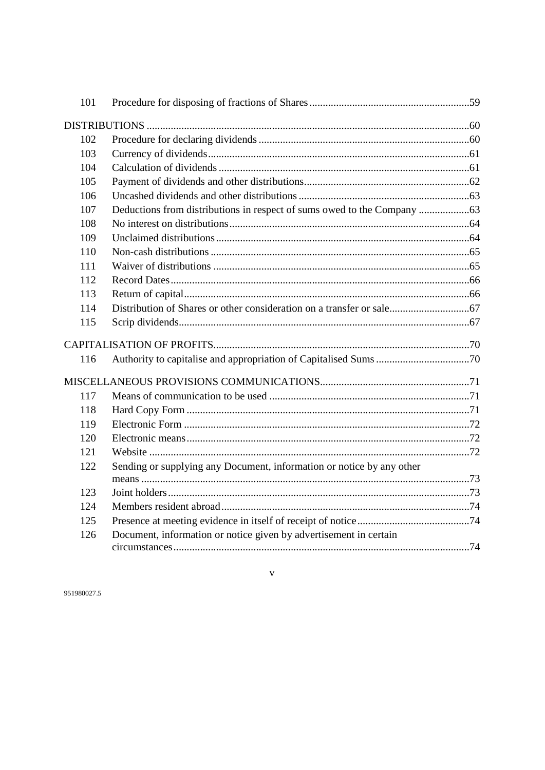| | | |
|---|---|---|
| 101 | Procedure for disposing of fractions of Shares | 59 |
| **DISTRIBUTIONS** | | 60 |
| 102 | Procedure for declaring dividends | 60 |
| 103 | Currency of dividends | 61 |
| 104 | Calculation of dividends | 61 |
| 105 | Payment of dividends and other distributions | 62 |
| 106 | Uncashed dividends and other distributions | 63 |
| 107 | Deductions from distributions in respect of sums owed to the Company | 63 |
| 108 | No interest on distributions | 64 |
| 109 | Unclaimed distributions | 64 |
| 110 | Non-cash distributions | 65 |
| 111 | Waiver of distributions | 65 |
| 112 | Record Dates | 66 |
| 113 | Return of capital | 66 |
| 114 | Distribution of Shares or other consideration on a transfer or sale | 67 |
| 115 | Scrip dividends | 67 |
| **CAPITALISATION OF PROFITS** | | 70 |
| 116 | Authority to capitalise and appropriation of Capitalised Sums | 70 |
| **MISCELLANEOUS PROVISIONS COMMUNICATIONS** | | 71 |
| 117 | Means of communication to be used | 71 |
| 118 | Hard Copy Form | 71 |
| 119 | Electronic Form | 72 |
| 120 | Electronic means | 72 |
| 121 | Website | 72 |
| 122 | Sending or supplying any Document, information or notice by any other means | 73 |
| 123 | Joint holders | 73 |
| 124 | Members resident abroad | 74 |
| 125 | Presence at meeting evidence in itself of receipt of notice | 74 |
| 126 | Document, information or notice given by advertisement in certain circumstances | 74 |

951980027.5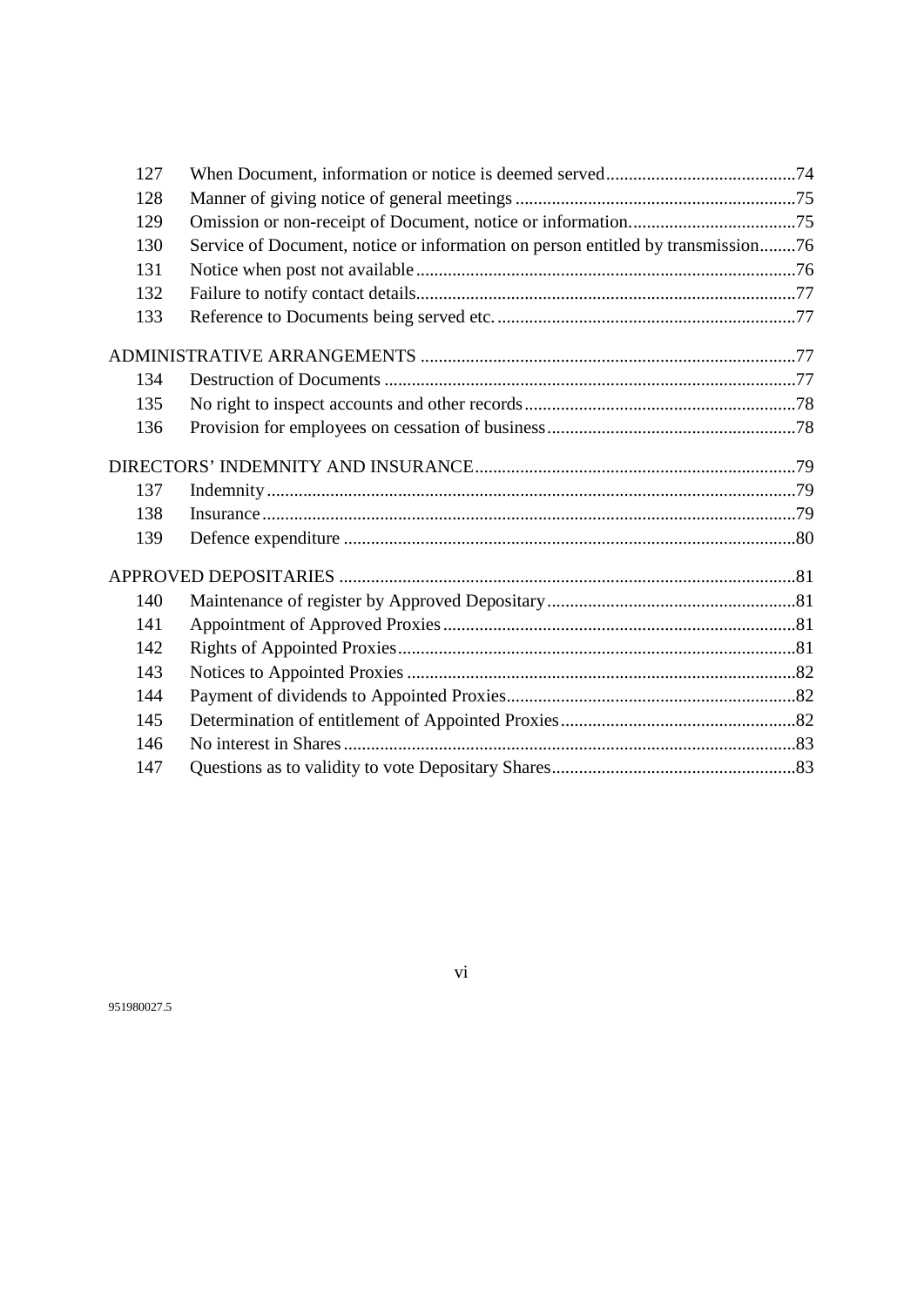| | | |
|---|---|---|
| 127 | When Document, information or notice is deemed served | 74 |
| 128 | Manner of giving notice of general meetings | 75 |
| 129 | Omission or non-receipt of Document, notice or information. | 75 |
| 130 | Service of Document, notice or information on person entitled by transmission | 76 |
| 131 | Notice when post not available | 76 |
| 132 | Failure to notify contact details | 77 |
| 133 | Reference to Documents being served etc. | 77 |
| ADMINISTRATIVE ARRANGEMENTS | | 77 |
| 134 | Destruction of Documents | 77 |
| 135 | No right to inspect accounts and other records | 78 |
| 136 | Provision for employees on cessation of business | 78 |
| DIRECTORS' INDEMNITY AND INSURANCE | | 79 |
| 137 | Indemnity | 79 |
| 138 | Insurance | 79 |
| 139 | Defence expenditure | 80 |
| APPROVED DEPOSITARIES | | 81 |
| 140 | Maintenance of register by Approved Depositary | 81 |
| 141 | Appointment of Approved Proxies | 81 |
| 142 | Rights of Appointed Proxies | 81 |
| 143 | Notices to Appointed Proxies | 82 |
| 144 | Payment of dividends to Appointed Proxies | 82 |
| 145 | Determination of entitlement of Appointed Proxies | 82 |
| 146 | No interest in Shares | 83 |
| 147 | Questions as to validity to vote Depositary Shares | 83 |

951980027.5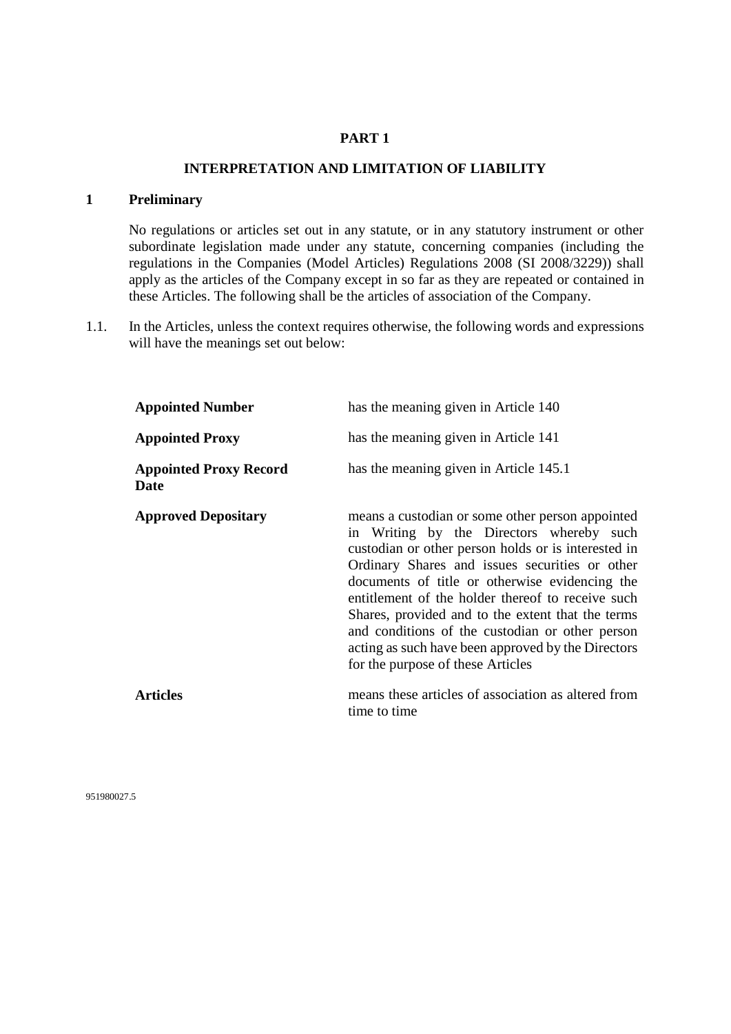# PART 1

## INTERPRETATION AND LIMITATION OF LIABILITY

### 1 Preliminary

No regulations or articles set out in any statute, or in any statutory instrument or other subordinate legislation made under any statute, concerning companies (including the regulations in the Companies (Model Articles) Regulations 2008 (SI 2008/3229)) shall apply as the articles of the Company except in so far as they are repeated or contained in these Articles. The following shall be the articles of association of the Company.

1.1. In the Articles, unless the context requires otherwise, the following words and expressions will have the meanings set out below:

| | |
|---|---|
| **Appointed Number** | has the meaning given in Article 140 |
| **Appointed Proxy** | has the meaning given in Article 141 |
| **Appointed Proxy Record Date** | has the meaning given in Article 145.1 |
| **Approved Depositary** | means a custodian or some other person appointed in Writing by the Directors whereby such custodian or other person holds or is interested in Ordinary Shares and issues securities or other documents of title or otherwise evidencing the entitlement of the holder thereof to receive such Shares, provided and to the extent that the terms and conditions of the custodian or other person acting as such have been approved by the Directors for the purpose of these Articles |
| **Articles** | means these articles of association as altered from time to time |

951980027.5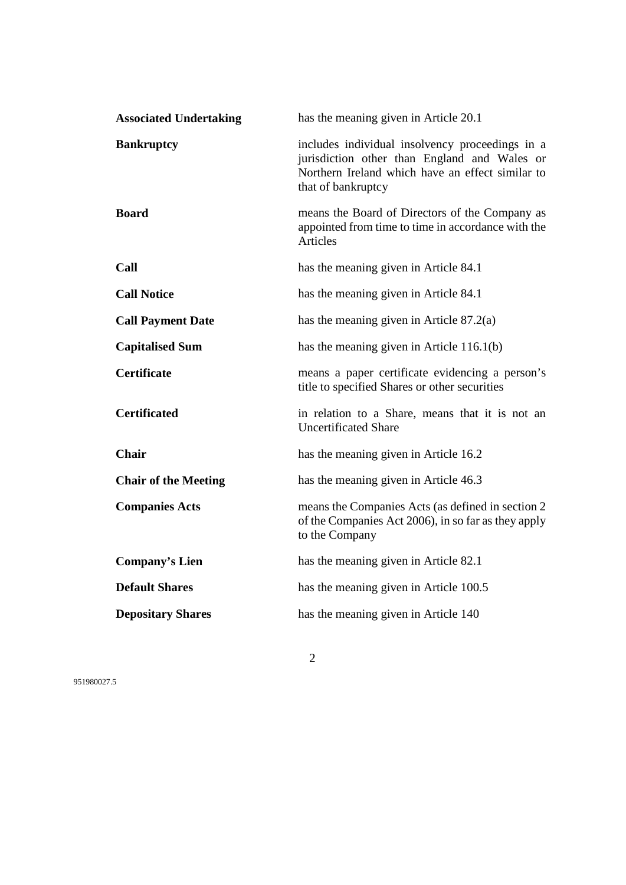| | |
|---|---|
| **Associated Undertaking** | has the meaning given in Article 20.1 |
| **Bankruptcy** | includes individual insolvency proceedings in a jurisdiction other than England and Wales or Northern Ireland which have an effect similar to that of bankruptcy |
| **Board** | means the Board of Directors of the Company as appointed from time to time in accordance with the Articles |
| **Call** | has the meaning given in Article 84.1 |
| **Call Notice** | has the meaning given in Article 84.1 |
| **Call Payment Date** | has the meaning given in Article 87.2(a) |
| **Capitalised Sum** | has the meaning given in Article 116.1(b) |
| **Certificate** | means a paper certificate evidencing a person's title to specified Shares or other securities |
| **Certificated** | in relation to a Share, means that it is not an Uncertificated Share |
| **Chair** | has the meaning given in Article 16.2 |
| **Chair of the Meeting** | has the meaning given in Article 46.3 |
| **Companies Acts** | means the Companies Acts (as defined in section 2 of the Companies Act 2006), in so far as they apply to the Company |
| **Company's Lien** | has the meaning given in Article 82.1 |
| **Default Shares** | has the meaning given in Article 100.5 |
| **Depositary Shares** | has the meaning given in Article 140 |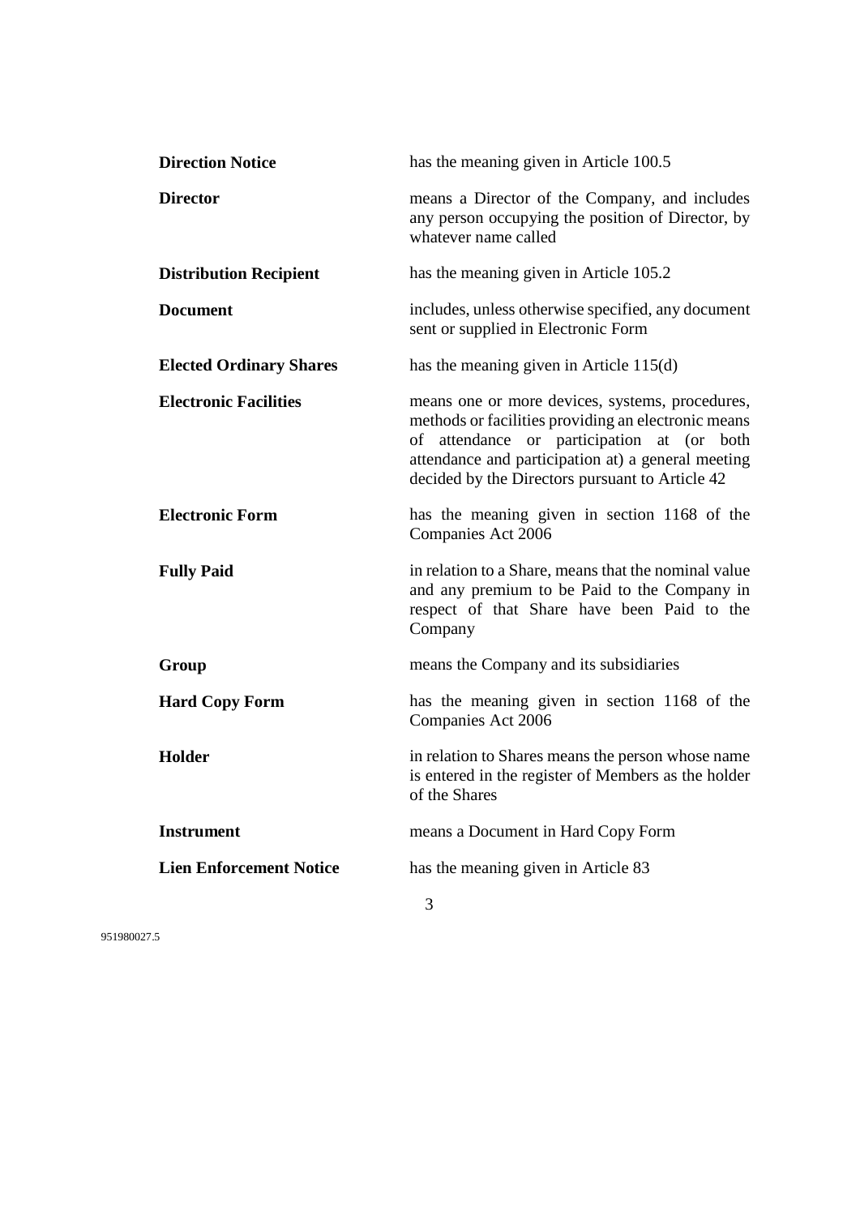| | |
|---|---|
| **Direction Notice** | has the meaning given in Article 100.5 |
| **Director** | means a Director of the Company, and includes any person occupying the position of Director, by whatever name called |
| **Distribution Recipient** | has the meaning given in Article 105.2 |
| **Document** | includes, unless otherwise specified, any document sent or supplied in Electronic Form |
| **Elected Ordinary Shares** | has the meaning given in Article 115(d) |
| **Electronic Facilities** | means one or more devices, systems, procedures, methods or facilities providing an electronic means of attendance or participation at (or both attendance and participation at) a general meeting decided by the Directors pursuant to Article 42 |
| **Electronic Form** | has the meaning given in section 1168 of the Companies Act 2006 |
| **Fully Paid** | in relation to a Share, means that the nominal value and any premium to be Paid to the Company in respect of that Share have been Paid to the Company |
| **Group** | means the Company and its subsidiaries |
| **Hard Copy Form** | has the meaning given in section 1168 of the Companies Act 2006 |
| **Holder** | in relation to Shares means the person whose name is entered in the register of Members as the holder of the Shares |
| **Instrument** | means a Document in Hard Copy Form |
| **Lien Enforcement Notice** | has the meaning given in Article 83 |

951980027.5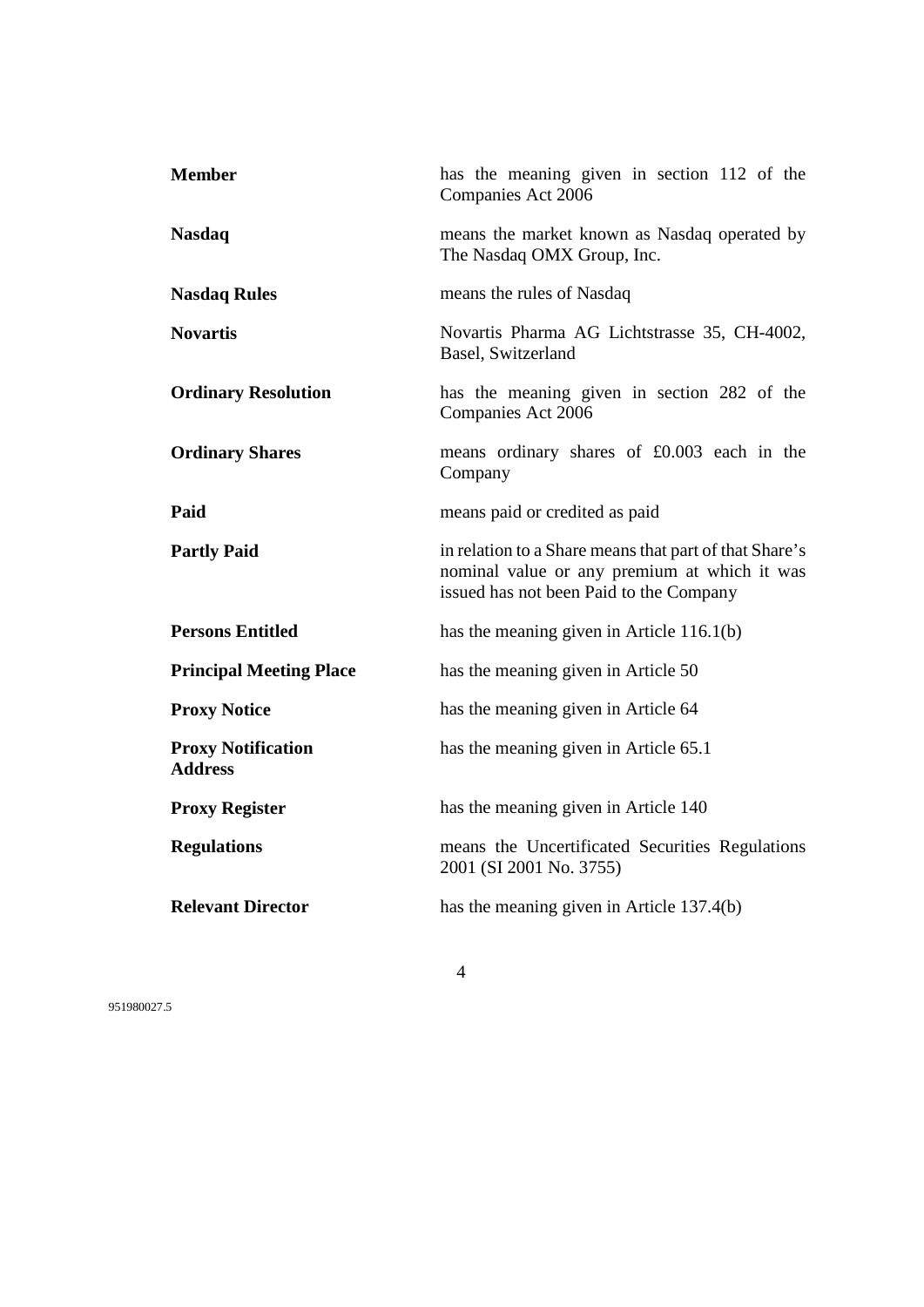| | |
|---|---|
| **Member** | has the meaning given in section 112 of the Companies Act 2006 |
| **Nasdaq** | means the market known as Nasdaq operated by The Nasdaq OMX Group, Inc. |
| **Nasdaq Rules** | means the rules of Nasdaq |
| **Novartis** | Novartis Pharma AG Lichtstrasse 35, CH-4002, Basel, Switzerland |
| **Ordinary Resolution** | has the meaning given in section 282 of the Companies Act 2006 |
| **Ordinary Shares** | means ordinary shares of £0.003 each in the Company |
| **Paid** | means paid or credited as paid |
| **Partly Paid** | in relation to a Share means that part of that Share's nominal value or any premium at which it was issued has not been Paid to the Company |
| **Persons Entitled** | has the meaning given in Article 116.1(b) |
| **Principal Meeting Place** | has the meaning given in Article 50 |
| **Proxy Notice** | has the meaning given in Article 64 |
| **Proxy Notification Address** | has the meaning given in Article 65.1 |
| **Proxy Register** | has the meaning given in Article 140 |
| **Regulations** | means the Uncertificated Securities Regulations 2001 (SI 2001 No. 3755) |
| **Relevant Director** | has the meaning given in Article 137.4(b) |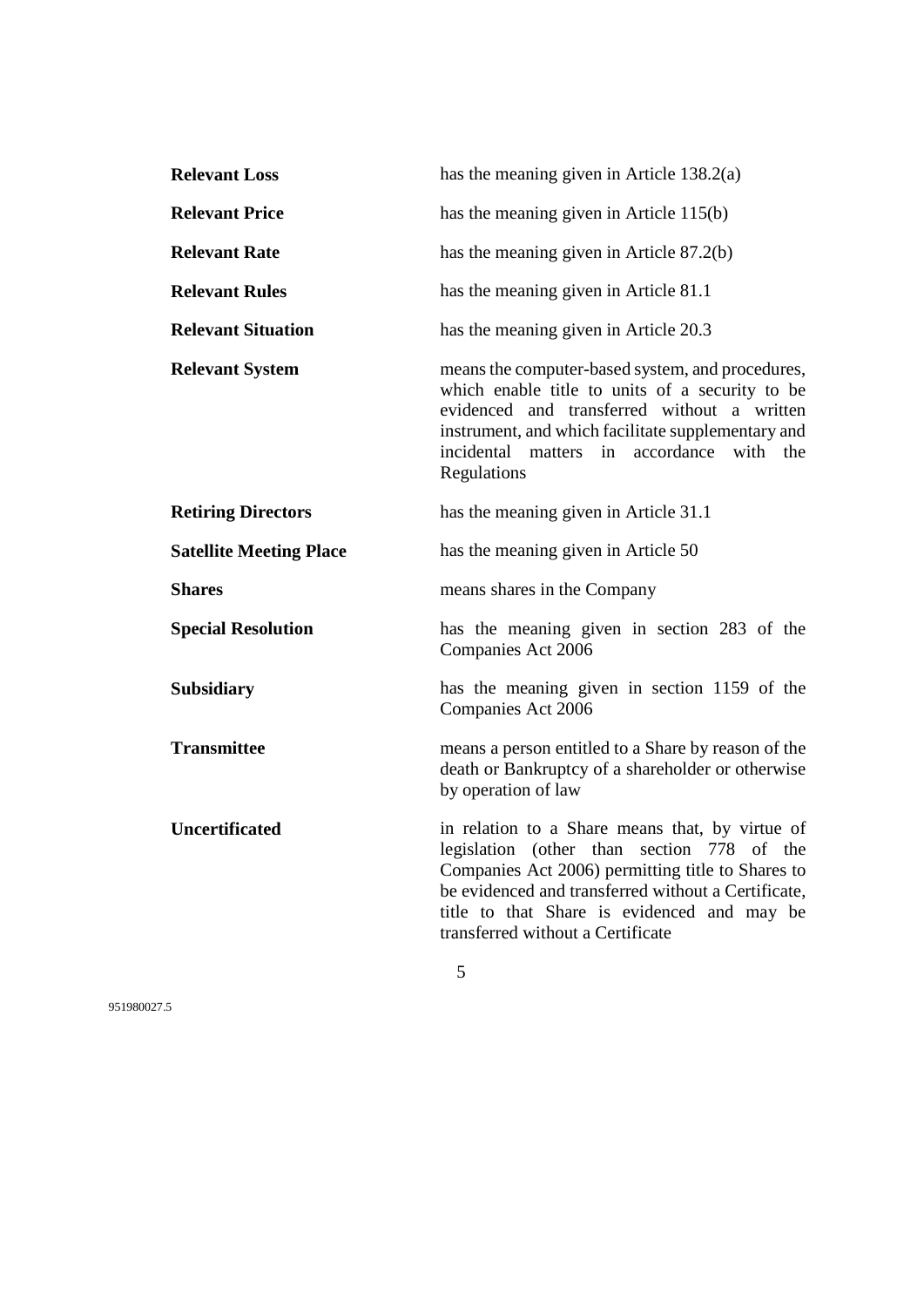| | |
|---|---|
| **Relevant Loss** | has the meaning given in Article 138.2(a) |
| **Relevant Price** | has the meaning given in Article 115(b) |
| **Relevant Rate** | has the meaning given in Article 87.2(b) |
| **Relevant Rules** | has the meaning given in Article 81.1 |
| **Relevant Situation** | has the meaning given in Article 20.3 |
| **Relevant System** | means the computer-based system, and procedures, which enable title to units of a security to be evidenced and transferred without a written instrument, and which facilitate supplementary and incidental matters in accordance with the Regulations |
| **Retiring Directors** | has the meaning given in Article 31.1 |
| **Satellite Meeting Place** | has the meaning given in Article 50 |
| **Shares** | means shares in the Company |
| **Special Resolution** | has the meaning given in section 283 of the Companies Act 2006 |
| **Subsidiary** | has the meaning given in section 1159 of the Companies Act 2006 |
| **Transmittee** | means a person entitled to a Share by reason of the death or Bankruptcy of a shareholder or otherwise by operation of law |
| **Uncertificated** | in relation to a Share means that, by virtue of legislation (other than section 778 of the Companies Act 2006) permitting title to Shares to be evidenced and transferred without a Certificate, title to that Share is evidenced and may be transferred without a Certificate |

951980027.5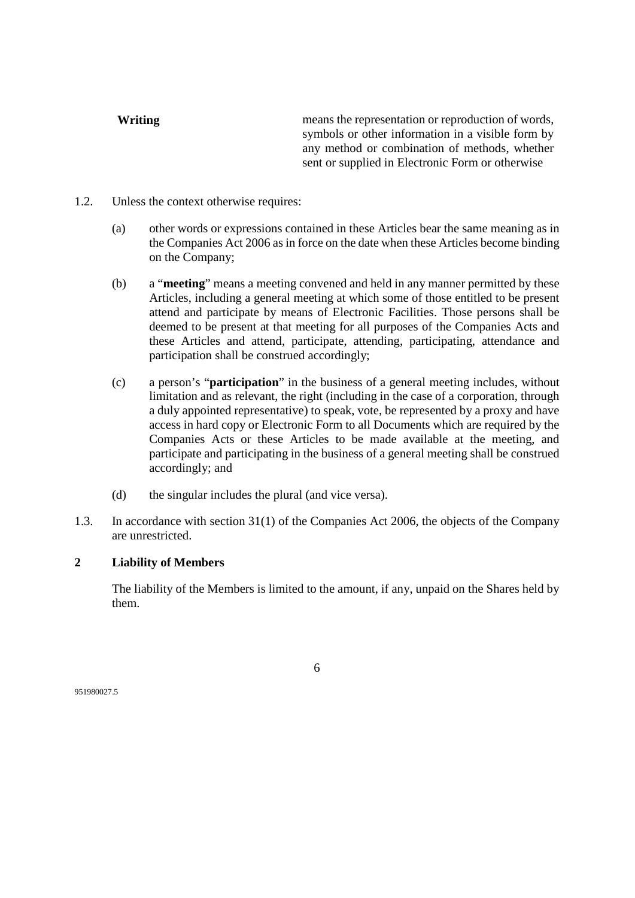| | |
|---|---|
| **Writing** | means the representation or reproduction of words, symbols or other information in a visible form by any method or combination of methods, whether sent or supplied in Electronic Form or otherwise |

1.2. Unless the context otherwise requires:

(a) other words or expressions contained in these Articles bear the same meaning as in the Companies Act 2006 as in force on the date when these Articles become binding on the Company;

(b) a "**meeting**" means a meeting convened and held in any manner permitted by these Articles, including a general meeting at which some of those entitled to be present attend and participate by means of Electronic Facilities. Those persons shall be deemed to be present at that meeting for all purposes of the Companies Acts and these Articles and attend, participate, attending, participating, attendance and participation shall be construed accordingly;

(c) a person's "**participation**" in the business of a general meeting includes, without limitation and as relevant, the right (including in the case of a corporation, through a duly appointed representative) to speak, vote, be represented by a proxy and have access in hard copy or Electronic Form to all Documents which are required by the Companies Acts or these Articles to be made available at the meeting, and participate and participating in the business of a general meeting shall be construed accordingly; and

(d) the singular includes the plural (and vice versa).

1.3. In accordance with section 31(1) of the Companies Act 2006, the objects of the Company are unrestricted.

## 2 Liability of Members

The liability of the Members is limited to the amount, if any, unpaid on the Shares held by them.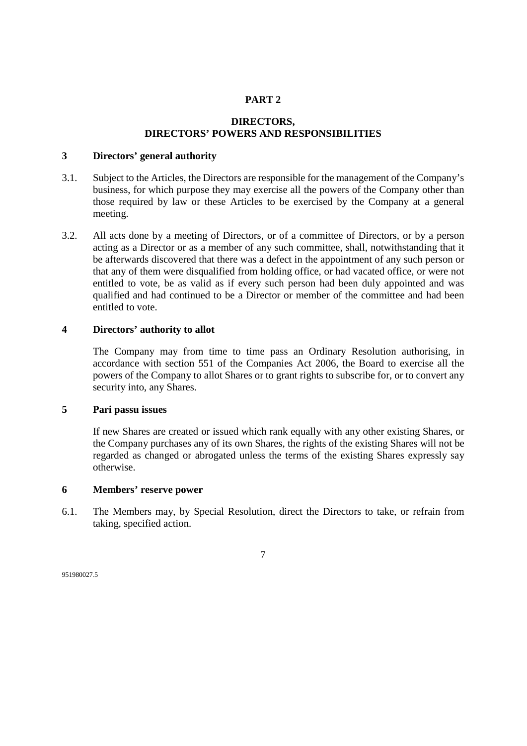# PART 2

## DIRECTORS, DIRECTORS' POWERS AND RESPONSIBILITIES

### 3 Directors' general authority

3.1. Subject to the Articles, the Directors are responsible for the management of the Company's business, for which purpose they may exercise all the powers of the Company other than those required by law or these Articles to be exercised by the Company at a general meeting.

3.2. All acts done by a meeting of Directors, or of a committee of Directors, or by a person acting as a Director or as a member of any such committee, shall, notwithstanding that it be afterwards discovered that there was a defect in the appointment of any such person or that any of them were disqualified from holding office, or had vacated office, or were not entitled to vote, be as valid as if every such person had been duly appointed and was qualified and had continued to be a Director or member of the committee and had been entitled to vote.

### 4 Directors' authority to allot

The Company may from time to time pass an Ordinary Resolution authorising, in accordance with section 551 of the Companies Act 2006, the Board to exercise all the powers of the Company to allot Shares or to grant rights to subscribe for, or to convert any security into, any Shares.

### 5 Pari passu issues

If new Shares are created or issued which rank equally with any other existing Shares, or the Company purchases any of its own Shares, the rights of the existing Shares will not be regarded as changed or abrogated unless the terms of the existing Shares expressly say otherwise.

### 6 Members' reserve power

6.1. The Members may, by Special Resolution, direct the Directors to take, or refrain from taking, specified action.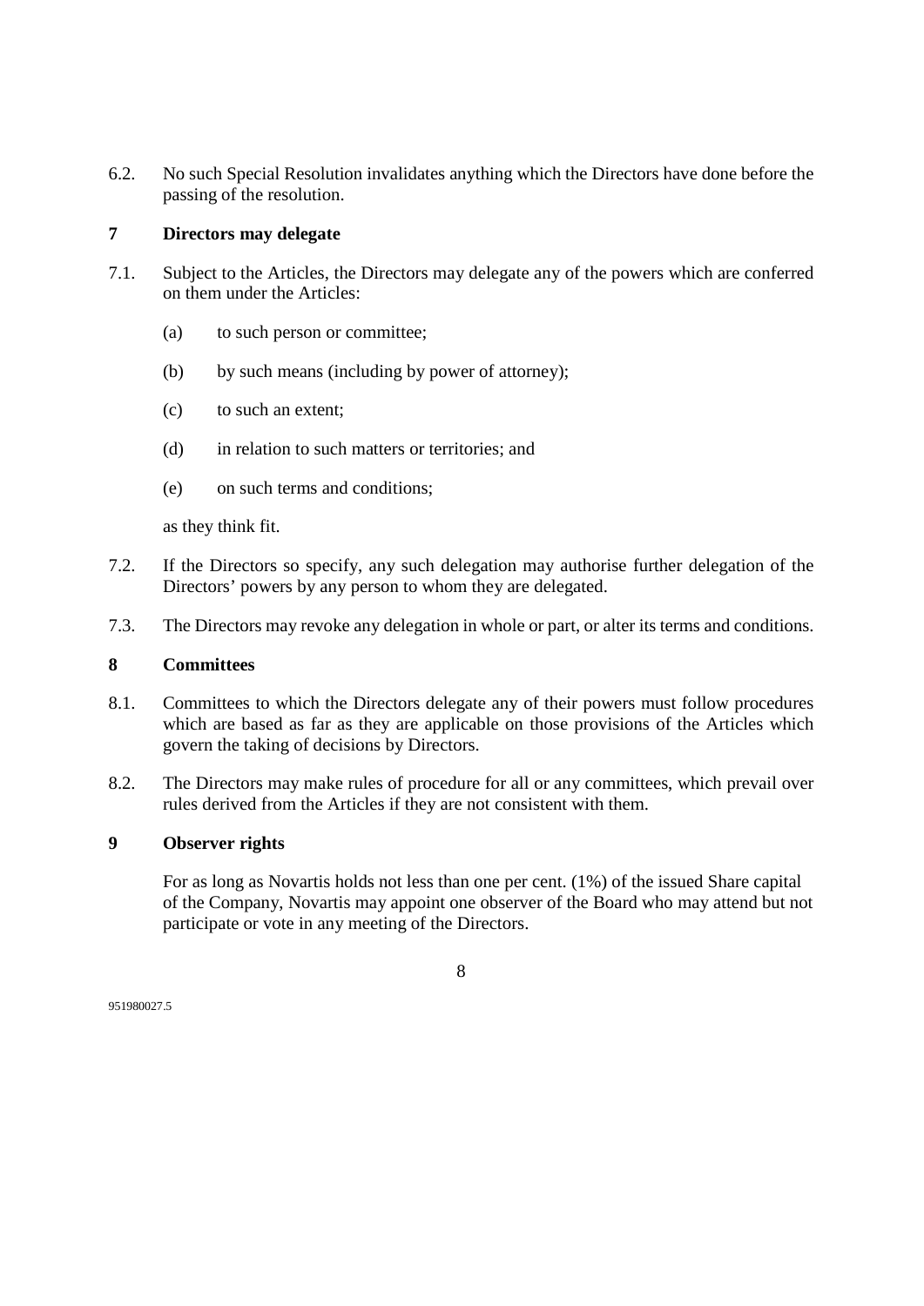6.2. No such Special Resolution invalidates anything which the Directors have done before the passing of the resolution.

## 7 Directors may delegate

7.1. Subject to the Articles, the Directors may delegate any of the powers which are conferred on them under the Articles:

(a) to such person or committee;

(b) by such means (including by power of attorney);

(c) to such an extent;

(d) in relation to such matters or territories; and

(e) on such terms and conditions;

as they think fit.

7.2. If the Directors so specify, any such delegation may authorise further delegation of the Directors' powers by any person to whom they are delegated.

7.3. The Directors may revoke any delegation in whole or part, or alter its terms and conditions.

## 8 Committees

8.1. Committees to which the Directors delegate any of their powers must follow procedures which are based as far as they are applicable on those provisions of the Articles which govern the taking of decisions by Directors.

8.2. The Directors may make rules of procedure for all or any committees, which prevail over rules derived from the Articles if they are not consistent with them.

## 9 Observer rights

For as long as Novartis holds not less than one per cent. (1%) of the issued Share capital of the Company, Novartis may appoint one observer of the Board who may attend but not participate or vote in any meeting of the Directors.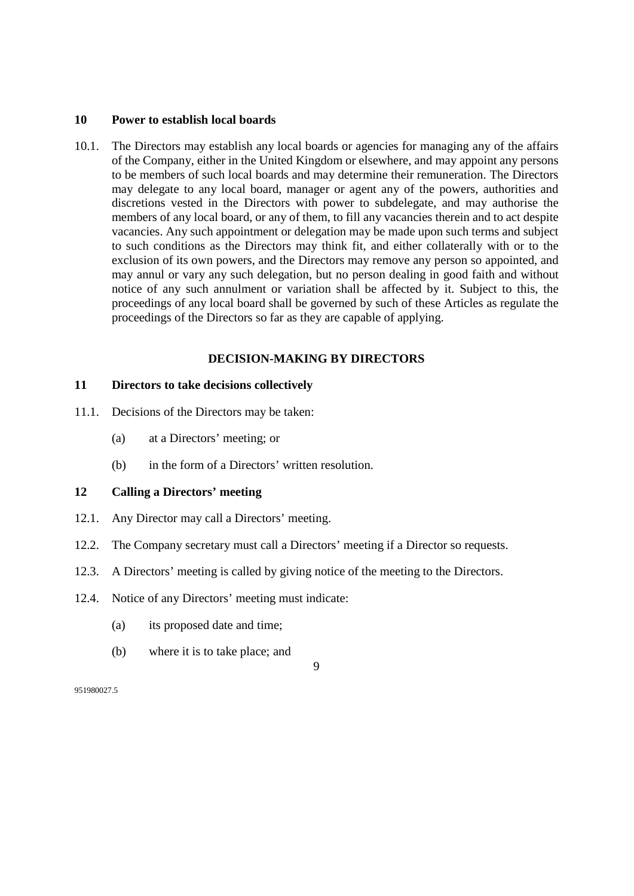## 10 Power to establish local boards

10.1. The Directors may establish any local boards or agencies for managing any of the affairs of the Company, either in the United Kingdom or elsewhere, and may appoint any persons to be members of such local boards and may determine their remuneration. The Directors may delegate to any local board, manager or agent any of the powers, authorities and discretions vested in the Directors with power to subdelegate, and may authorise the members of any local board, or any of them, to fill any vacancies therein and to act despite vacancies. Any such appointment or delegation may be made upon such terms and subject to such conditions as the Directors may think fit, and either collaterally with or to the exclusion of its own powers, and the Directors may remove any person so appointed, and may annul or vary any such delegation, but no person dealing in good faith and without notice of any such annulment or variation shall be affected by it. Subject to this, the proceedings of any local board shall be governed by such of these Articles as regulate the proceedings of the Directors so far as they are capable of applying.

# DECISION-MAKING BY DIRECTORS

## 11 Directors to take decisions collectively

11.1. Decisions of the Directors may be taken:

(a) at a Directors' meeting; or

(b) in the form of a Directors' written resolution.

## 12 Calling a Directors' meeting

12.1. Any Director may call a Directors' meeting.

12.2. The Company secretary must call a Directors' meeting if a Director so requests.

12.3. A Directors' meeting is called by giving notice of the meeting to the Directors.

12.4. Notice of any Directors' meeting must indicate:

(a) its proposed date and time;

(b) where it is to take place; and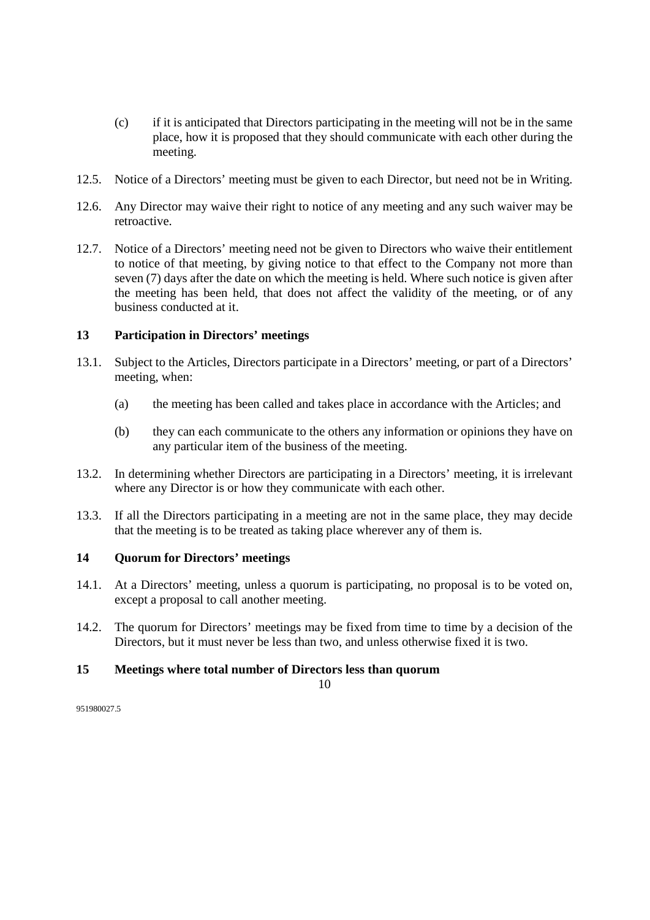(c) if it is anticipated that Directors participating in the meeting will not be in the same place, how it is proposed that they should communicate with each other during the meeting.

12.5. Notice of a Directors' meeting must be given to each Director, but need not be in Writing.

12.6. Any Director may waive their right to notice of any meeting and any such waiver may be retroactive.

12.7. Notice of a Directors' meeting need not be given to Directors who waive their entitlement to notice of that meeting, by giving notice to that effect to the Company not more than seven (7) days after the date on which the meeting is held. Where such notice is given after the meeting has been held, that does not affect the validity of the meeting, or of any business conducted at it.

## 13 Participation in Directors' meetings

13.1. Subject to the Articles, Directors participate in a Directors' meeting, or part of a Directors' meeting, when:

(a) the meeting has been called and takes place in accordance with the Articles; and

(b) they can each communicate to the others any information or opinions they have on any particular item of the business of the meeting.

13.2. In determining whether Directors are participating in a Directors' meeting, it is irrelevant where any Director is or how they communicate with each other.

13.3. If all the Directors participating in a meeting are not in the same place, they may decide that the meeting is to be treated as taking place wherever any of them is.

## 14 Quorum for Directors' meetings

14.1. At a Directors' meeting, unless a quorum is participating, no proposal is to be voted on, except a proposal to call another meeting.

14.2. The quorum for Directors' meetings may be fixed from time to time by a decision of the Directors, but it must never be less than two, and unless otherwise fixed it is two.

## 15 Meetings where total number of Directors less than quorum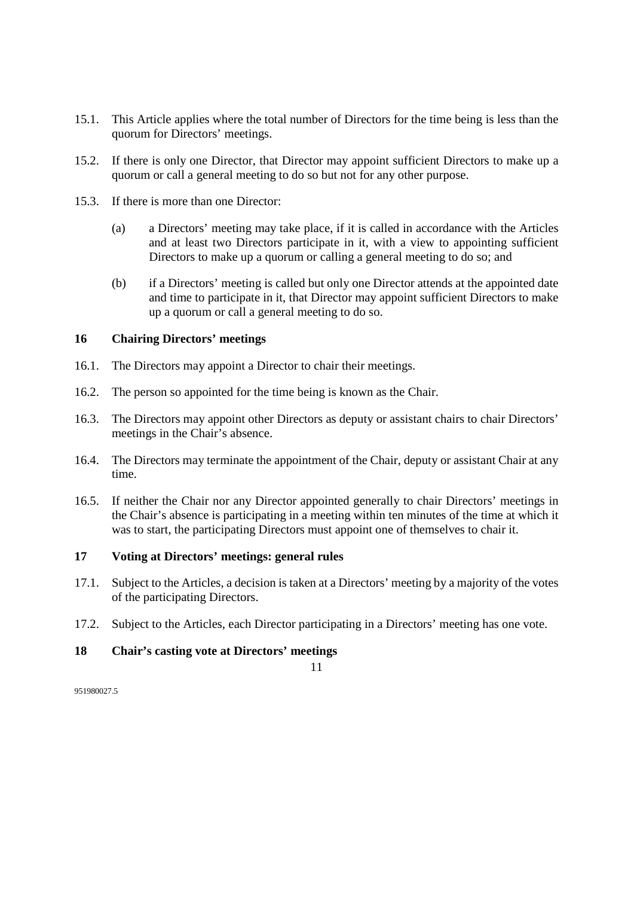15.1. This Article applies where the total number of Directors for the time being is less than the quorum for Directors' meetings.

15.2. If there is only one Director, that Director may appoint sufficient Directors to make up a quorum or call a general meeting to do so but not for any other purpose.

15.3. If there is more than one Director:

(a) a Directors' meeting may take place, if it is called in accordance with the Articles and at least two Directors participate in it, with a view to appointing sufficient Directors to make up a quorum or calling a general meeting to do so; and

(b) if a Directors' meeting is called but only one Director attends at the appointed date and time to participate in it, that Director may appoint sufficient Directors to make up a quorum or call a general meeting to do so.

## 16 Chairing Directors' meetings

16.1. The Directors may appoint a Director to chair their meetings.

16.2. The person so appointed for the time being is known as the Chair.

16.3. The Directors may appoint other Directors as deputy or assistant chairs to chair Directors' meetings in the Chair's absence.

16.4. The Directors may terminate the appointment of the Chair, deputy or assistant Chair at any time.

16.5. If neither the Chair nor any Director appointed generally to chair Directors' meetings in the Chair's absence is participating in a meeting within ten minutes of the time at which it was to start, the participating Directors must appoint one of themselves to chair it.

## 17 Voting at Directors' meetings: general rules

17.1. Subject to the Articles, a decision is taken at a Directors' meeting by a majority of the votes of the participating Directors.

17.2. Subject to the Articles, each Director participating in a Directors' meeting has one vote.

## 18 Chair's casting vote at Directors' meetings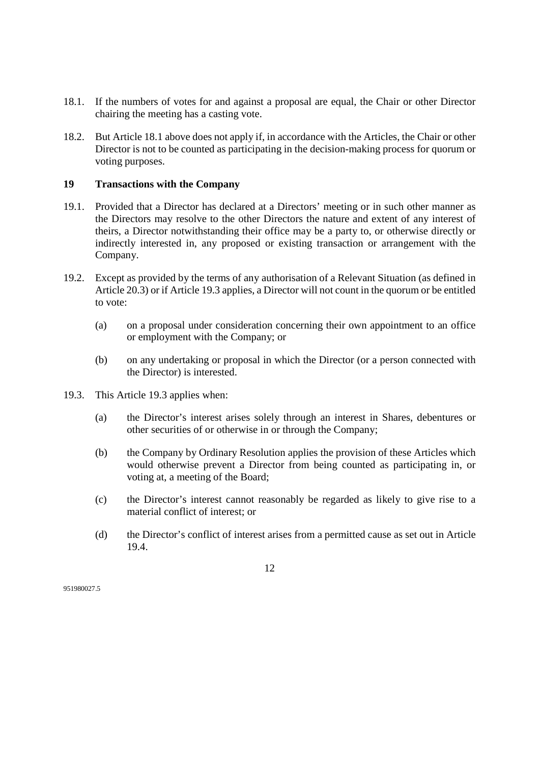18.1. If the numbers of votes for and against a proposal are equal, the Chair or other Director chairing the meeting has a casting vote.

18.2. But Article 18.1 above does not apply if, in accordance with the Articles, the Chair or other Director is not to be counted as participating in the decision-making process for quorum or voting purposes.

## 19 Transactions with the Company

19.1. Provided that a Director has declared at a Directors' meeting or in such other manner as the Directors may resolve to the other Directors the nature and extent of any interest of theirs, a Director notwithstanding their office may be a party to, or otherwise directly or indirectly interested in, any proposed or existing transaction or arrangement with the Company.

19.2. Except as provided by the terms of any authorisation of a Relevant Situation (as defined in Article 20.3) or if Article 19.3 applies, a Director will not count in the quorum or be entitled to vote:

(a) on a proposal under consideration concerning their own appointment to an office or employment with the Company; or

(b) on any undertaking or proposal in which the Director (or a person connected with the Director) is interested.

19.3. This Article 19.3 applies when:

(a) the Director's interest arises solely through an interest in Shares, debentures or other securities of or otherwise in or through the Company;

(b) the Company by Ordinary Resolution applies the provision of these Articles which would otherwise prevent a Director from being counted as participating in, or voting at, a meeting of the Board;

(c) the Director's interest cannot reasonably be regarded as likely to give rise to a material conflict of interest; or

(d) the Director's conflict of interest arises from a permitted cause as set out in Article 19.4.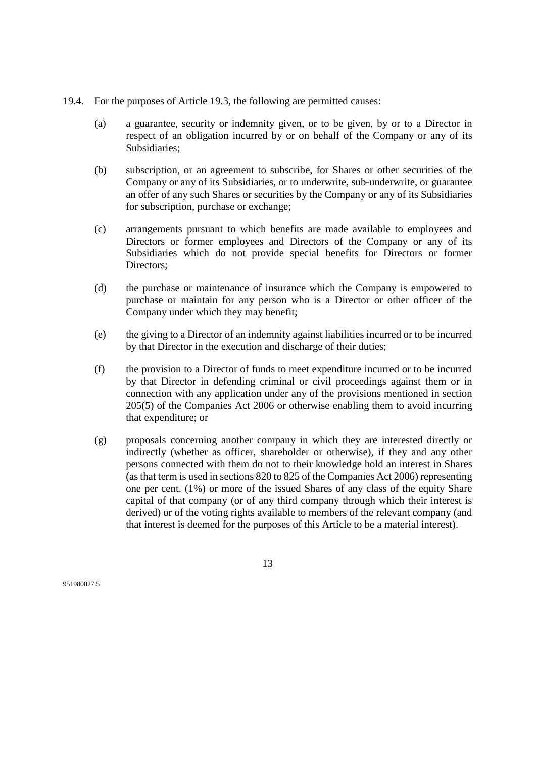19.4. For the purposes of Article 19.3, the following are permitted causes:

(a) a guarantee, security or indemnity given, or to be given, by or to a Director in respect of an obligation incurred by or on behalf of the Company or any of its Subsidiaries;

(b) subscription, or an agreement to subscribe, for Shares or other securities of the Company or any of its Subsidiaries, or to underwrite, sub-underwrite, or guarantee an offer of any such Shares or securities by the Company or any of its Subsidiaries for subscription, purchase or exchange;

(c) arrangements pursuant to which benefits are made available to employees and Directors or former employees and Directors of the Company or any of its Subsidiaries which do not provide special benefits for Directors or former Directors;

(d) the purchase or maintenance of insurance which the Company is empowered to purchase or maintain for any person who is a Director or other officer of the Company under which they may benefit;

(e) the giving to a Director of an indemnity against liabilities incurred or to be incurred by that Director in the execution and discharge of their duties;

(f) the provision to a Director of funds to meet expenditure incurred or to be incurred by that Director in defending criminal or civil proceedings against them or in connection with any application under any of the provisions mentioned in section 205(5) of the Companies Act 2006 or otherwise enabling them to avoid incurring that expenditure; or

(g) proposals concerning another company in which they are interested directly or indirectly (whether as officer, shareholder or otherwise), if they and any other persons connected with them do not to their knowledge hold an interest in Shares (as that term is used in sections 820 to 825 of the Companies Act 2006) representing one per cent. (1%) or more of the issued Shares of any class of the equity Share capital of that company (or of any third company through which their interest is derived) or of the voting rights available to members of the relevant company (and that interest is deemed for the purposes of this Article to be a material interest).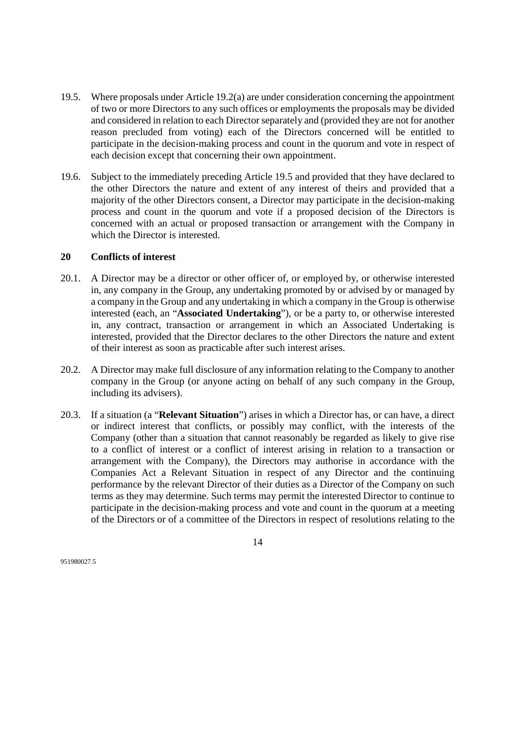19.5. Where proposals under Article 19.2(a) are under consideration concerning the appointment of two or more Directors to any such offices or employments the proposals may be divided and considered in relation to each Director separately and (provided they are not for another reason precluded from voting) each of the Directors concerned will be entitled to participate in the decision-making process and count in the quorum and vote in respect of each decision except that concerning their own appointment.

19.6. Subject to the immediately preceding Article 19.5 and provided that they have declared to the other Directors the nature and extent of any interest of theirs and provided that a majority of the other Directors consent, a Director may participate in the decision-making process and count in the quorum and vote if a proposed decision of the Directors is concerned with an actual or proposed transaction or arrangement with the Company in which the Director is interested.

## 20 Conflicts of interest

20.1. A Director may be a director or other officer of, or employed by, or otherwise interested in, any company in the Group, any undertaking promoted by or advised by or managed by a company in the Group and any undertaking in which a company in the Group is otherwise interested (each, an "**Associated Undertaking**"), or be a party to, or otherwise interested in, any contract, transaction or arrangement in which an Associated Undertaking is interested, provided that the Director declares to the other Directors the nature and extent of their interest as soon as practicable after such interest arises.

20.2. A Director may make full disclosure of any information relating to the Company to another company in the Group (or anyone acting on behalf of any such company in the Group, including its advisers).

20.3. If a situation (a "**Relevant Situation**") arises in which a Director has, or can have, a direct or indirect interest that conflicts, or possibly may conflict, with the interests of the Company (other than a situation that cannot reasonably be regarded as likely to give rise to a conflict of interest or a conflict of interest arising in relation to a transaction or arrangement with the Company), the Directors may authorise in accordance with the Companies Act a Relevant Situation in respect of any Director and the continuing performance by the relevant Director of their duties as a Director of the Company on such terms as they may determine. Such terms may permit the interested Director to continue to participate in the decision-making process and vote and count in the quorum at a meeting of the Directors or of a committee of the Directors in respect of resolutions relating to the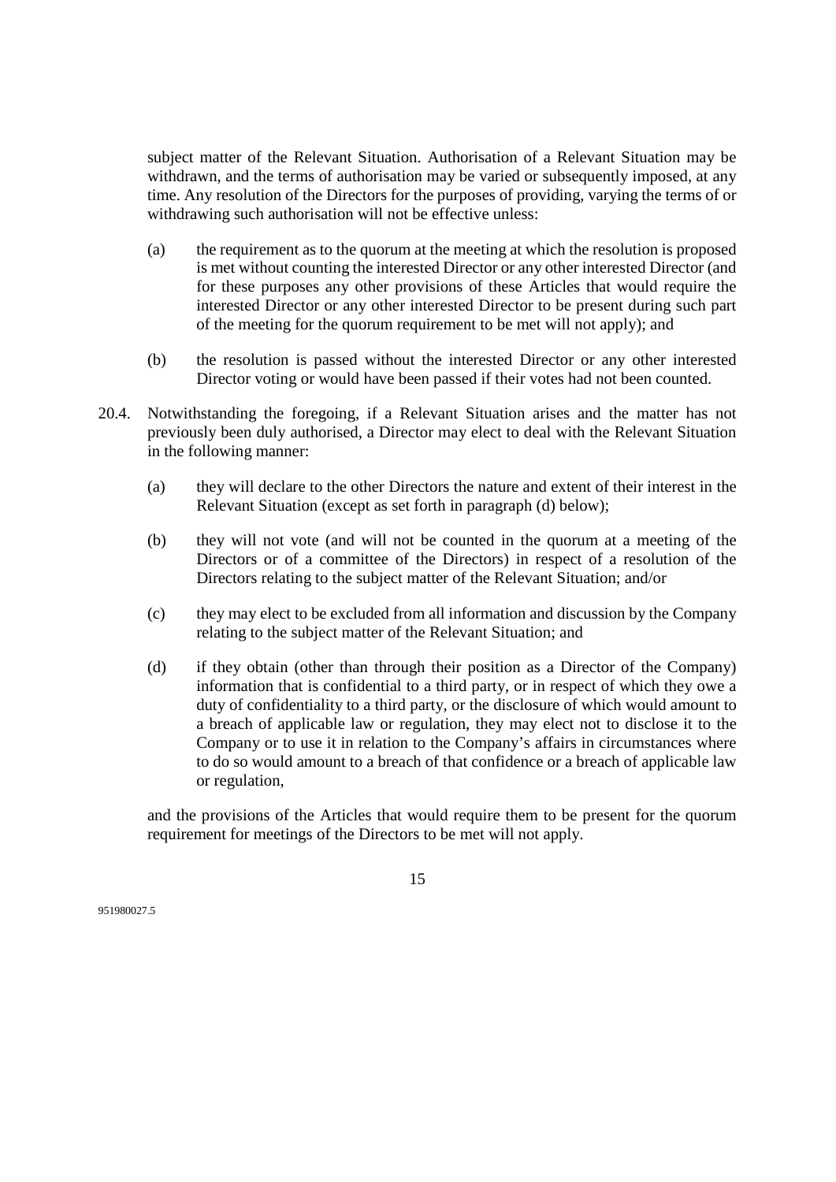subject matter of the Relevant Situation. Authorisation of a Relevant Situation may be withdrawn, and the terms of authorisation may be varied or subsequently imposed, at any time. Any resolution of the Directors for the purposes of providing, varying the terms of or withdrawing such authorisation will not be effective unless:

(a) the requirement as to the quorum at the meeting at which the resolution is proposed is met without counting the interested Director or any other interested Director (and for these purposes any other provisions of these Articles that would require the interested Director or any other interested Director to be present during such part of the meeting for the quorum requirement to be met will not apply); and

(b) the resolution is passed without the interested Director or any other interested Director voting or would have been passed if their votes had not been counted.

20.4. Notwithstanding the foregoing, if a Relevant Situation arises and the matter has not previously been duly authorised, a Director may elect to deal with the Relevant Situation in the following manner:

(a) they will declare to the other Directors the nature and extent of their interest in the Relevant Situation (except as set forth in paragraph (d) below);

(b) they will not vote (and will not be counted in the quorum at a meeting of the Directors or of a committee of the Directors) in respect of a resolution of the Directors relating to the subject matter of the Relevant Situation; and/or

(c) they may elect to be excluded from all information and discussion by the Company relating to the subject matter of the Relevant Situation; and

(d) if they obtain (other than through their position as a Director of the Company) information that is confidential to a third party, or in respect of which they owe a duty of confidentiality to a third party, or the disclosure of which would amount to a breach of applicable law or regulation, they may elect not to disclose it to the Company or to use it in relation to the Company's affairs in circumstances where to do so would amount to a breach of that confidence or a breach of applicable law or regulation,

and the provisions of the Articles that would require them to be present for the quorum requirement for meetings of the Directors to be met will not apply.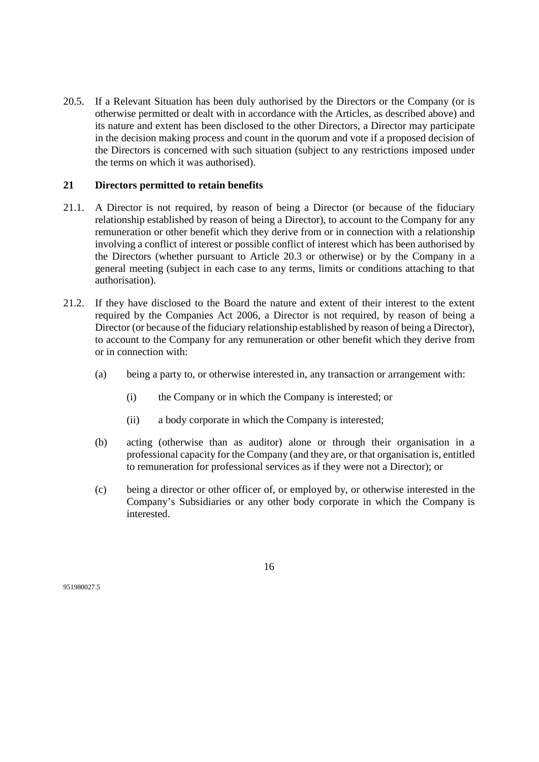20.5. If a Relevant Situation has been duly authorised by the Directors or the Company (or is otherwise permitted or dealt with in accordance with the Articles, as described above) and its nature and extent has been disclosed to the other Directors, a Director may participate in the decision making process and count in the quorum and vote if a proposed decision of the Directors is concerned with such situation (subject to any restrictions imposed under the terms on which it was authorised).

## 21 Directors permitted to retain benefits

21.1. A Director is not required, by reason of being a Director (or because of the fiduciary relationship established by reason of being a Director), to account to the Company for any remuneration or other benefit which they derive from or in connection with a relationship involving a conflict of interest or possible conflict of interest which has been authorised by the Directors (whether pursuant to Article 20.3 or otherwise) or by the Company in a general meeting (subject in each case to any terms, limits or conditions attaching to that authorisation).

21.2. If they have disclosed to the Board the nature and extent of their interest to the extent required by the Companies Act 2006, a Director is not required, by reason of being a Director (or because of the fiduciary relationship established by reason of being a Director), to account to the Company for any remuneration or other benefit which they derive from or in connection with:

(a) being a party to, or otherwise interested in, any transaction or arrangement with:

(i) the Company or in which the Company is interested; or

(ii) a body corporate in which the Company is interested;

(b) acting (otherwise than as auditor) alone or through their organisation in a professional capacity for the Company (and they are, or that organisation is, entitled to remuneration for professional services as if they were not a Director); or

(c) being a director or other officer of, or employed by, or otherwise interested in the Company's Subsidiaries or any other body corporate in which the Company is interested.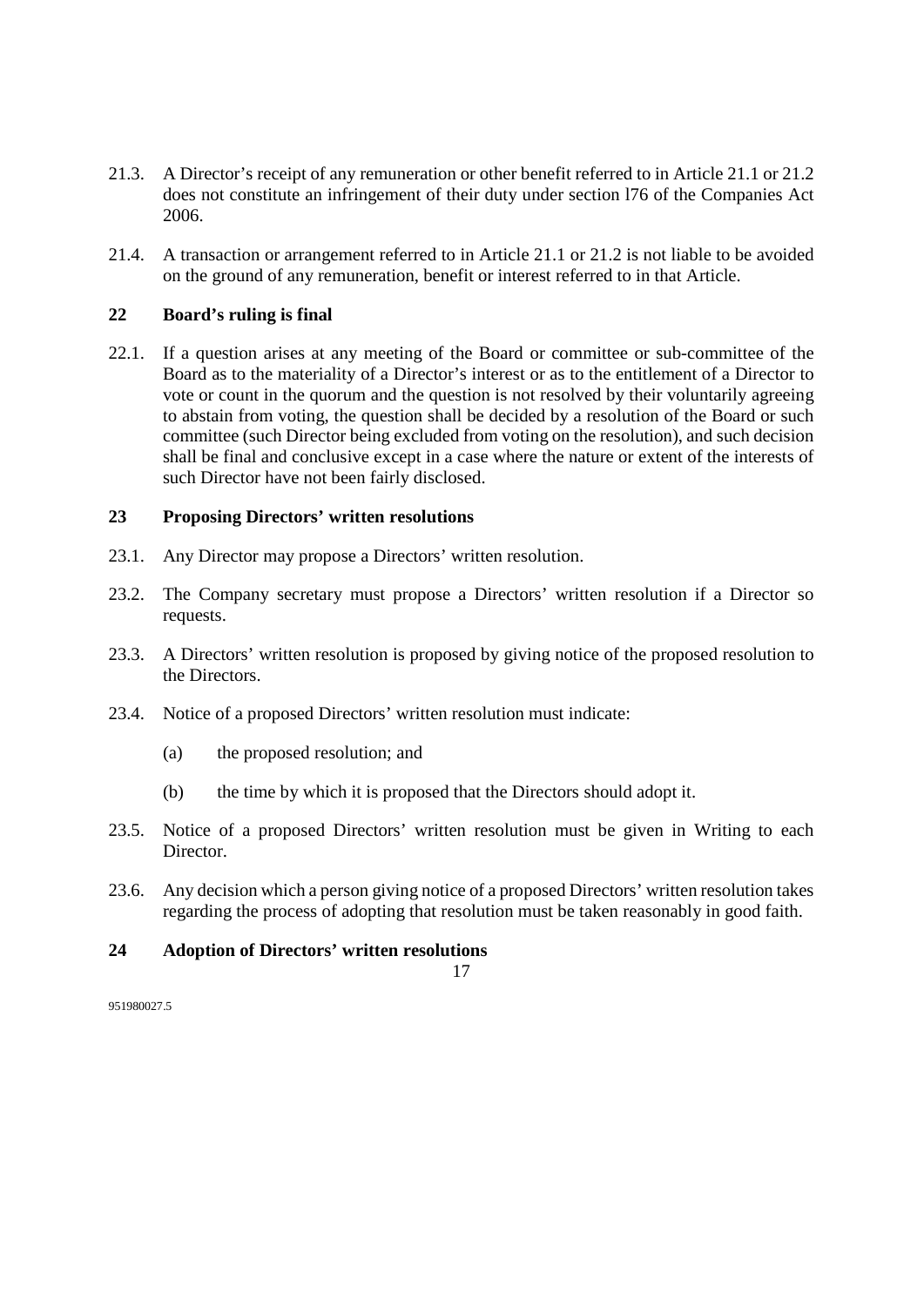21.3. A Director's receipt of any remuneration or other benefit referred to in Article 21.1 or 21.2 does not constitute an infringement of their duty under section l76 of the Companies Act 2006.

21.4. A transaction or arrangement referred to in Article 21.1 or 21.2 is not liable to be avoided on the ground of any remuneration, benefit or interest referred to in that Article.

## 22 Board's ruling is final

22.1. If a question arises at any meeting of the Board or committee or sub-committee of the Board as to the materiality of a Director's interest or as to the entitlement of a Director to vote or count in the quorum and the question is not resolved by their voluntarily agreeing to abstain from voting, the question shall be decided by a resolution of the Board or such committee (such Director being excluded from voting on the resolution), and such decision shall be final and conclusive except in a case where the nature or extent of the interests of such Director have not been fairly disclosed.

## 23 Proposing Directors' written resolutions

23.1. Any Director may propose a Directors' written resolution.

23.2. The Company secretary must propose a Directors' written resolution if a Director so requests.

23.3. A Directors' written resolution is proposed by giving notice of the proposed resolution to the Directors.

23.4. Notice of a proposed Directors' written resolution must indicate:

(a) the proposed resolution; and

(b) the time by which it is proposed that the Directors should adopt it.

23.5. Notice of a proposed Directors' written resolution must be given in Writing to each Director.

23.6. Any decision which a person giving notice of a proposed Directors' written resolution takes regarding the process of adopting that resolution must be taken reasonably in good faith.

## 24 Adoption of Directors' written resolutions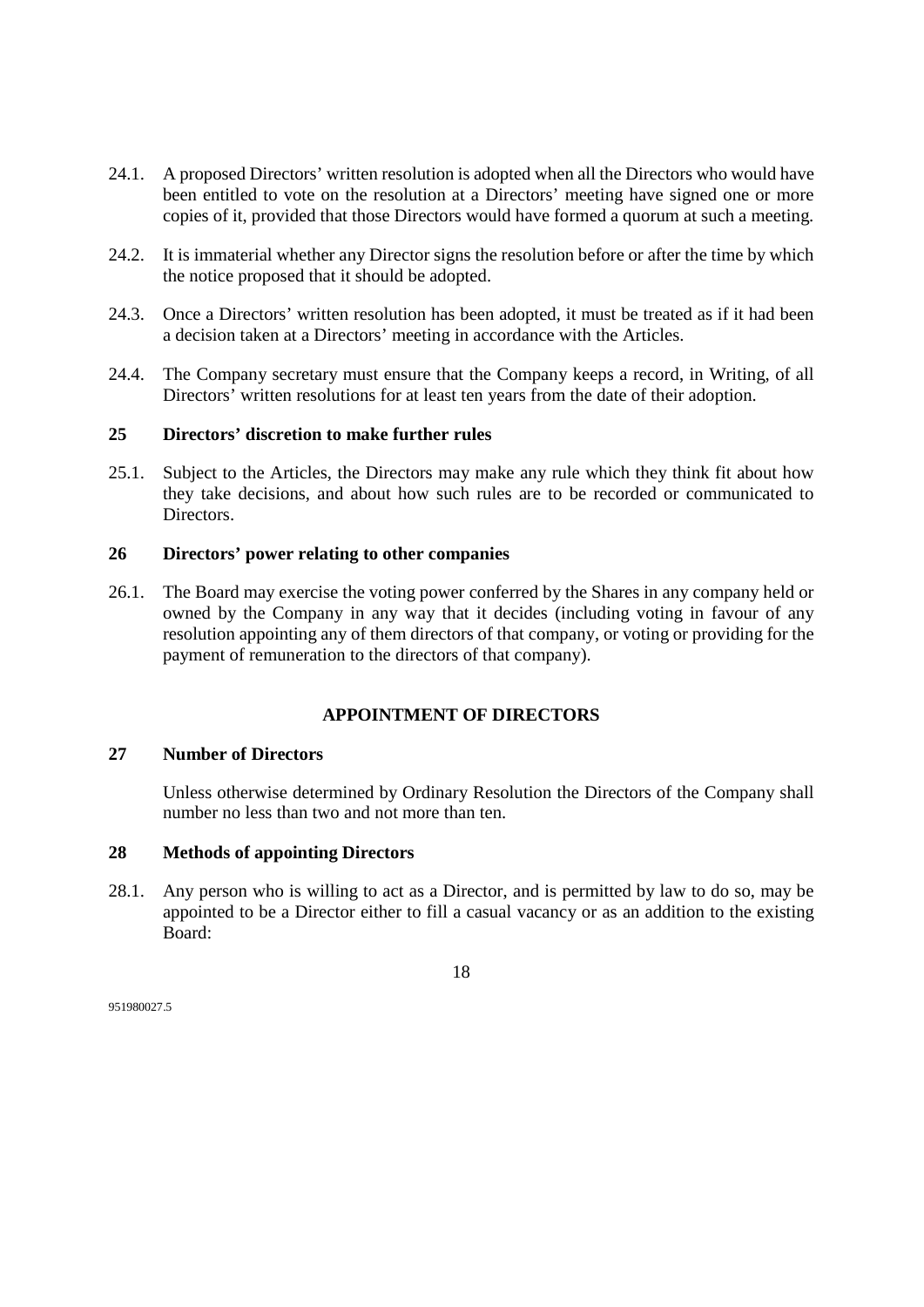24.1. A proposed Directors' written resolution is adopted when all the Directors who would have been entitled to vote on the resolution at a Directors' meeting have signed one or more copies of it, provided that those Directors would have formed a quorum at such a meeting.

24.2. It is immaterial whether any Director signs the resolution before or after the time by which the notice proposed that it should be adopted.

24.3. Once a Directors' written resolution has been adopted, it must be treated as if it had been a decision taken at a Directors' meeting in accordance with the Articles.

24.4. The Company secretary must ensure that the Company keeps a record, in Writing, of all Directors' written resolutions for at least ten years from the date of their adoption.

### 25 Directors' discretion to make further rules

25.1. Subject to the Articles, the Directors may make any rule which they think fit about how they take decisions, and about how such rules are to be recorded or communicated to Directors.

### 26 Directors' power relating to other companies

26.1. The Board may exercise the voting power conferred by the Shares in any company held or owned by the Company in any way that it decides (including voting in favour of any resolution appointing any of them directors of that company, or voting or providing for the payment of remuneration to the directors of that company).

## APPOINTMENT OF DIRECTORS

### 27 Number of Directors

Unless otherwise determined by Ordinary Resolution the Directors of the Company shall number no less than two and not more than ten.

### 28 Methods of appointing Directors

28.1. Any person who is willing to act as a Director, and is permitted by law to do so, may be appointed to be a Director either to fill a casual vacancy or as an addition to the existing Board: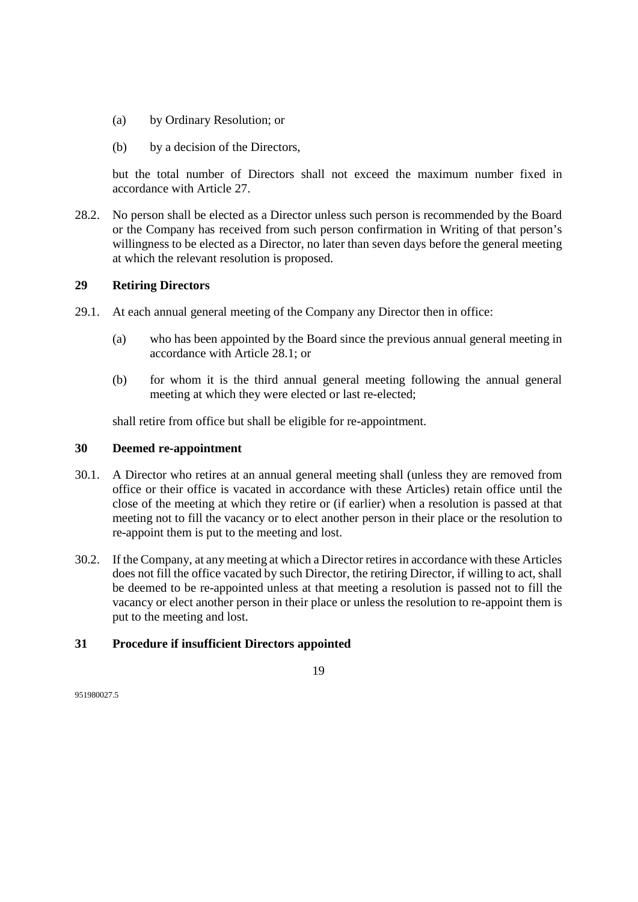(a) by Ordinary Resolution; or

(b) by a decision of the Directors,

but the total number of Directors shall not exceed the maximum number fixed in accordance with Article 27.

28.2. No person shall be elected as a Director unless such person is recommended by the Board or the Company has received from such person confirmation in Writing of that person's willingness to be elected as a Director, no later than seven days before the general meeting at which the relevant resolution is proposed.

## 29 Retiring Directors

29.1. At each annual general meeting of the Company any Director then in office:

(a) who has been appointed by the Board since the previous annual general meeting in accordance with Article 28.1; or

(b) for whom it is the third annual general meeting following the annual general meeting at which they were elected or last re-elected;

shall retire from office but shall be eligible for re-appointment.

## 30 Deemed re-appointment

30.1. A Director who retires at an annual general meeting shall (unless they are removed from office or their office is vacated in accordance with these Articles) retain office until the close of the meeting at which they retire or (if earlier) when a resolution is passed at that meeting not to fill the vacancy or to elect another person in their place or the resolution to re-appoint them is put to the meeting and lost.

30.2. If the Company, at any meeting at which a Director retires in accordance with these Articles does not fill the office vacated by such Director, the retiring Director, if willing to act, shall be deemed to be re-appointed unless at that meeting a resolution is passed not to fill the vacancy or elect another person in their place or unless the resolution to re-appoint them is put to the meeting and lost.

## 31 Procedure if insufficient Directors appointed

951980027.5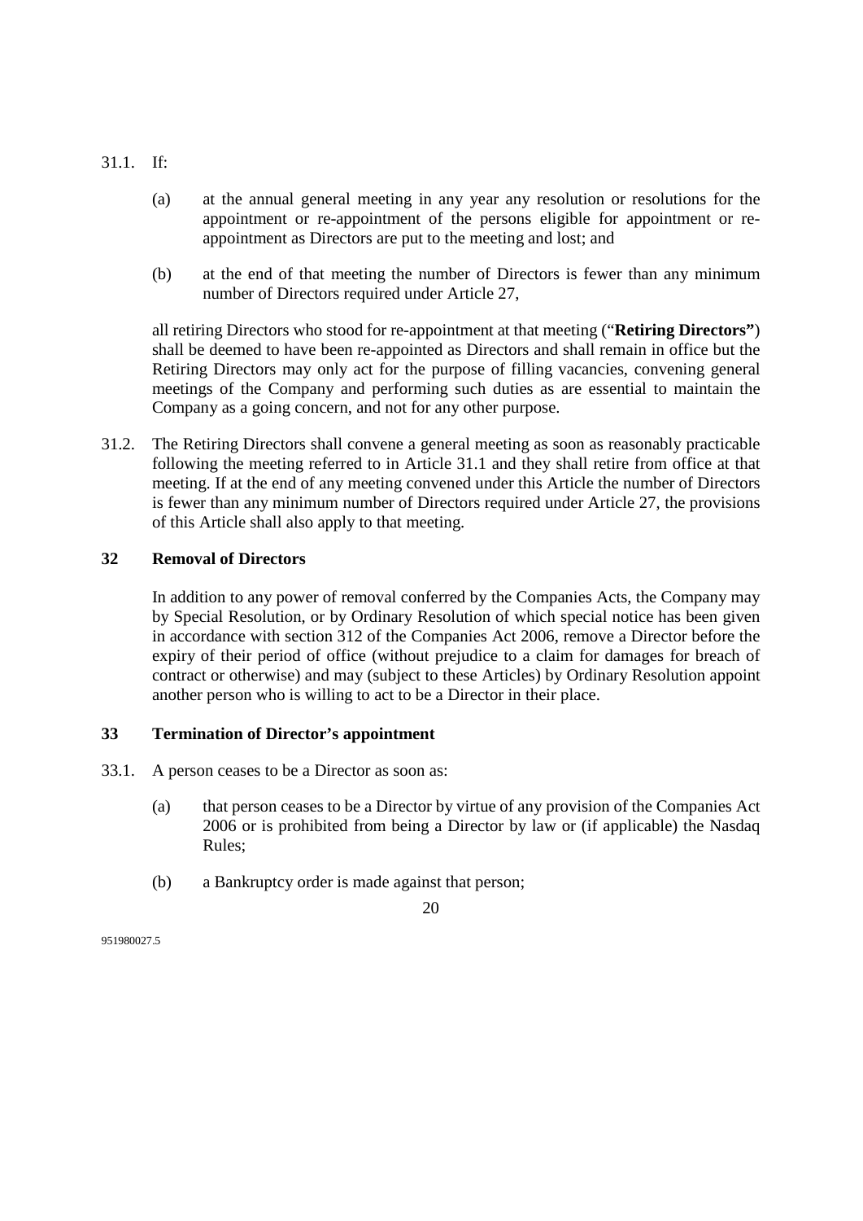31.1. If:

(a) at the annual general meeting in any year any resolution or resolutions for the appointment or re-appointment of the persons eligible for appointment or re-appointment as Directors are put to the meeting and lost; and

(b) at the end of that meeting the number of Directors is fewer than any minimum number of Directors required under Article 27,

all retiring Directors who stood for re-appointment at that meeting ("**Retiring Directors"**) shall be deemed to have been re-appointed as Directors and shall remain in office but the Retiring Directors may only act for the purpose of filling vacancies, convening general meetings of the Company and performing such duties as are essential to maintain the Company as a going concern, and not for any other purpose.

31.2. The Retiring Directors shall convene a general meeting as soon as reasonably practicable following the meeting referred to in Article 31.1 and they shall retire from office at that meeting. If at the end of any meeting convened under this Article the number of Directors is fewer than any minimum number of Directors required under Article 27, the provisions of this Article shall also apply to that meeting.

## 32 Removal of Directors

In addition to any power of removal conferred by the Companies Acts, the Company may by Special Resolution, or by Ordinary Resolution of which special notice has been given in accordance with section 312 of the Companies Act 2006, remove a Director before the expiry of their period of office (without prejudice to a claim for damages for breach of contract or otherwise) and may (subject to these Articles) by Ordinary Resolution appoint another person who is willing to act to be a Director in their place.

## 33 Termination of Director's appointment

33.1. A person ceases to be a Director as soon as:

(a) that person ceases to be a Director by virtue of any provision of the Companies Act 2006 or is prohibited from being a Director by law or (if applicable) the Nasdaq Rules;

(b) a Bankruptcy order is made against that person;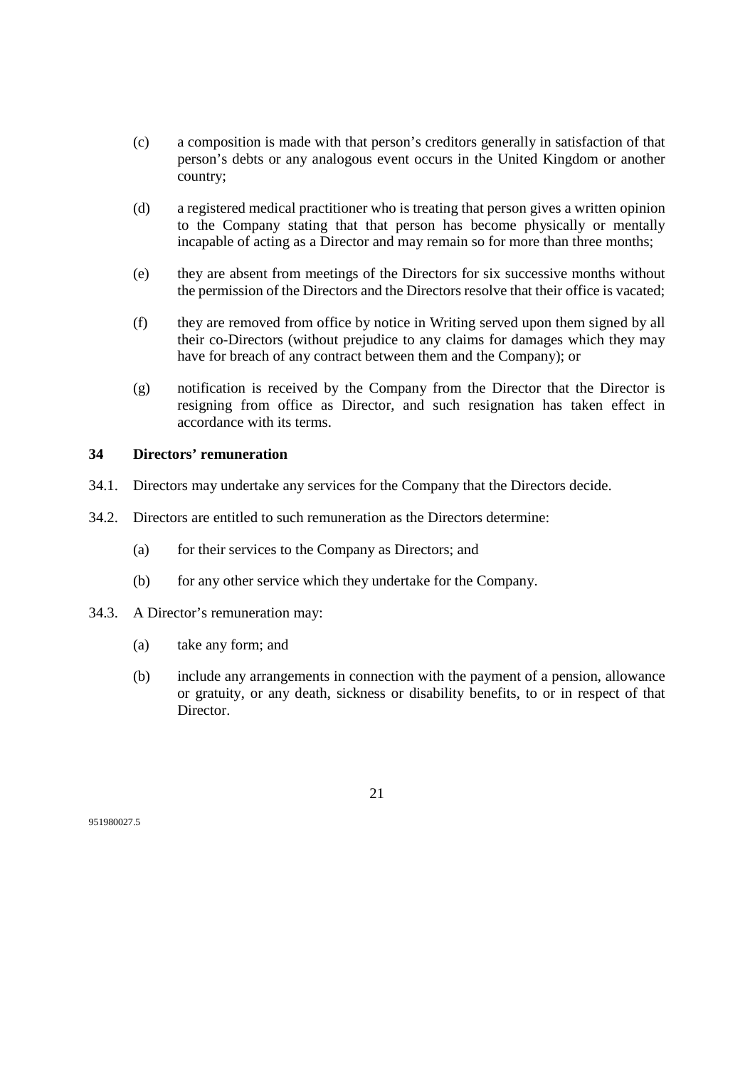(c) a composition is made with that person's creditors generally in satisfaction of that person's debts or any analogous event occurs in the United Kingdom or another country;

(d) a registered medical practitioner who is treating that person gives a written opinion to the Company stating that that person has become physically or mentally incapable of acting as a Director and may remain so for more than three months;

(e) they are absent from meetings of the Directors for six successive months without the permission of the Directors and the Directors resolve that their office is vacated;

(f) they are removed from office by notice in Writing served upon them signed by all their co-Directors (without prejudice to any claims for damages which they may have for breach of any contract between them and the Company); or

(g) notification is received by the Company from the Director that the Director is resigning from office as Director, and such resignation has taken effect in accordance with its terms.

## 34 Directors' remuneration

34.1. Directors may undertake any services for the Company that the Directors decide.

34.2. Directors are entitled to such remuneration as the Directors determine:

(a) for their services to the Company as Directors; and

(b) for any other service which they undertake for the Company.

34.3. A Director's remuneration may:

(a) take any form; and

(b) include any arrangements in connection with the payment of a pension, allowance or gratuity, or any death, sickness or disability benefits, to or in respect of that Director.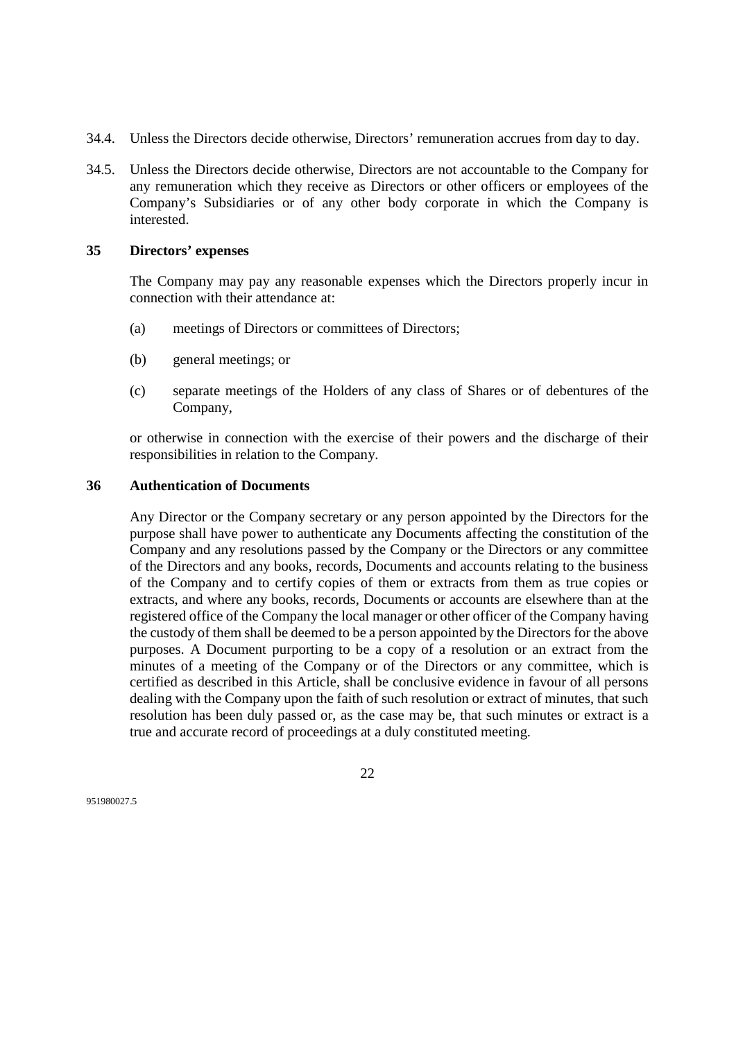34.4. Unless the Directors decide otherwise, Directors' remuneration accrues from day to day.

34.5. Unless the Directors decide otherwise, Directors are not accountable to the Company for any remuneration which they receive as Directors or other officers or employees of the Company's Subsidiaries or of any other body corporate in which the Company is interested.

## 35 Directors' expenses

The Company may pay any reasonable expenses which the Directors properly incur in connection with their attendance at:

(a) meetings of Directors or committees of Directors;

(b) general meetings; or

(c) separate meetings of the Holders of any class of Shares or of debentures of the Company,

or otherwise in connection with the exercise of their powers and the discharge of their responsibilities in relation to the Company.

## 36 Authentication of Documents

Any Director or the Company secretary or any person appointed by the Directors for the purpose shall have power to authenticate any Documents affecting the constitution of the Company and any resolutions passed by the Company or the Directors or any committee of the Directors and any books, records, Documents and accounts relating to the business of the Company and to certify copies of them or extracts from them as true copies or extracts, and where any books, records, Documents or accounts are elsewhere than at the registered office of the Company the local manager or other officer of the Company having the custody of them shall be deemed to be a person appointed by the Directors for the above purposes. A Document purporting to be a copy of a resolution or an extract from the minutes of a meeting of the Company or of the Directors or any committee, which is certified as described in this Article, shall be conclusive evidence in favour of all persons dealing with the Company upon the faith of such resolution or extract of minutes, that such resolution has been duly passed or, as the case may be, that such minutes or extract is a true and accurate record of proceedings at a duly constituted meeting.

951980027.5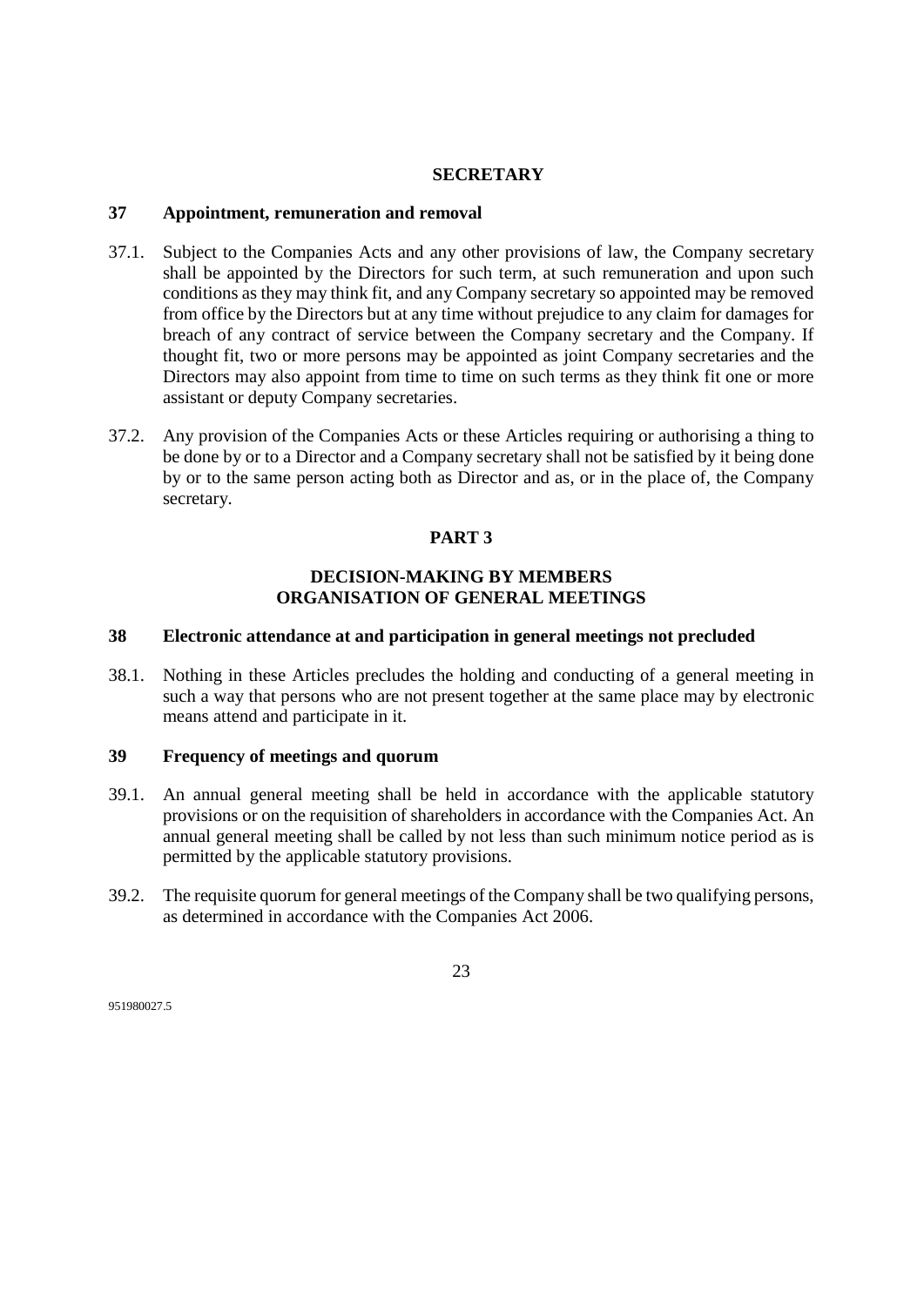## SECRETARY

### 37 Appointment, remuneration and removal

37.1. Subject to the Companies Acts and any other provisions of law, the Company secretary shall be appointed by the Directors for such term, at such remuneration and upon such conditions as they may think fit, and any Company secretary so appointed may be removed from office by the Directors but at any time without prejudice to any claim for damages for breach of any contract of service between the Company secretary and the Company. If thought fit, two or more persons may be appointed as joint Company secretaries and the Directors may also appoint from time to time on such terms as they think fit one or more assistant or deputy Company secretaries.

37.2. Any provision of the Companies Acts or these Articles requiring or authorising a thing to be done by or to a Director and a Company secretary shall not be satisfied by it being done by or to the same person acting both as Director and as, or in the place of, the Company secretary.

# PART 3

## DECISION-MAKING BY MEMBERS ORGANISATION OF GENERAL MEETINGS

### 38 Electronic attendance at and participation in general meetings not precluded

38.1. Nothing in these Articles precludes the holding and conducting of a general meeting in such a way that persons who are not present together at the same place may by electronic means attend and participate in it.

### 39 Frequency of meetings and quorum

39.1. An annual general meeting shall be held in accordance with the applicable statutory provisions or on the requisition of shareholders in accordance with the Companies Act. An annual general meeting shall be called by not less than such minimum notice period as is permitted by the applicable statutory provisions.

39.2. The requisite quorum for general meetings of the Company shall be two qualifying persons, as determined in accordance with the Companies Act 2006.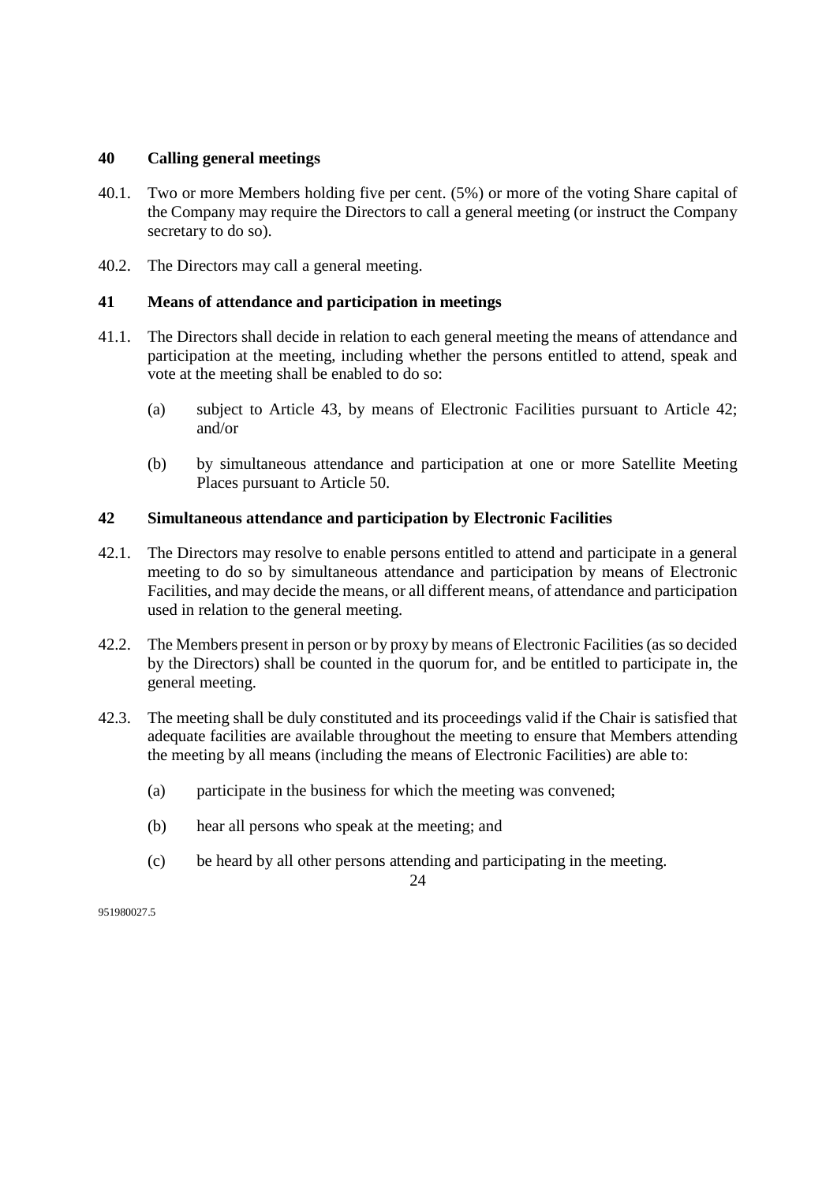## 40 Calling general meetings

40.1. Two or more Members holding five per cent. (5%) or more of the voting Share capital of the Company may require the Directors to call a general meeting (or instruct the Company secretary to do so).

40.2. The Directors may call a general meeting.

## 41 Means of attendance and participation in meetings

41.1. The Directors shall decide in relation to each general meeting the means of attendance and participation at the meeting, including whether the persons entitled to attend, speak and vote at the meeting shall be enabled to do so:

(a) subject to Article 43, by means of Electronic Facilities pursuant to Article 42; and/or

(b) by simultaneous attendance and participation at one or more Satellite Meeting Places pursuant to Article 50.

## 42 Simultaneous attendance and participation by Electronic Facilities

42.1. The Directors may resolve to enable persons entitled to attend and participate in a general meeting to do so by simultaneous attendance and participation by means of Electronic Facilities, and may decide the means, or all different means, of attendance and participation used in relation to the general meeting.

42.2. The Members present in person or by proxy by means of Electronic Facilities (as so decided by the Directors) shall be counted in the quorum for, and be entitled to participate in, the general meeting.

42.3. The meeting shall be duly constituted and its proceedings valid if the Chair is satisfied that adequate facilities are available throughout the meeting to ensure that Members attending the meeting by all means (including the means of Electronic Facilities) are able to:

(a) participate in the business for which the meeting was convened;

(b) hear all persons who speak at the meeting; and

(c) be heard by all other persons attending and participating in the meeting.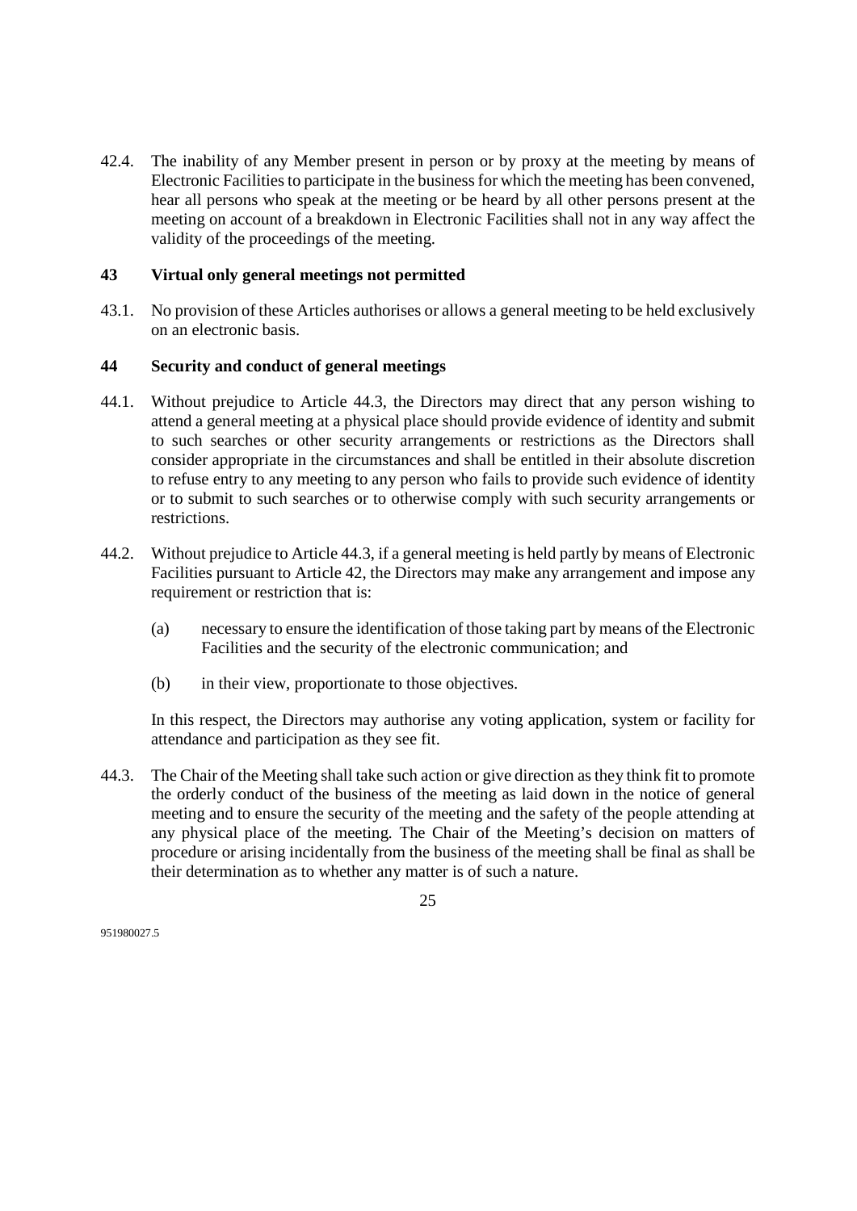42.4. The inability of any Member present in person or by proxy at the meeting by means of Electronic Facilities to participate in the business for which the meeting has been convened, hear all persons who speak at the meeting or be heard by all other persons present at the meeting on account of a breakdown in Electronic Facilities shall not in any way affect the validity of the proceedings of the meeting.

## 43 Virtual only general meetings not permitted

43.1. No provision of these Articles authorises or allows a general meeting to be held exclusively on an electronic basis.

## 44 Security and conduct of general meetings

44.1. Without prejudice to Article 44.3, the Directors may direct that any person wishing to attend a general meeting at a physical place should provide evidence of identity and submit to such searches or other security arrangements or restrictions as the Directors shall consider appropriate in the circumstances and shall be entitled in their absolute discretion to refuse entry to any meeting to any person who fails to provide such evidence of identity or to submit to such searches or to otherwise comply with such security arrangements or restrictions.

44.2. Without prejudice to Article 44.3, if a general meeting is held partly by means of Electronic Facilities pursuant to Article 42, the Directors may make any arrangement and impose any requirement or restriction that is:

(a) necessary to ensure the identification of those taking part by means of the Electronic Facilities and the security of the electronic communication; and

(b) in their view, proportionate to those objectives.

In this respect, the Directors may authorise any voting application, system or facility for attendance and participation as they see fit.

44.3. The Chair of the Meeting shall take such action or give direction as they think fit to promote the orderly conduct of the business of the meeting as laid down in the notice of general meeting and to ensure the security of the meeting and the safety of the people attending at any physical place of the meeting. The Chair of the Meeting's decision on matters of procedure or arising incidentally from the business of the meeting shall be final as shall be their determination as to whether any matter is of such a nature.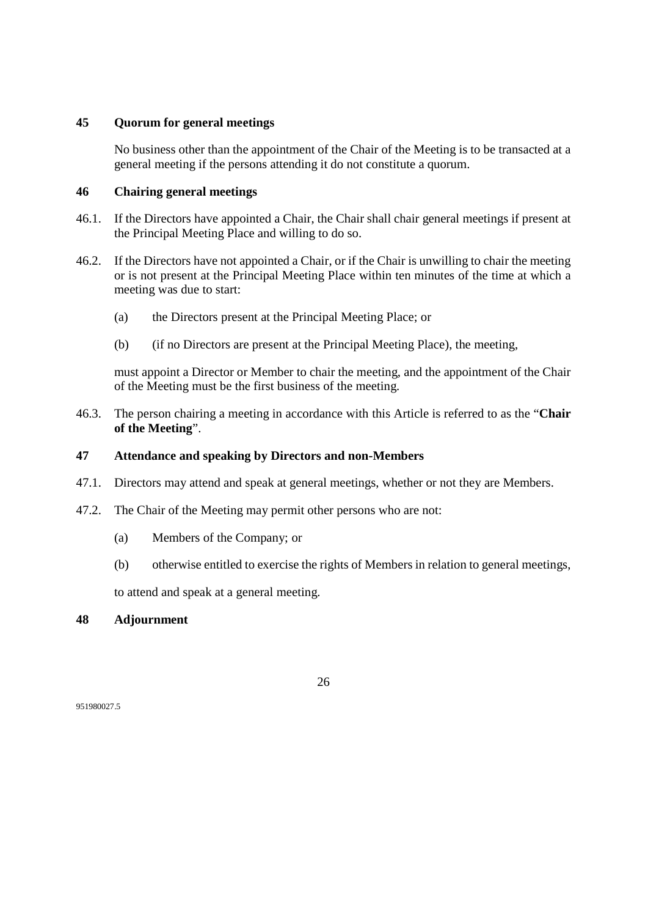## 45 Quorum for general meetings

No business other than the appointment of the Chair of the Meeting is to be transacted at a general meeting if the persons attending it do not constitute a quorum.

## 46 Chairing general meetings

46.1. If the Directors have appointed a Chair, the Chair shall chair general meetings if present at the Principal Meeting Place and willing to do so.

46.2. If the Directors have not appointed a Chair, or if the Chair is unwilling to chair the meeting or is not present at the Principal Meeting Place within ten minutes of the time at which a meeting was due to start:

(a) the Directors present at the Principal Meeting Place; or

(b) (if no Directors are present at the Principal Meeting Place), the meeting,

must appoint a Director or Member to chair the meeting, and the appointment of the Chair of the Meeting must be the first business of the meeting.

46.3. The person chairing a meeting in accordance with this Article is referred to as the "**Chair of the Meeting**".

## 47 Attendance and speaking by Directors and non-Members

47.1. Directors may attend and speak at general meetings, whether or not they are Members.

47.2. The Chair of the Meeting may permit other persons who are not:

(a) Members of the Company; or

(b) otherwise entitled to exercise the rights of Members in relation to general meetings,

to attend and speak at a general meeting.

## 48 Adjournment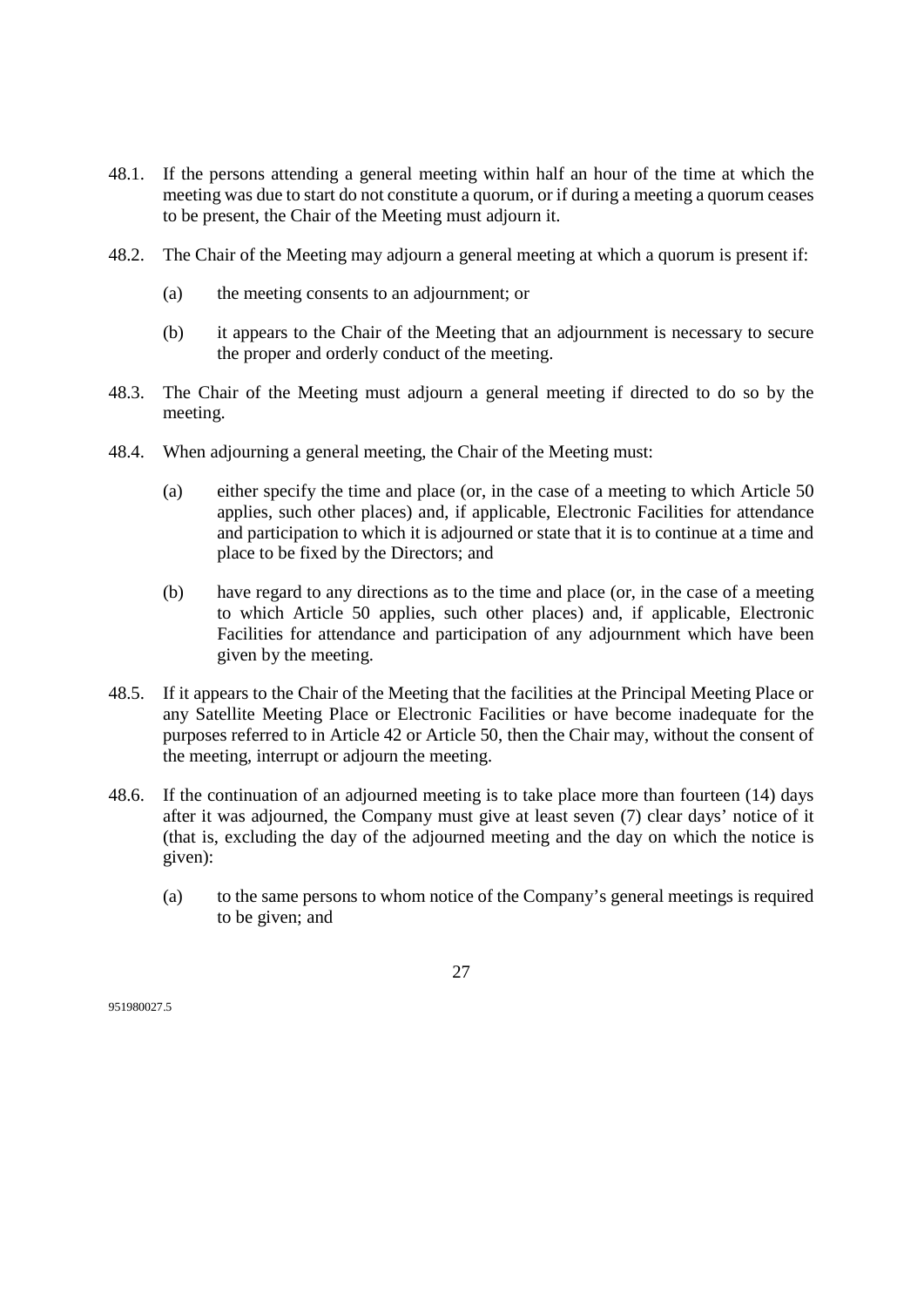48.1. If the persons attending a general meeting within half an hour of the time at which the meeting was due to start do not constitute a quorum, or if during a meeting a quorum ceases to be present, the Chair of the Meeting must adjourn it.

48.2. The Chair of the Meeting may adjourn a general meeting at which a quorum is present if:

(a) the meeting consents to an adjournment; or

(b) it appears to the Chair of the Meeting that an adjournment is necessary to secure the proper and orderly conduct of the meeting.

48.3. The Chair of the Meeting must adjourn a general meeting if directed to do so by the meeting.

48.4. When adjourning a general meeting, the Chair of the Meeting must:

(a) either specify the time and place (or, in the case of a meeting to which Article 50 applies, such other places) and, if applicable, Electronic Facilities for attendance and participation to which it is adjourned or state that it is to continue at a time and place to be fixed by the Directors; and

(b) have regard to any directions as to the time and place (or, in the case of a meeting to which Article 50 applies, such other places) and, if applicable, Electronic Facilities for attendance and participation of any adjournment which have been given by the meeting.

48.5. If it appears to the Chair of the Meeting that the facilities at the Principal Meeting Place or any Satellite Meeting Place or Electronic Facilities or have become inadequate for the purposes referred to in Article 42 or Article 50, then the Chair may, without the consent of the meeting, interrupt or adjourn the meeting.

48.6. If the continuation of an adjourned meeting is to take place more than fourteen (14) days after it was adjourned, the Company must give at least seven (7) clear days' notice of it (that is, excluding the day of the adjourned meeting and the day on which the notice is given):

(a) to the same persons to whom notice of the Company's general meetings is required to be given; and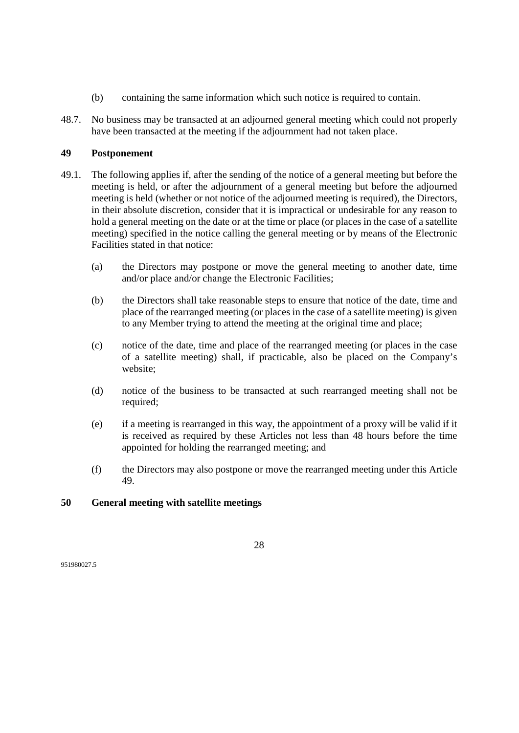(b) containing the same information which such notice is required to contain.

48.7. No business may be transacted at an adjourned general meeting which could not properly have been transacted at the meeting if the adjournment had not taken place.

## 49 Postponement

49.1. The following applies if, after the sending of the notice of a general meeting but before the meeting is held, or after the adjournment of a general meeting but before the adjourned meeting is held (whether or not notice of the adjourned meeting is required), the Directors, in their absolute discretion, consider that it is impractical or undesirable for any reason to hold a general meeting on the date or at the time or place (or places in the case of a satellite meeting) specified in the notice calling the general meeting or by means of the Electronic Facilities stated in that notice:

(a) the Directors may postpone or move the general meeting to another date, time and/or place and/or change the Electronic Facilities;

(b) the Directors shall take reasonable steps to ensure that notice of the date, time and place of the rearranged meeting (or places in the case of a satellite meeting) is given to any Member trying to attend the meeting at the original time and place;

(c) notice of the date, time and place of the rearranged meeting (or places in the case of a satellite meeting) shall, if practicable, also be placed on the Company's website;

(d) notice of the business to be transacted at such rearranged meeting shall not be required;

(e) if a meeting is rearranged in this way, the appointment of a proxy will be valid if it is received as required by these Articles not less than 48 hours before the time appointed for holding the rearranged meeting; and

(f) the Directors may also postpone or move the rearranged meeting under this Article 49.

## 50 General meeting with satellite meetings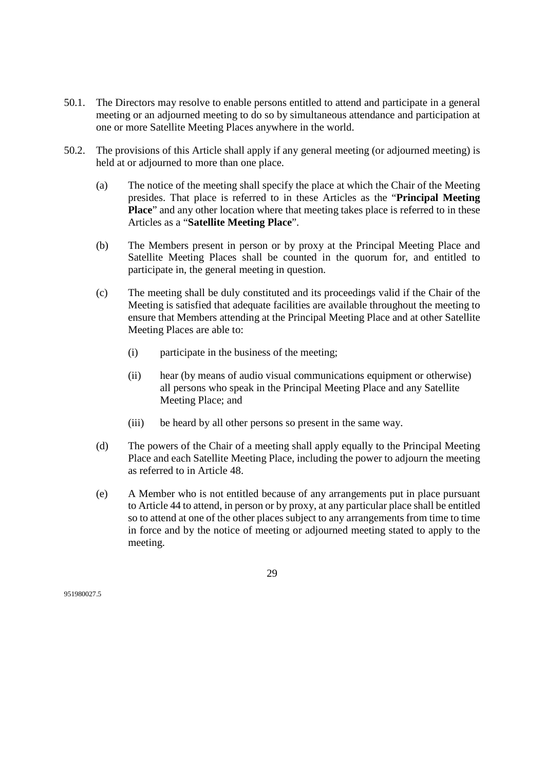50.1. The Directors may resolve to enable persons entitled to attend and participate in a general meeting or an adjourned meeting to do so by simultaneous attendance and participation at one or more Satellite Meeting Places anywhere in the world.

50.2. The provisions of this Article shall apply if any general meeting (or adjourned meeting) is held at or adjourned to more than one place.

(a) The notice of the meeting shall specify the place at which the Chair of the Meeting presides. That place is referred to in these Articles as the "**Principal Meeting Place**" and any other location where that meeting takes place is referred to in these Articles as a "**Satellite Meeting Place**".

(b) The Members present in person or by proxy at the Principal Meeting Place and Satellite Meeting Places shall be counted in the quorum for, and entitled to participate in, the general meeting in question.

(c) The meeting shall be duly constituted and its proceedings valid if the Chair of the Meeting is satisfied that adequate facilities are available throughout the meeting to ensure that Members attending at the Principal Meeting Place and at other Satellite Meeting Places are able to:

(i) participate in the business of the meeting;

(ii) hear (by means of audio visual communications equipment or otherwise) all persons who speak in the Principal Meeting Place and any Satellite Meeting Place; and

(iii) be heard by all other persons so present in the same way.

(d) The powers of the Chair of a meeting shall apply equally to the Principal Meeting Place and each Satellite Meeting Place, including the power to adjourn the meeting as referred to in Article 48.

(e) A Member who is not entitled because of any arrangements put in place pursuant to Article 44 to attend, in person or by proxy, at any particular place shall be entitled so to attend at one of the other places subject to any arrangements from time to time in force and by the notice of meeting or adjourned meeting stated to apply to the meeting.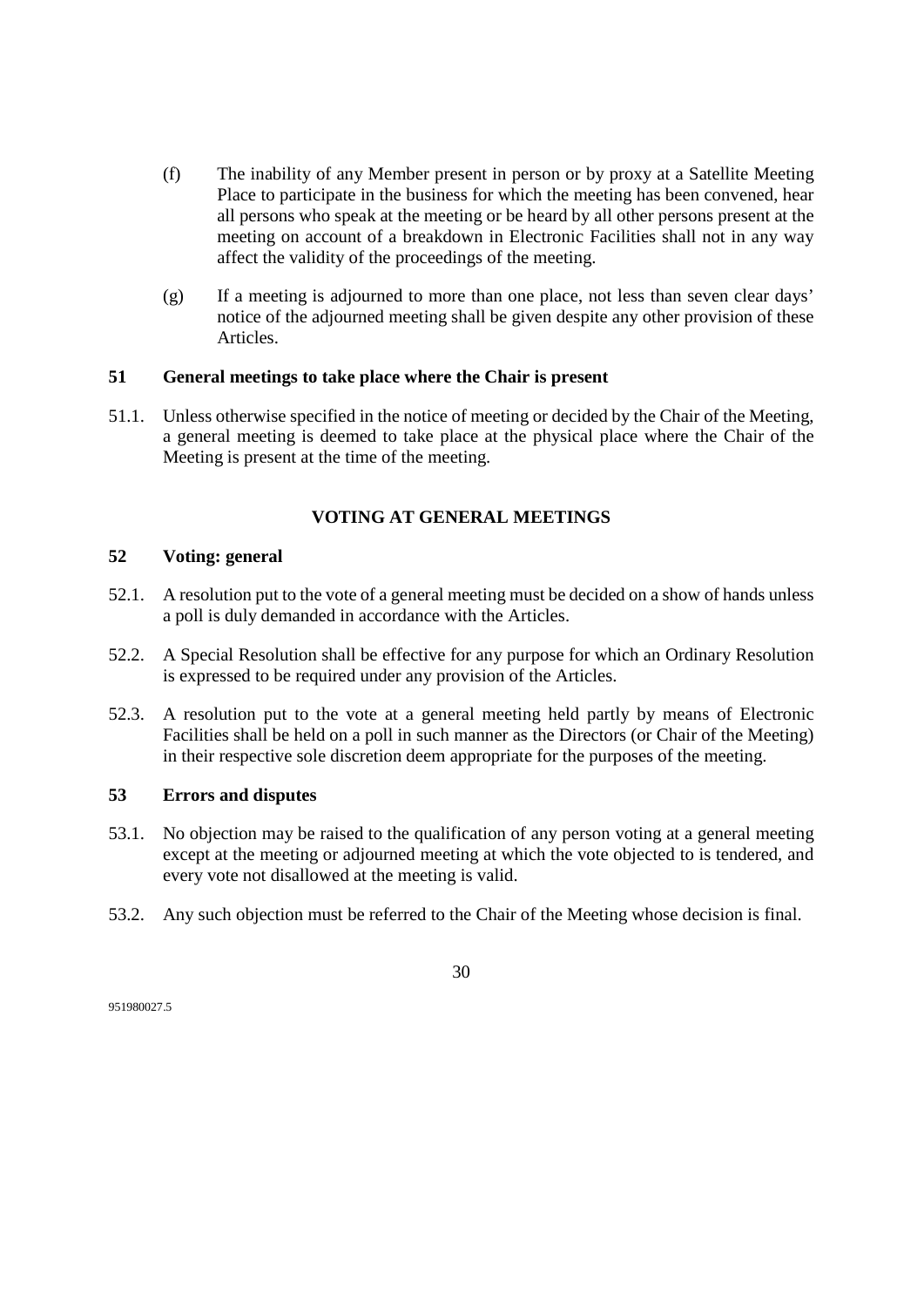(f) The inability of any Member present in person or by proxy at a Satellite Meeting Place to participate in the business for which the meeting has been convened, hear all persons who speak at the meeting or be heard by all other persons present at the meeting on account of a breakdown in Electronic Facilities shall not in any way affect the validity of the proceedings of the meeting.

(g) If a meeting is adjourned to more than one place, not less than seven clear days' notice of the adjourned meeting shall be given despite any other provision of these Articles.

### 51 General meetings to take place where the Chair is present

51.1. Unless otherwise specified in the notice of meeting or decided by the Chair of the Meeting, a general meeting is deemed to take place at the physical place where the Chair of the Meeting is present at the time of the meeting.

## VOTING AT GENERAL MEETINGS

### 52 Voting: general

52.1. A resolution put to the vote of a general meeting must be decided on a show of hands unless a poll is duly demanded in accordance with the Articles.

52.2. A Special Resolution shall be effective for any purpose for which an Ordinary Resolution is expressed to be required under any provision of the Articles.

52.3. A resolution put to the vote at a general meeting held partly by means of Electronic Facilities shall be held on a poll in such manner as the Directors (or Chair of the Meeting) in their respective sole discretion deem appropriate for the purposes of the meeting.

### 53 Errors and disputes

53.1. No objection may be raised to the qualification of any person voting at a general meeting except at the meeting or adjourned meeting at which the vote objected to is tendered, and every vote not disallowed at the meeting is valid.

53.2. Any such objection must be referred to the Chair of the Meeting whose decision is final.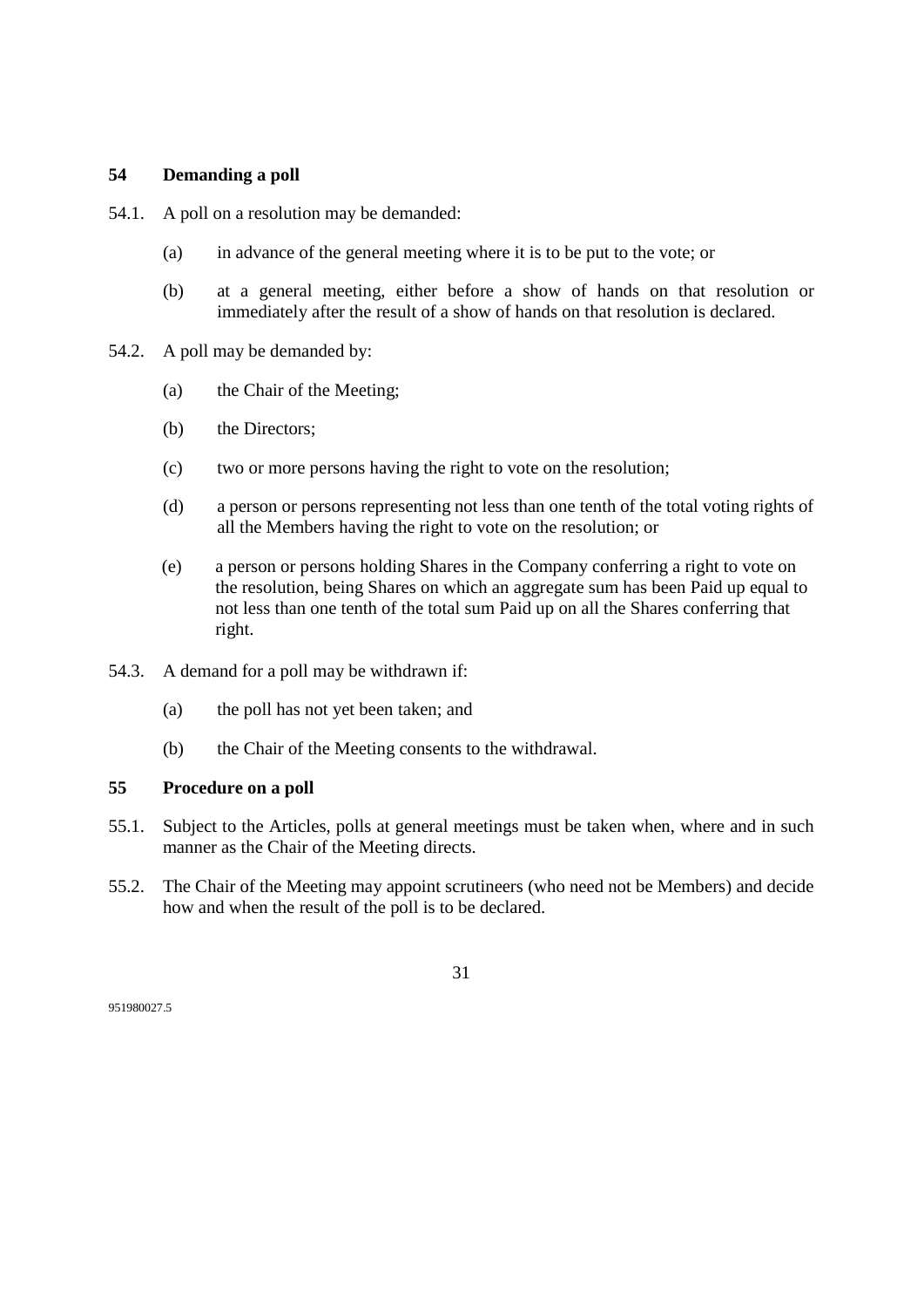## 54 Demanding a poll

54.1. A poll on a resolution may be demanded:

(a) in advance of the general meeting where it is to be put to the vote; or

(b) at a general meeting, either before a show of hands on that resolution or immediately after the result of a show of hands on that resolution is declared.

54.2. A poll may be demanded by:

(a) the Chair of the Meeting;

(b) the Directors;

(c) two or more persons having the right to vote on the resolution;

(d) a person or persons representing not less than one tenth of the total voting rights of all the Members having the right to vote on the resolution; or

(e) a person or persons holding Shares in the Company conferring a right to vote on the resolution, being Shares on which an aggregate sum has been Paid up equal to not less than one tenth of the total sum Paid up on all the Shares conferring that right.

54.3. A demand for a poll may be withdrawn if:

(a) the poll has not yet been taken; and

(b) the Chair of the Meeting consents to the withdrawal.

## 55 Procedure on a poll

55.1. Subject to the Articles, polls at general meetings must be taken when, where and in such manner as the Chair of the Meeting directs.

55.2. The Chair of the Meeting may appoint scrutineers (who need not be Members) and decide how and when the result of the poll is to be declared.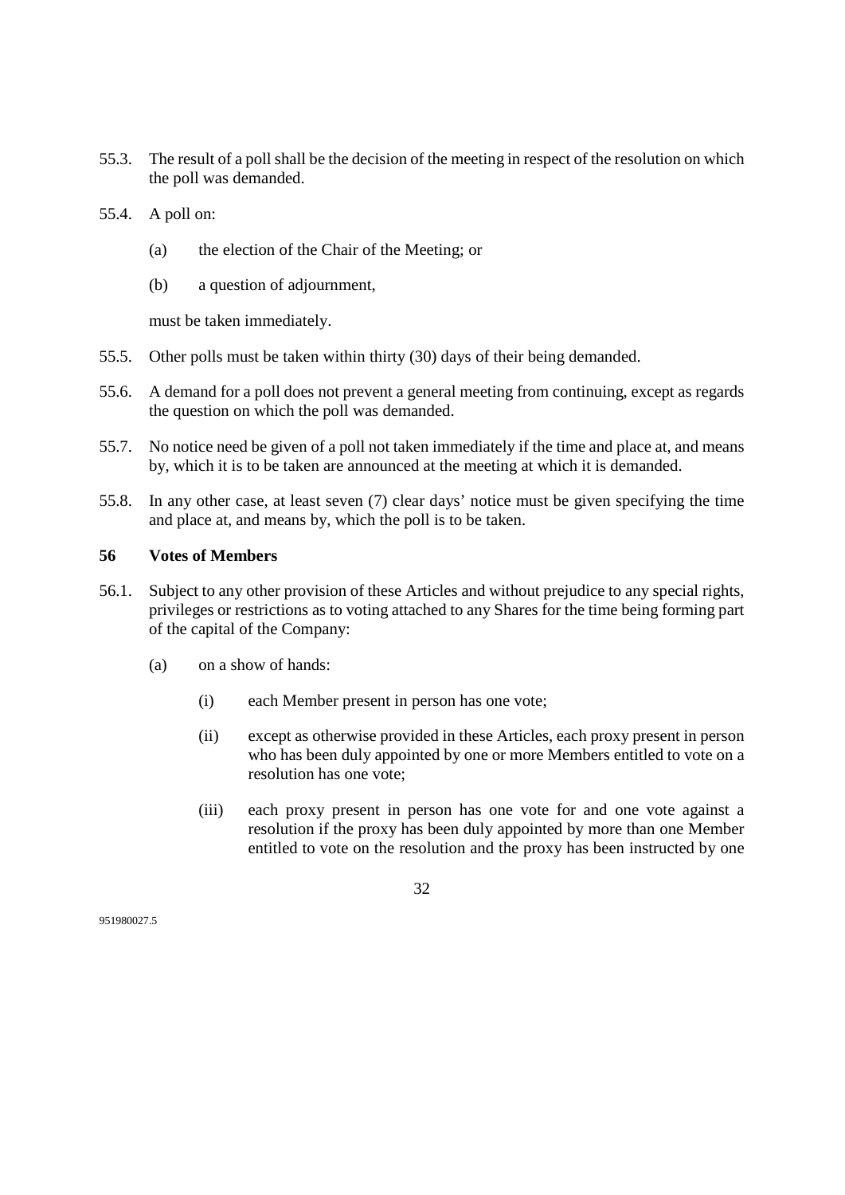55.3. The result of a poll shall be the decision of the meeting in respect of the resolution on which the poll was demanded.

55.4. A poll on:

(a) the election of the Chair of the Meeting; or

(b) a question of adjournment,

must be taken immediately.

55.5. Other polls must be taken within thirty (30) days of their being demanded.

55.6. A demand for a poll does not prevent a general meeting from continuing, except as regards the question on which the poll was demanded.

55.7. No notice need be given of a poll not taken immediately if the time and place at, and means by, which it is to be taken are announced at the meeting at which it is demanded.

55.8. In any other case, at least seven (7) clear days' notice must be given specifying the time and place at, and means by, which the poll is to be taken.

## 56 Votes of Members

56.1. Subject to any other provision of these Articles and without prejudice to any special rights, privileges or restrictions as to voting attached to any Shares for the time being forming part of the capital of the Company:

(a) on a show of hands:

(i) each Member present in person has one vote;

(ii) except as otherwise provided in these Articles, each proxy present in person who has been duly appointed by one or more Members entitled to vote on a resolution has one vote;

(iii) each proxy present in person has one vote for and one vote against a resolution if the proxy has been duly appointed by more than one Member entitled to vote on the resolution and the proxy has been instructed by one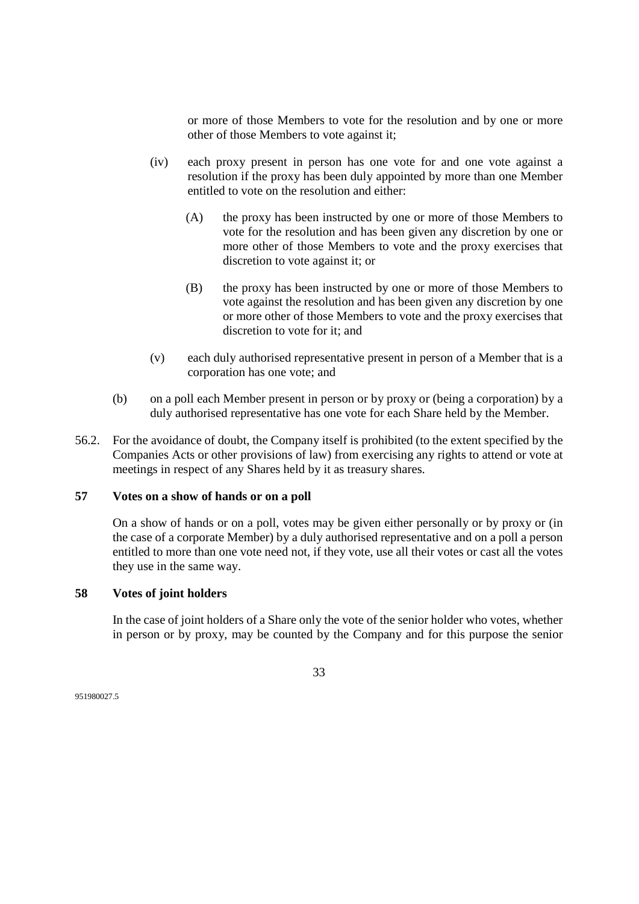or more of those Members to vote for the resolution and by one or more other of those Members to vote against it;

(iv) each proxy present in person has one vote for and one vote against a resolution if the proxy has been duly appointed by more than one Member entitled to vote on the resolution and either:

(A) the proxy has been instructed by one or more of those Members to vote for the resolution and has been given any discretion by one or more other of those Members to vote and the proxy exercises that discretion to vote against it; or

(B) the proxy has been instructed by one or more of those Members to vote against the resolution and has been given any discretion by one or more other of those Members to vote and the proxy exercises that discretion to vote for it; and

(v) each duly authorised representative present in person of a Member that is a corporation has one vote; and

(b) on a poll each Member present in person or by proxy or (being a corporation) by a duly authorised representative has one vote for each Share held by the Member.

56.2. For the avoidance of doubt, the Company itself is prohibited (to the extent specified by the Companies Acts or other provisions of law) from exercising any rights to attend or vote at meetings in respect of any Shares held by it as treasury shares.

## 57 Votes on a show of hands or on a poll

On a show of hands or on a poll, votes may be given either personally or by proxy or (in the case of a corporate Member) by a duly authorised representative and on a poll a person entitled to more than one vote need not, if they vote, use all their votes or cast all the votes they use in the same way.

## 58 Votes of joint holders

In the case of joint holders of a Share only the vote of the senior holder who votes, whether in person or by proxy, may be counted by the Company and for this purpose the senior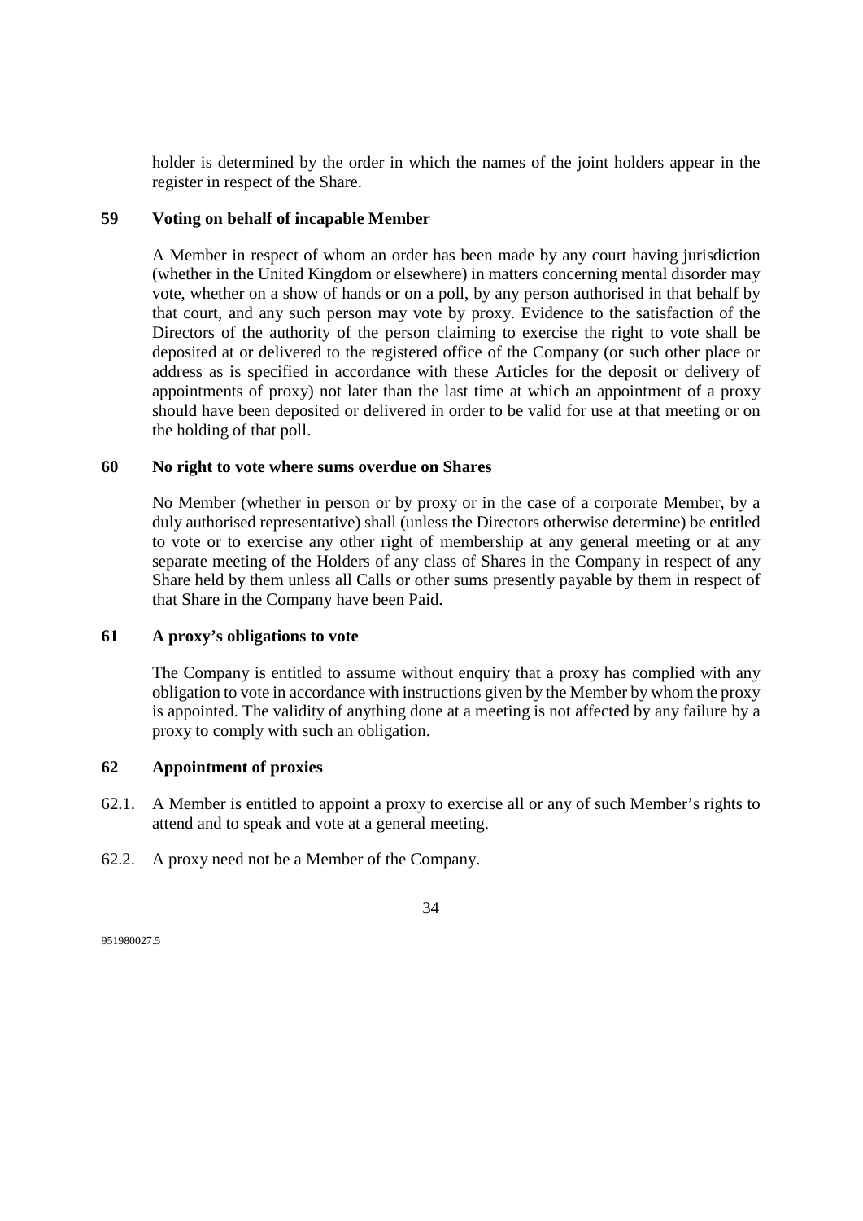holder is determined by the order in which the names of the joint holders appear in the register in respect of the Share.

## 59 Voting on behalf of incapable Member

A Member in respect of whom an order has been made by any court having jurisdiction (whether in the United Kingdom or elsewhere) in matters concerning mental disorder may vote, whether on a show of hands or on a poll, by any person authorised in that behalf by that court, and any such person may vote by proxy. Evidence to the satisfaction of the Directors of the authority of the person claiming to exercise the right to vote shall be deposited at or delivered to the registered office of the Company (or such other place or address as is specified in accordance with these Articles for the deposit or delivery of appointments of proxy) not later than the last time at which an appointment of a proxy should have been deposited or delivered in order to be valid for use at that meeting or on the holding of that poll.

## 60 No right to vote where sums overdue on Shares

No Member (whether in person or by proxy or in the case of a corporate Member, by a duly authorised representative) shall (unless the Directors otherwise determine) be entitled to vote or to exercise any other right of membership at any general meeting or at any separate meeting of the Holders of any class of Shares in the Company in respect of any Share held by them unless all Calls or other sums presently payable by them in respect of that Share in the Company have been Paid.

## 61 A proxy's obligations to vote

The Company is entitled to assume without enquiry that a proxy has complied with any obligation to vote in accordance with instructions given by the Member by whom the proxy is appointed. The validity of anything done at a meeting is not affected by any failure by a proxy to comply with such an obligation.

## 62 Appointment of proxies

62.1. A Member is entitled to appoint a proxy to exercise all or any of such Member's rights to attend and to speak and vote at a general meeting.

62.2. A proxy need not be a Member of the Company.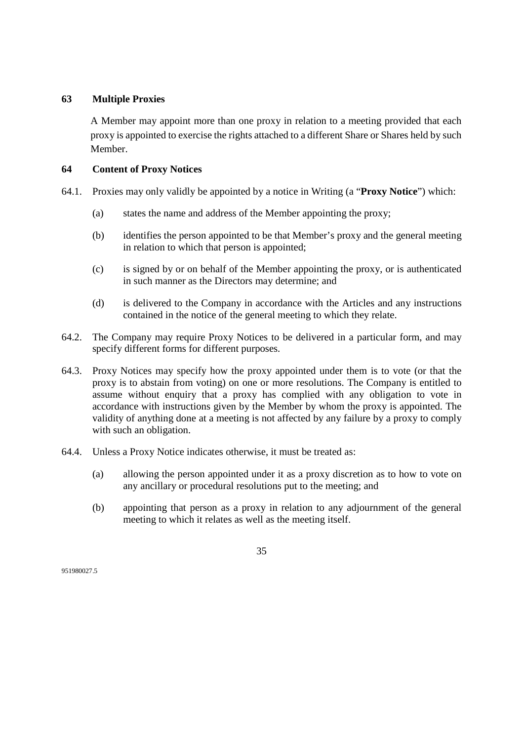## 63 Multiple Proxies

A Member may appoint more than one proxy in relation to a meeting provided that each proxy is appointed to exercise the rights attached to a different Share or Shares held by such Member.

## 64 Content of Proxy Notices

64.1. Proxies may only validly be appointed by a notice in Writing (a "**Proxy Notice**") which:

(a) states the name and address of the Member appointing the proxy;

(b) identifies the person appointed to be that Member's proxy and the general meeting in relation to which that person is appointed;

(c) is signed by or on behalf of the Member appointing the proxy, or is authenticated in such manner as the Directors may determine; and

(d) is delivered to the Company in accordance with the Articles and any instructions contained in the notice of the general meeting to which they relate.

64.2. The Company may require Proxy Notices to be delivered in a particular form, and may specify different forms for different purposes.

64.3. Proxy Notices may specify how the proxy appointed under them is to vote (or that the proxy is to abstain from voting) on one or more resolutions. The Company is entitled to assume without enquiry that a proxy has complied with any obligation to vote in accordance with instructions given by the Member by whom the proxy is appointed. The validity of anything done at a meeting is not affected by any failure by a proxy to comply with such an obligation.

64.4. Unless a Proxy Notice indicates otherwise, it must be treated as:

(a) allowing the person appointed under it as a proxy discretion as to how to vote on any ancillary or procedural resolutions put to the meeting; and

(b) appointing that person as a proxy in relation to any adjournment of the general meeting to which it relates as well as the meeting itself.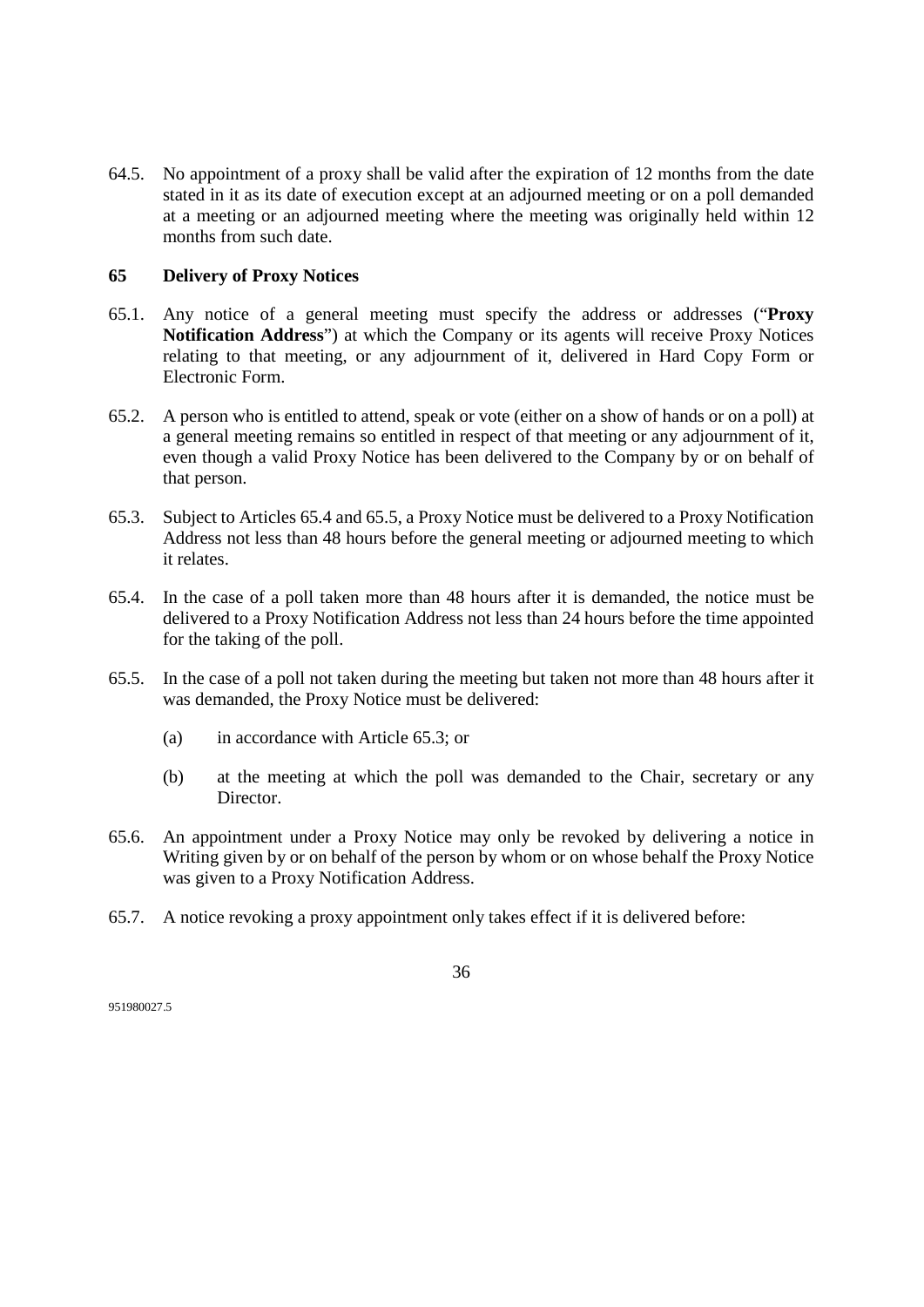64.5. No appointment of a proxy shall be valid after the expiration of 12 months from the date stated in it as its date of execution except at an adjourned meeting or on a poll demanded at a meeting or an adjourned meeting where the meeting was originally held within 12 months from such date.

## 65 Delivery of Proxy Notices

65.1. Any notice of a general meeting must specify the address or addresses ("**Proxy Notification Address**") at which the Company or its agents will receive Proxy Notices relating to that meeting, or any adjournment of it, delivered in Hard Copy Form or Electronic Form.

65.2. A person who is entitled to attend, speak or vote (either on a show of hands or on a poll) at a general meeting remains so entitled in respect of that meeting or any adjournment of it, even though a valid Proxy Notice has been delivered to the Company by or on behalf of that person.

65.3. Subject to Articles 65.4 and 65.5, a Proxy Notice must be delivered to a Proxy Notification Address not less than 48 hours before the general meeting or adjourned meeting to which it relates.

65.4. In the case of a poll taken more than 48 hours after it is demanded, the notice must be delivered to a Proxy Notification Address not less than 24 hours before the time appointed for the taking of the poll.

65.5. In the case of a poll not taken during the meeting but taken not more than 48 hours after it was demanded, the Proxy Notice must be delivered:

(a) in accordance with Article 65.3; or

(b) at the meeting at which the poll was demanded to the Chair, secretary or any Director.

65.6. An appointment under a Proxy Notice may only be revoked by delivering a notice in Writing given by or on behalf of the person by whom or on whose behalf the Proxy Notice was given to a Proxy Notification Address.

65.7. A notice revoking a proxy appointment only takes effect if it is delivered before: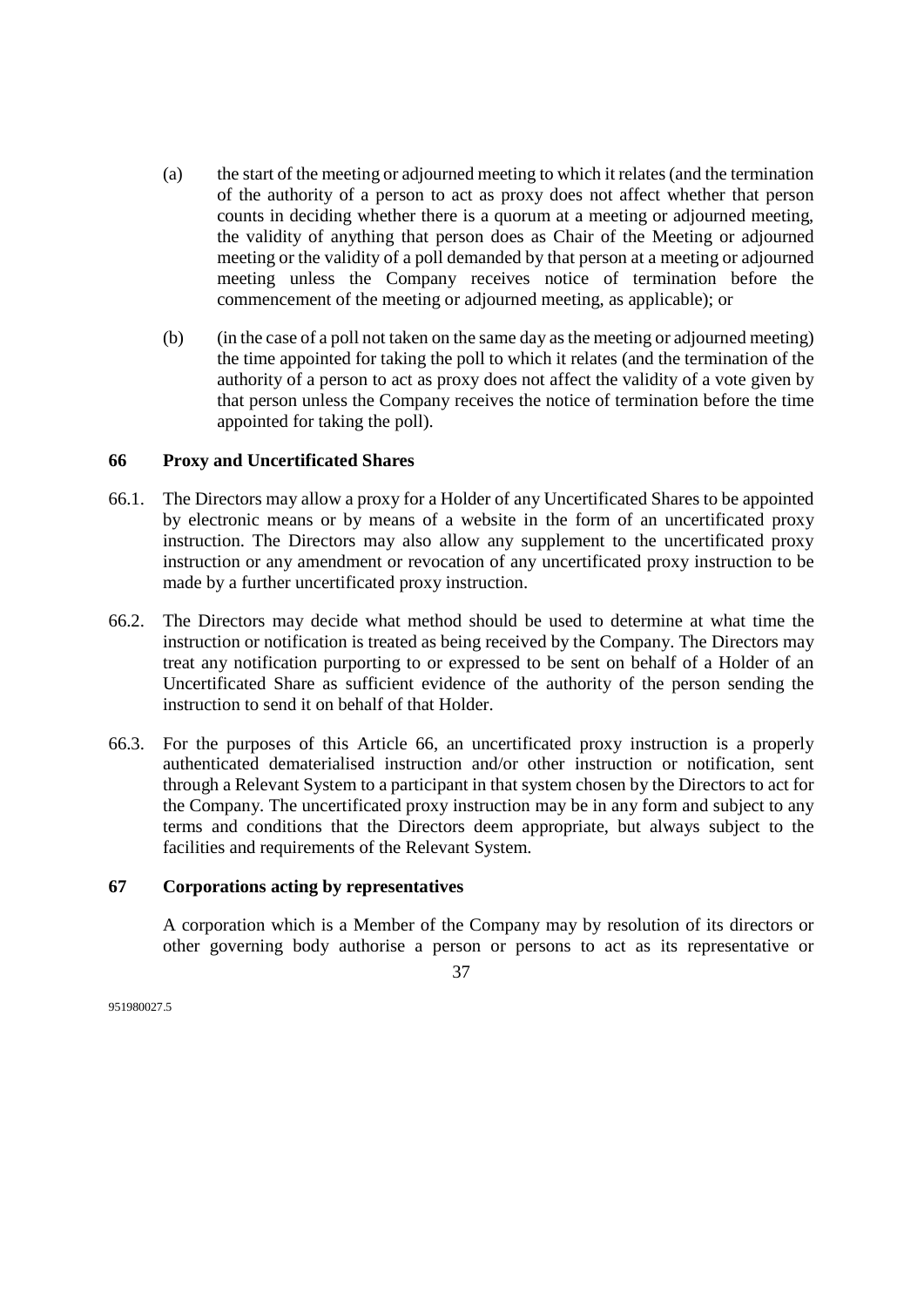(a) the start of the meeting or adjourned meeting to which it relates (and the termination of the authority of a person to act as proxy does not affect whether that person counts in deciding whether there is a quorum at a meeting or adjourned meeting, the validity of anything that person does as Chair of the Meeting or adjourned meeting or the validity of a poll demanded by that person at a meeting or adjourned meeting unless the Company receives notice of termination before the commencement of the meeting or adjourned meeting, as applicable); or

(b) (in the case of a poll not taken on the same day as the meeting or adjourned meeting) the time appointed for taking the poll to which it relates (and the termination of the authority of a person to act as proxy does not affect the validity of a vote given by that person unless the Company receives the notice of termination before the time appointed for taking the poll).

## 66 Proxy and Uncertificated Shares

66.1. The Directors may allow a proxy for a Holder of any Uncertificated Shares to be appointed by electronic means or by means of a website in the form of an uncertificated proxy instruction. The Directors may also allow any supplement to the uncertificated proxy instruction or any amendment or revocation of any uncertificated proxy instruction to be made by a further uncertificated proxy instruction.

66.2. The Directors may decide what method should be used to determine at what time the instruction or notification is treated as being received by the Company. The Directors may treat any notification purporting to or expressed to be sent on behalf of a Holder of an Uncertificated Share as sufficient evidence of the authority of the person sending the instruction to send it on behalf of that Holder.

66.3. For the purposes of this Article 66, an uncertificated proxy instruction is a properly authenticated dematerialised instruction and/or other instruction or notification, sent through a Relevant System to a participant in that system chosen by the Directors to act for the Company. The uncertificated proxy instruction may be in any form and subject to any terms and conditions that the Directors deem appropriate, but always subject to the facilities and requirements of the Relevant System.

## 67 Corporations acting by representatives

A corporation which is a Member of the Company may by resolution of its directors or other governing body authorise a person or persons to act as its representative or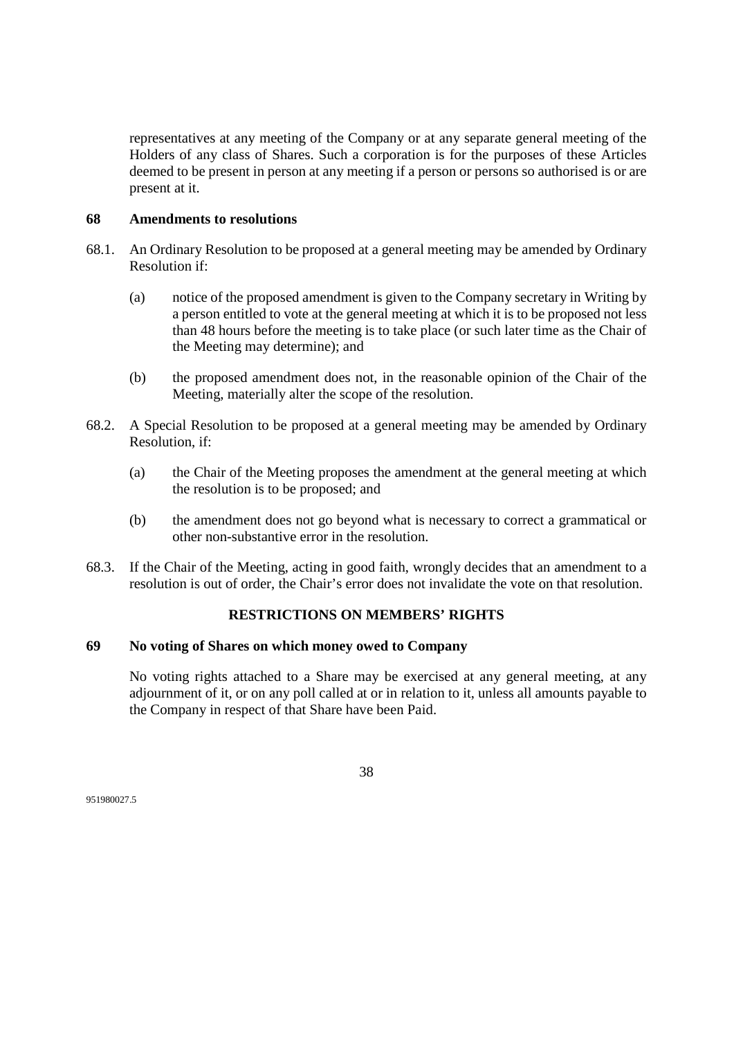representatives at any meeting of the Company or at any separate general meeting of the Holders of any class of Shares. Such a corporation is for the purposes of these Articles deemed to be present in person at any meeting if a person or persons so authorised is or are present at it.

## 68 Amendments to resolutions

68.1. An Ordinary Resolution to be proposed at a general meeting may be amended by Ordinary Resolution if:

(a) notice of the proposed amendment is given to the Company secretary in Writing by a person entitled to vote at the general meeting at which it is to be proposed not less than 48 hours before the meeting is to take place (or such later time as the Chair of the Meeting may determine); and

(b) the proposed amendment does not, in the reasonable opinion of the Chair of the Meeting, materially alter the scope of the resolution.

68.2. A Special Resolution to be proposed at a general meeting may be amended by Ordinary Resolution, if:

(a) the Chair of the Meeting proposes the amendment at the general meeting at which the resolution is to be proposed; and

(b) the amendment does not go beyond what is necessary to correct a grammatical or other non-substantive error in the resolution.

68.3. If the Chair of the Meeting, acting in good faith, wrongly decides that an amendment to a resolution is out of order, the Chair's error does not invalidate the vote on that resolution.

**RESTRICTIONS ON MEMBERS' RIGHTS**

## 69 No voting of Shares on which money owed to Company

No voting rights attached to a Share may be exercised at any general meeting, at any adjournment of it, or on any poll called at or in relation to it, unless all amounts payable to the Company in respect of that Share have been Paid.

951980027.5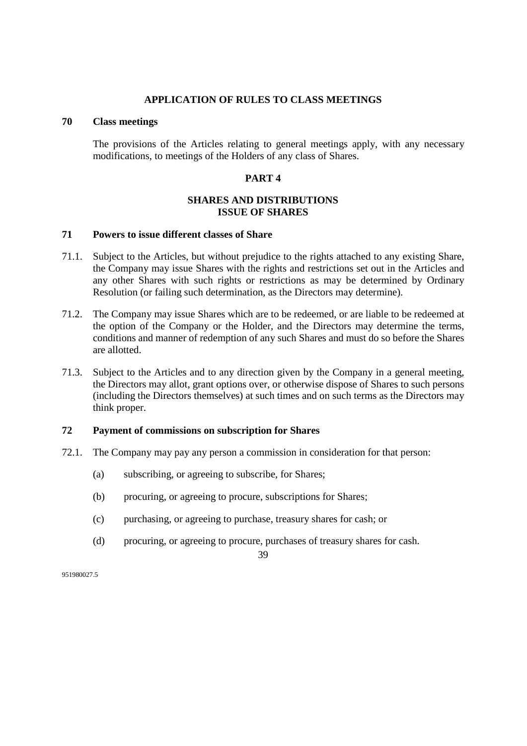## APPLICATION OF RULES TO CLASS MEETINGS

### 70 Class meetings

The provisions of the Articles relating to general meetings apply, with any necessary modifications, to meetings of the Holders of any class of Shares.

## PART 4

## SHARES AND DISTRIBUTIONS
## ISSUE OF SHARES

### 71 Powers to issue different classes of Share

71.1. Subject to the Articles, but without prejudice to the rights attached to any existing Share, the Company may issue Shares with the rights and restrictions set out in the Articles and any other Shares with such rights or restrictions as may be determined by Ordinary Resolution (or failing such determination, as the Directors may determine).

71.2. The Company may issue Shares which are to be redeemed, or are liable to be redeemed at the option of the Company or the Holder, and the Directors may determine the terms, conditions and manner of redemption of any such Shares and must do so before the Shares are allotted.

71.3. Subject to the Articles and to any direction given by the Company in a general meeting, the Directors may allot, grant options over, or otherwise dispose of Shares to such persons (including the Directors themselves) at such times and on such terms as the Directors may think proper.

### 72 Payment of commissions on subscription for Shares

72.1. The Company may pay any person a commission in consideration for that person:

(a) subscribing, or agreeing to subscribe, for Shares;

(b) procuring, or agreeing to procure, subscriptions for Shares;

(c) purchasing, or agreeing to purchase, treasury shares for cash; or

(d) procuring, or agreeing to procure, purchases of treasury shares for cash.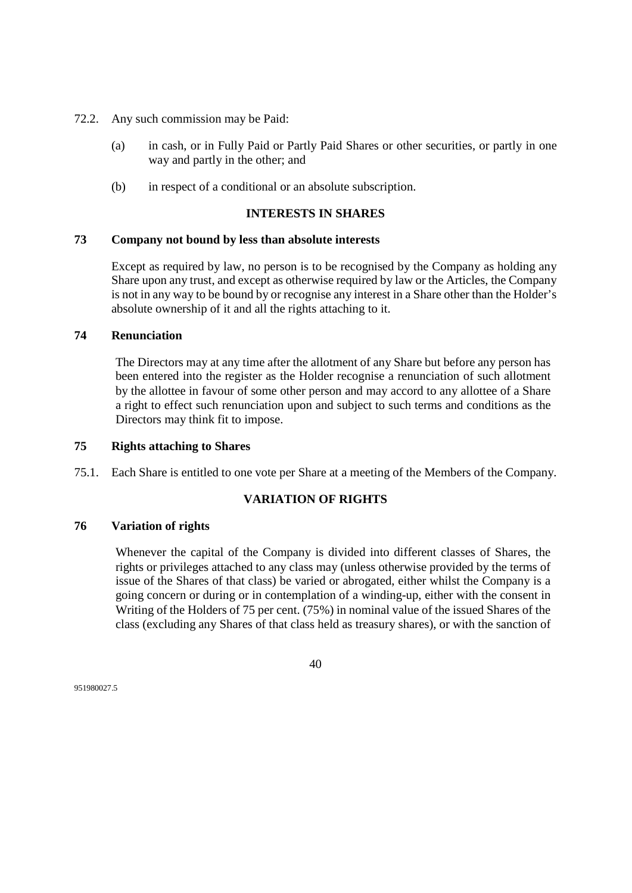72.2. Any such commission may be Paid:

(a) in cash, or in Fully Paid or Partly Paid Shares or other securities, or partly in one way and partly in the other; and

(b) in respect of a conditional or an absolute subscription.

**INTERESTS IN SHARES**

**73 Company not bound by less than absolute interests**

Except as required by law, no person is to be recognised by the Company as holding any Share upon any trust, and except as otherwise required by law or the Articles, the Company is not in any way to be bound by or recognise any interest in a Share other than the Holder's absolute ownership of it and all the rights attaching to it.

**74 Renunciation**

The Directors may at any time after the allotment of any Share but before any person has been entered into the register as the Holder recognise a renunciation of such allotment by the allottee in favour of some other person and may accord to any allottee of a Share a right to effect such renunciation upon and subject to such terms and conditions as the Directors may think fit to impose.

**75 Rights attaching to Shares**

75.1. Each Share is entitled to one vote per Share at a meeting of the Members of the Company.

**VARIATION OF RIGHTS**

**76 Variation of rights**

Whenever the capital of the Company is divided into different classes of Shares, the rights or privileges attached to any class may (unless otherwise provided by the terms of issue of the Shares of that class) be varied or abrogated, either whilst the Company is a going concern or during or in contemplation of a winding-up, either with the consent in Writing of the Holders of 75 per cent. (75%) in nominal value of the issued Shares of the class (excluding any Shares of that class held as treasury shares), or with the sanction of

951980027.5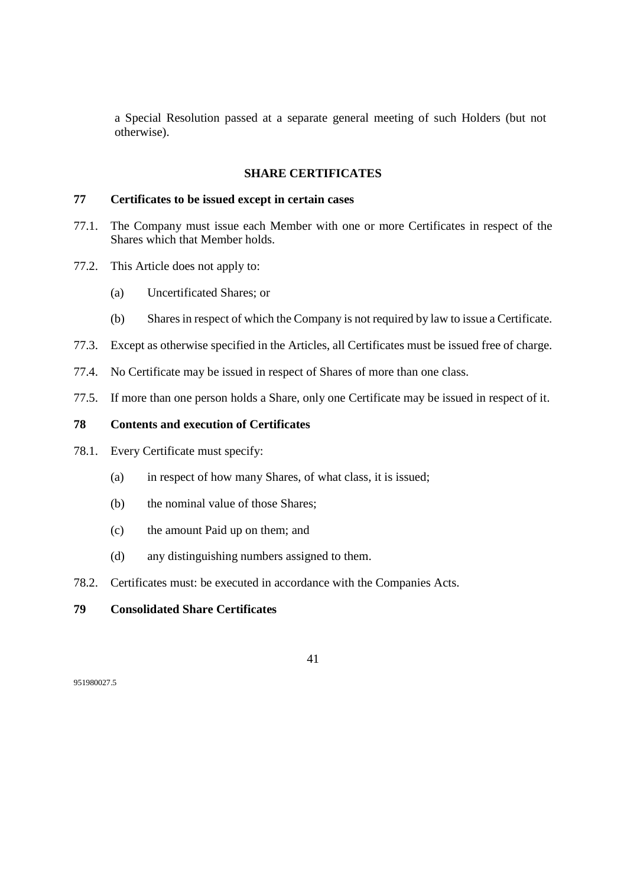a Special Resolution passed at a separate general meeting of such Holders (but not otherwise).

## SHARE CERTIFICATES

### 77 Certificates to be issued except in certain cases

77.1. The Company must issue each Member with one or more Certificates in respect of the Shares which that Member holds.

77.2. This Article does not apply to:

(a) Uncertificated Shares; or

(b) Shares in respect of which the Company is not required by law to issue a Certificate.

77.3. Except as otherwise specified in the Articles, all Certificates must be issued free of charge.

77.4. No Certificate may be issued in respect of Shares of more than one class.

77.5. If more than one person holds a Share, only one Certificate may be issued in respect of it.

### 78 Contents and execution of Certificates

78.1. Every Certificate must specify:

(a) in respect of how many Shares, of what class, it is issued;

(b) the nominal value of those Shares;

(c) the amount Paid up on them; and

(d) any distinguishing numbers assigned to them.

78.2. Certificates must: be executed in accordance with the Companies Acts.

### 79 Consolidated Share Certificates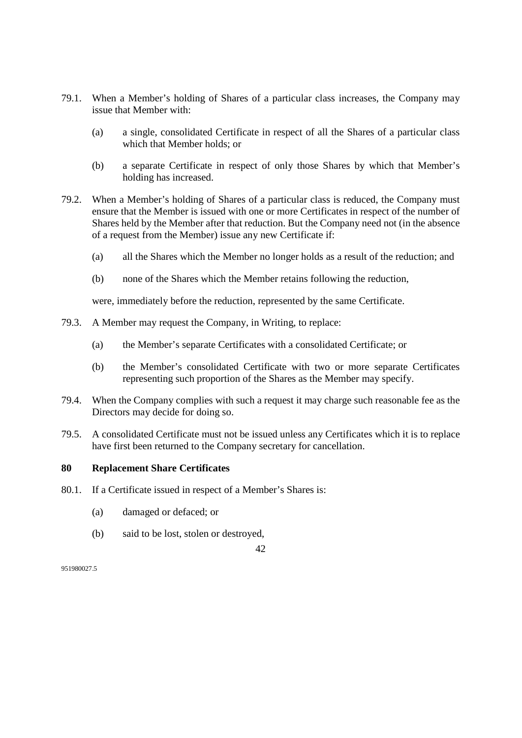79.1. When a Member's holding of Shares of a particular class increases, the Company may issue that Member with:

(a) a single, consolidated Certificate in respect of all the Shares of a particular class which that Member holds; or

(b) a separate Certificate in respect of only those Shares by which that Member's holding has increased.

79.2. When a Member's holding of Shares of a particular class is reduced, the Company must ensure that the Member is issued with one or more Certificates in respect of the number of Shares held by the Member after that reduction. But the Company need not (in the absence of a request from the Member) issue any new Certificate if:

(a) all the Shares which the Member no longer holds as a result of the reduction; and

(b) none of the Shares which the Member retains following the reduction,

were, immediately before the reduction, represented by the same Certificate.

79.3. A Member may request the Company, in Writing, to replace:

(a) the Member's separate Certificates with a consolidated Certificate; or

(b) the Member's consolidated Certificate with two or more separate Certificates representing such proportion of the Shares as the Member may specify.

79.4. When the Company complies with such a request it may charge such reasonable fee as the Directors may decide for doing so.

79.5. A consolidated Certificate must not be issued unless any Certificates which it is to replace have first been returned to the Company secretary for cancellation.

### 80 Replacement Share Certificates

80.1. If a Certificate issued in respect of a Member's Shares is:

(a) damaged or defaced; or

(b) said to be lost, stolen or destroyed,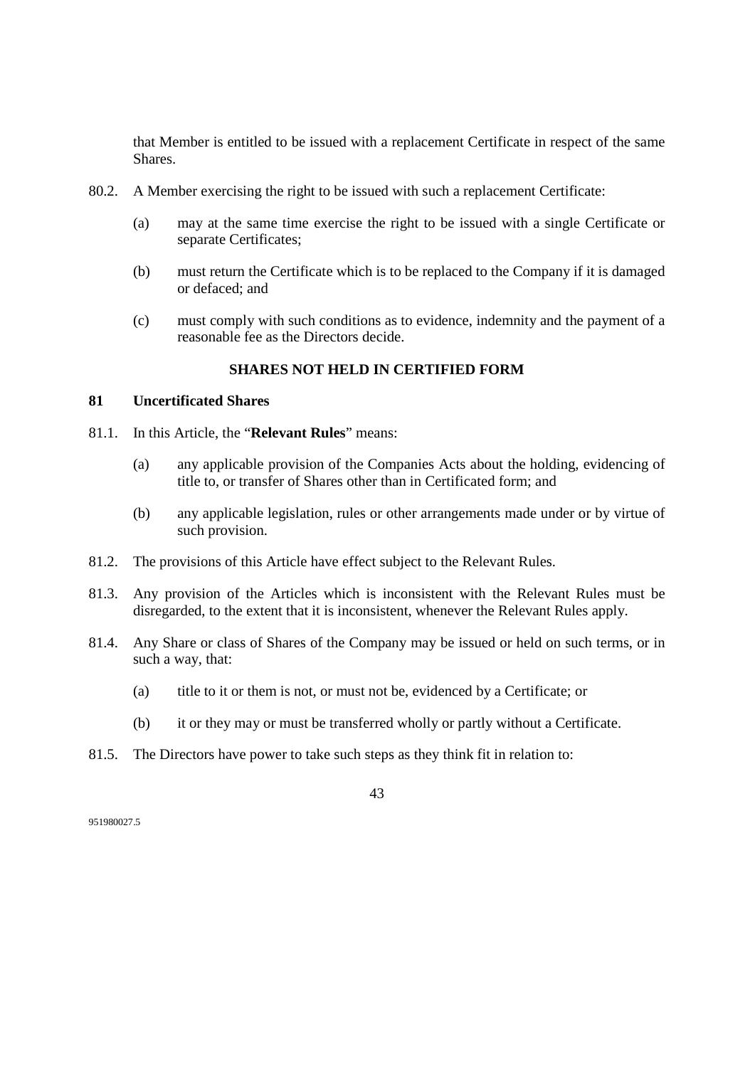that Member is entitled to be issued with a replacement Certificate in respect of the same Shares.

80.2. A Member exercising the right to be issued with such a replacement Certificate:

(a) may at the same time exercise the right to be issued with a single Certificate or separate Certificates;

(b) must return the Certificate which is to be replaced to the Company if it is damaged or defaced; and

(c) must comply with such conditions as to evidence, indemnity and the payment of a reasonable fee as the Directors decide.

## SHARES NOT HELD IN CERTIFIED FORM

### 81 Uncertificated Shares

81.1. In this Article, the "**Relevant Rules**" means:

(a) any applicable provision of the Companies Acts about the holding, evidencing of title to, or transfer of Shares other than in Certificated form; and

(b) any applicable legislation, rules or other arrangements made under or by virtue of such provision.

81.2. The provisions of this Article have effect subject to the Relevant Rules.

81.3. Any provision of the Articles which is inconsistent with the Relevant Rules must be disregarded, to the extent that it is inconsistent, whenever the Relevant Rules apply.

81.4. Any Share or class of Shares of the Company may be issued or held on such terms, or in such a way, that:

(a) title to it or them is not, or must not be, evidenced by a Certificate; or

(b) it or they may or must be transferred wholly or partly without a Certificate.

81.5. The Directors have power to take such steps as they think fit in relation to: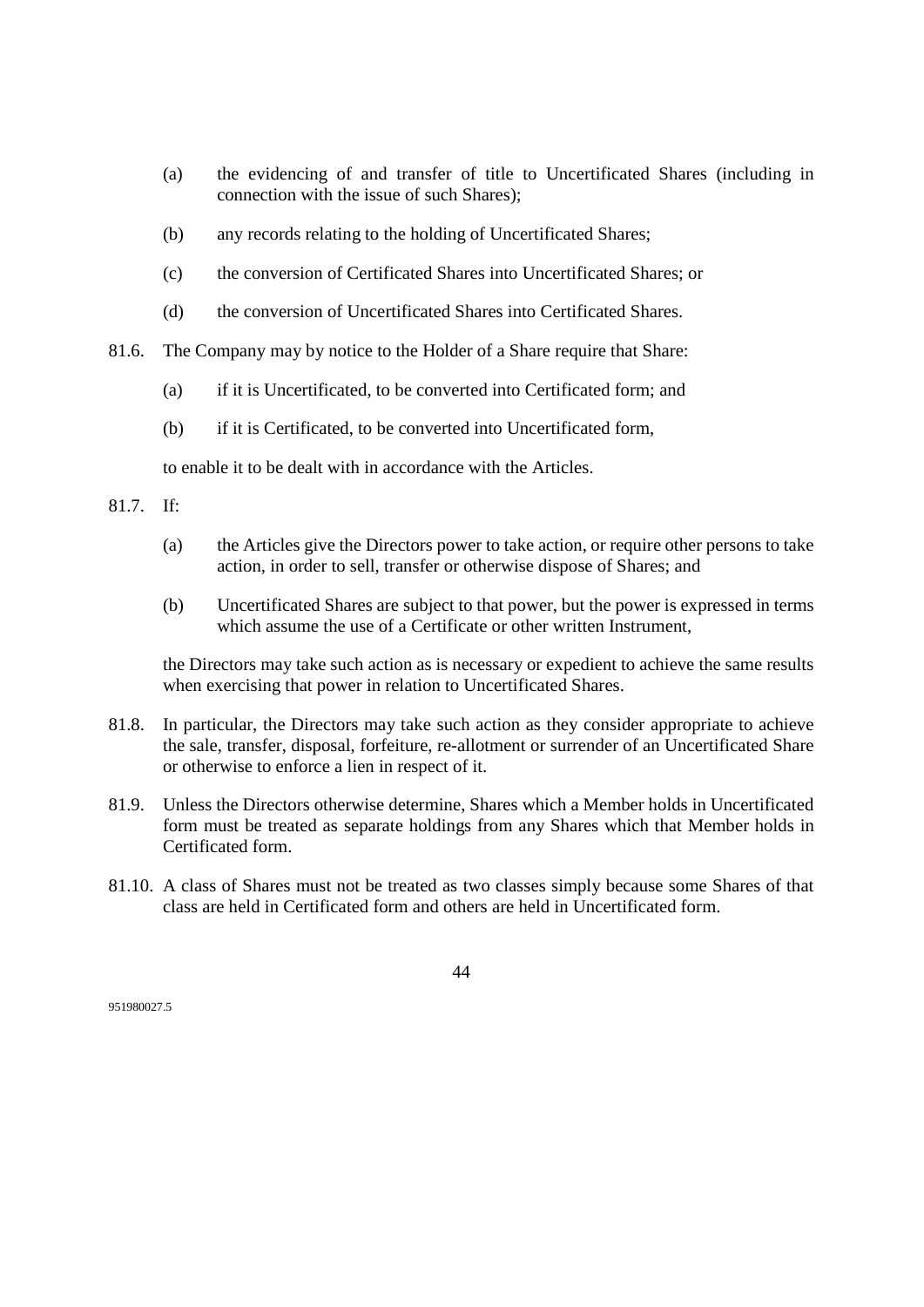(a) the evidencing of and transfer of title to Uncertificated Shares (including in connection with the issue of such Shares);

(b) any records relating to the holding of Uncertificated Shares;

(c) the conversion of Certificated Shares into Uncertificated Shares; or

(d) the conversion of Uncertificated Shares into Certificated Shares.

81.6. The Company may by notice to the Holder of a Share require that Share:

(a) if it is Uncertificated, to be converted into Certificated form; and

(b) if it is Certificated, to be converted into Uncertificated form,

to enable it to be dealt with in accordance with the Articles.

81.7. If:

(a) the Articles give the Directors power to take action, or require other persons to take action, in order to sell, transfer or otherwise dispose of Shares; and

(b) Uncertificated Shares are subject to that power, but the power is expressed in terms which assume the use of a Certificate or other written Instrument,

the Directors may take such action as is necessary or expedient to achieve the same results when exercising that power in relation to Uncertificated Shares.

81.8. In particular, the Directors may take such action as they consider appropriate to achieve the sale, transfer, disposal, forfeiture, re-allotment or surrender of an Uncertificated Share or otherwise to enforce a lien in respect of it.

81.9. Unless the Directors otherwise determine, Shares which a Member holds in Uncertificated form must be treated as separate holdings from any Shares which that Member holds in Certificated form.

81.10. A class of Shares must not be treated as two classes simply because some Shares of that class are held in Certificated form and others are held in Uncertificated form.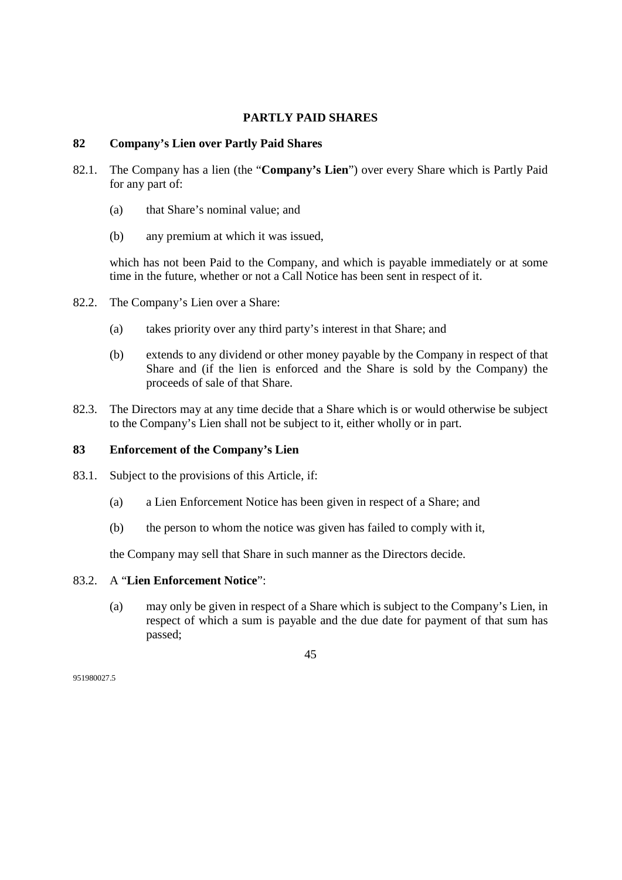## PARTLY PAID SHARES

### 82 Company's Lien over Partly Paid Shares

82.1. The Company has a lien (the "**Company's Lien**") over every Share which is Partly Paid for any part of:

(a) that Share's nominal value; and

(b) any premium at which it was issued,

which has not been Paid to the Company, and which is payable immediately or at some time in the future, whether or not a Call Notice has been sent in respect of it.

82.2. The Company's Lien over a Share:

(a) takes priority over any third party's interest in that Share; and

(b) extends to any dividend or other money payable by the Company in respect of that Share and (if the lien is enforced and the Share is sold by the Company) the proceeds of sale of that Share.

82.3. The Directors may at any time decide that a Share which is or would otherwise be subject to the Company's Lien shall not be subject to it, either wholly or in part.

### 83 Enforcement of the Company's Lien

83.1. Subject to the provisions of this Article, if:

(a) a Lien Enforcement Notice has been given in respect of a Share; and

(b) the person to whom the notice was given has failed to comply with it,

the Company may sell that Share in such manner as the Directors decide.

83.2. A "**Lien Enforcement Notice**":

(a) may only be given in respect of a Share which is subject to the Company's Lien, in respect of which a sum is payable and the due date for payment of that sum has passed;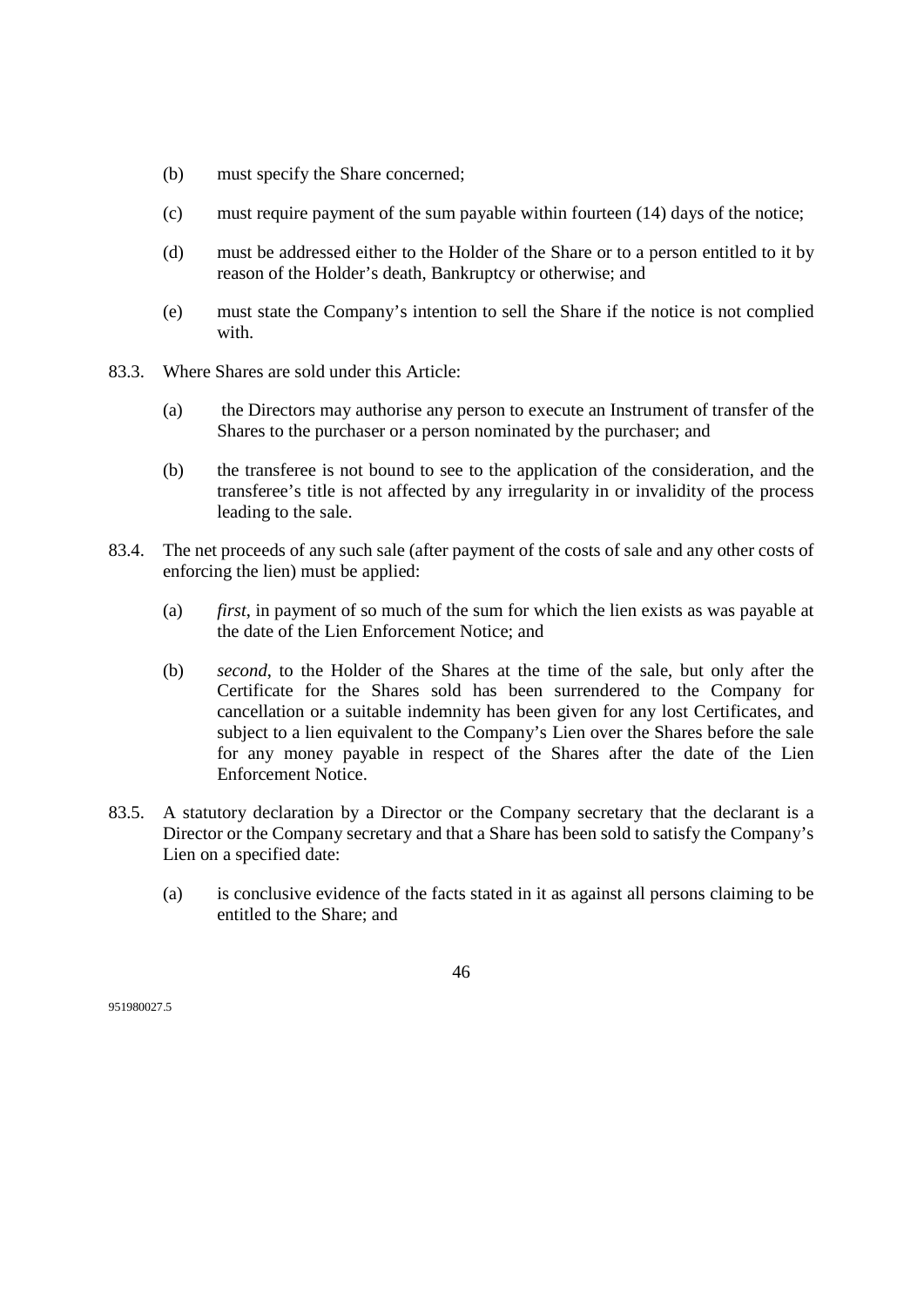(b) must specify the Share concerned;

(c) must require payment of the sum payable within fourteen (14) days of the notice;

(d) must be addressed either to the Holder of the Share or to a person entitled to it by reason of the Holder's death, Bankruptcy or otherwise; and

(e) must state the Company's intention to sell the Share if the notice is not complied with.

83.3. Where Shares are sold under this Article:

(a) the Directors may authorise any person to execute an Instrument of transfer of the Shares to the purchaser or a person nominated by the purchaser; and

(b) the transferee is not bound to see to the application of the consideration, and the transferee's title is not affected by any irregularity in or invalidity of the process leading to the sale.

83.4. The net proceeds of any such sale (after payment of the costs of sale and any other costs of enforcing the lien) must be applied:

(a) *first*, in payment of so much of the sum for which the lien exists as was payable at the date of the Lien Enforcement Notice; and

(b) *second*, to the Holder of the Shares at the time of the sale, but only after the Certificate for the Shares sold has been surrendered to the Company for cancellation or a suitable indemnity has been given for any lost Certificates, and subject to a lien equivalent to the Company's Lien over the Shares before the sale for any money payable in respect of the Shares after the date of the Lien Enforcement Notice.

83.5. A statutory declaration by a Director or the Company secretary that the declarant is a Director or the Company secretary and that a Share has been sold to satisfy the Company's Lien on a specified date:

(a) is conclusive evidence of the facts stated in it as against all persons claiming to be entitled to the Share; and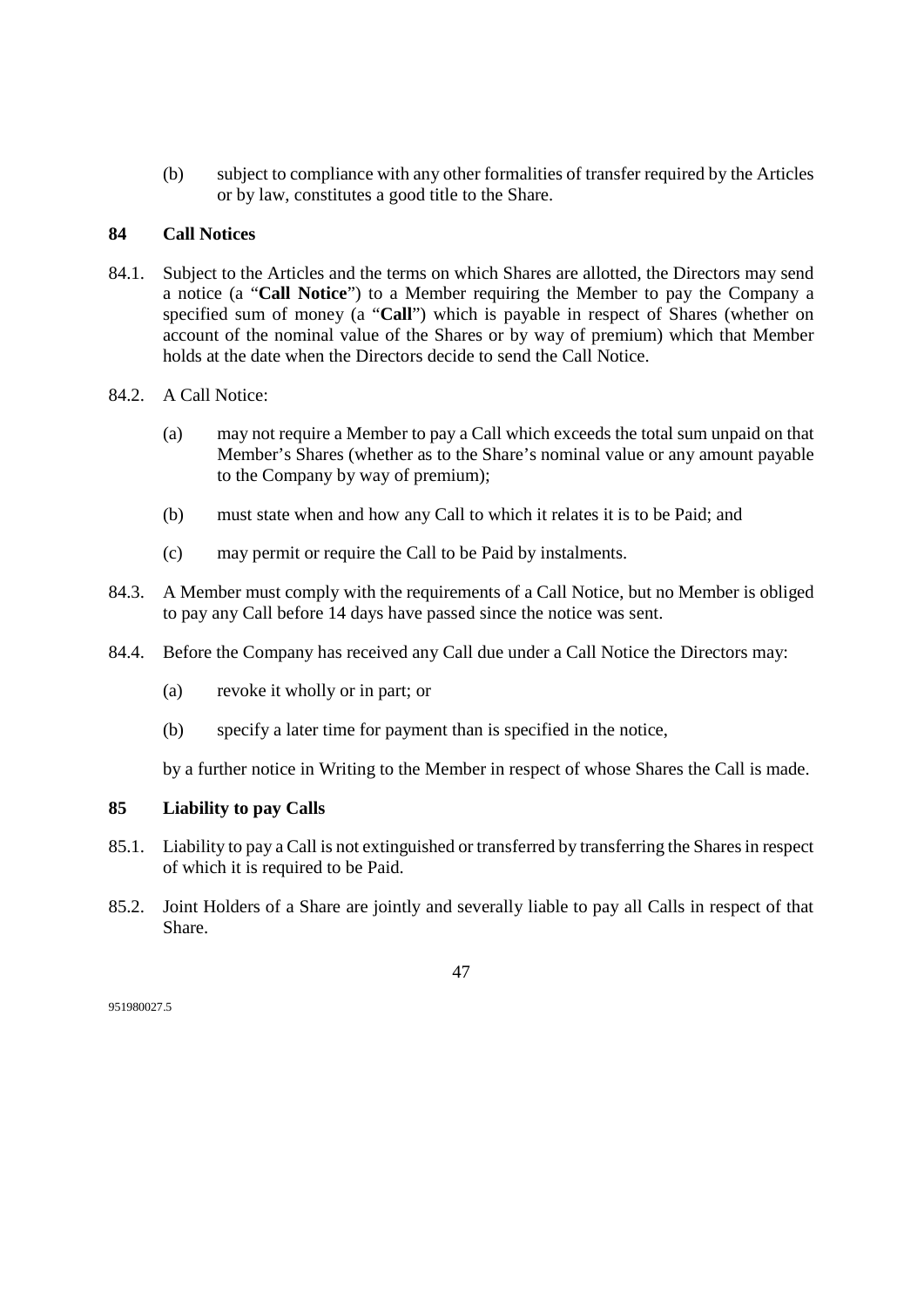(b) subject to compliance with any other formalities of transfer required by the Articles or by law, constitutes a good title to the Share.

## 84 Call Notices

84.1. Subject to the Articles and the terms on which Shares are allotted, the Directors may send a notice (a "**Call Notice**") to a Member requiring the Member to pay the Company a specified sum of money (a "**Call**") which is payable in respect of Shares (whether on account of the nominal value of the Shares or by way of premium) which that Member holds at the date when the Directors decide to send the Call Notice.

84.2. A Call Notice:

(a) may not require a Member to pay a Call which exceeds the total sum unpaid on that Member's Shares (whether as to the Share's nominal value or any amount payable to the Company by way of premium);

(b) must state when and how any Call to which it relates it is to be Paid; and

(c) may permit or require the Call to be Paid by instalments.

84.3. A Member must comply with the requirements of a Call Notice, but no Member is obliged to pay any Call before 14 days have passed since the notice was sent.

84.4. Before the Company has received any Call due under a Call Notice the Directors may:

(a) revoke it wholly or in part; or

(b) specify a later time for payment than is specified in the notice,

by a further notice in Writing to the Member in respect of whose Shares the Call is made.

## 85 Liability to pay Calls

85.1. Liability to pay a Call is not extinguished or transferred by transferring the Shares in respect of which it is required to be Paid.

85.2. Joint Holders of a Share are jointly and severally liable to pay all Calls in respect of that Share.

951980027.5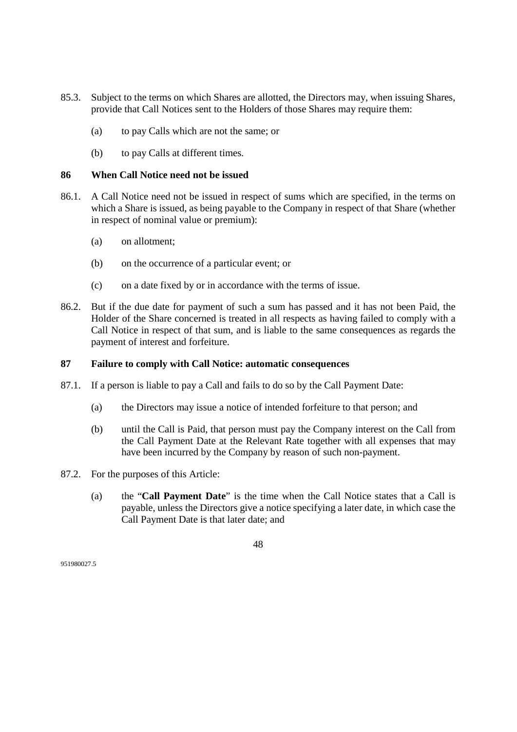85.3. Subject to the terms on which Shares are allotted, the Directors may, when issuing Shares, provide that Call Notices sent to the Holders of those Shares may require them:

(a) to pay Calls which are not the same; or

(b) to pay Calls at different times.

## 86 When Call Notice need not be issued

86.1. A Call Notice need not be issued in respect of sums which are specified, in the terms on which a Share is issued, as being payable to the Company in respect of that Share (whether in respect of nominal value or premium):

(a) on allotment;

(b) on the occurrence of a particular event; or

(c) on a date fixed by or in accordance with the terms of issue.

86.2. But if the due date for payment of such a sum has passed and it has not been Paid, the Holder of the Share concerned is treated in all respects as having failed to comply with a Call Notice in respect of that sum, and is liable to the same consequences as regards the payment of interest and forfeiture.

## 87 Failure to comply with Call Notice: automatic consequences

87.1. If a person is liable to pay a Call and fails to do so by the Call Payment Date:

(a) the Directors may issue a notice of intended forfeiture to that person; and

(b) until the Call is Paid, that person must pay the Company interest on the Call from the Call Payment Date at the Relevant Rate together with all expenses that may have been incurred by the Company by reason of such non-payment.

87.2. For the purposes of this Article:

(a) the "**Call Payment Date**" is the time when the Call Notice states that a Call is payable, unless the Directors give a notice specifying a later date, in which case the Call Payment Date is that later date; and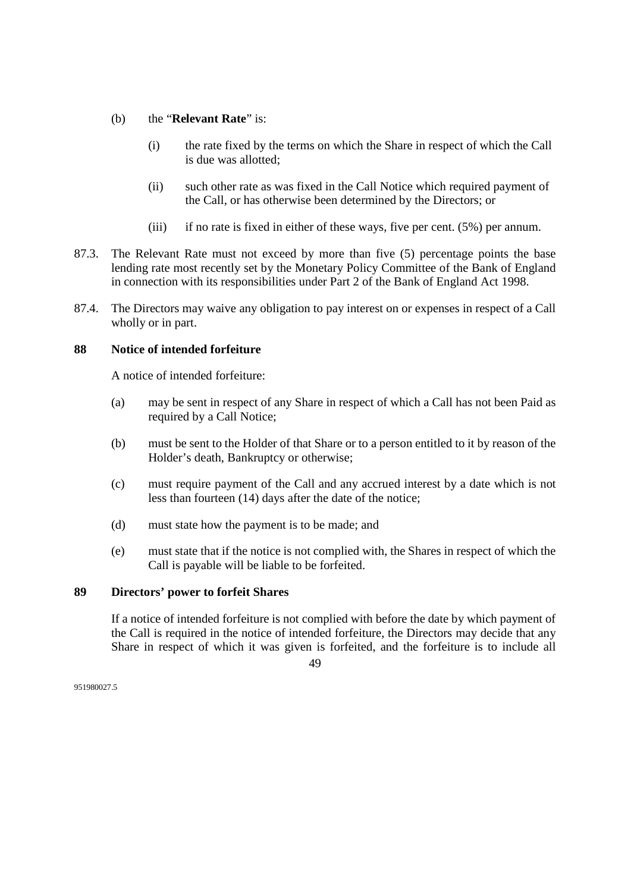(b) the "**Relevant Rate**" is:

(i) the rate fixed by the terms on which the Share in respect of which the Call is due was allotted;

(ii) such other rate as was fixed in the Call Notice which required payment of the Call, or has otherwise been determined by the Directors; or

(iii) if no rate is fixed in either of these ways, five per cent. (5%) per annum.

87.3. The Relevant Rate must not exceed by more than five (5) percentage points the base lending rate most recently set by the Monetary Policy Committee of the Bank of England in connection with its responsibilities under Part 2 of the Bank of England Act 1998.

87.4. The Directors may waive any obligation to pay interest on or expenses in respect of a Call wholly or in part.

**88 Notice of intended forfeiture**

A notice of intended forfeiture:

(a) may be sent in respect of any Share in respect of which a Call has not been Paid as required by a Call Notice;

(b) must be sent to the Holder of that Share or to a person entitled to it by reason of the Holder's death, Bankruptcy or otherwise;

(c) must require payment of the Call and any accrued interest by a date which is not less than fourteen (14) days after the date of the notice;

(d) must state how the payment is to be made; and

(e) must state that if the notice is not complied with, the Shares in respect of which the Call is payable will be liable to be forfeited.

**89 Directors' power to forfeit Shares**

If a notice of intended forfeiture is not complied with before the date by which payment of the Call is required in the notice of intended forfeiture, the Directors may decide that any Share in respect of which it was given is forfeited, and the forfeiture is to include all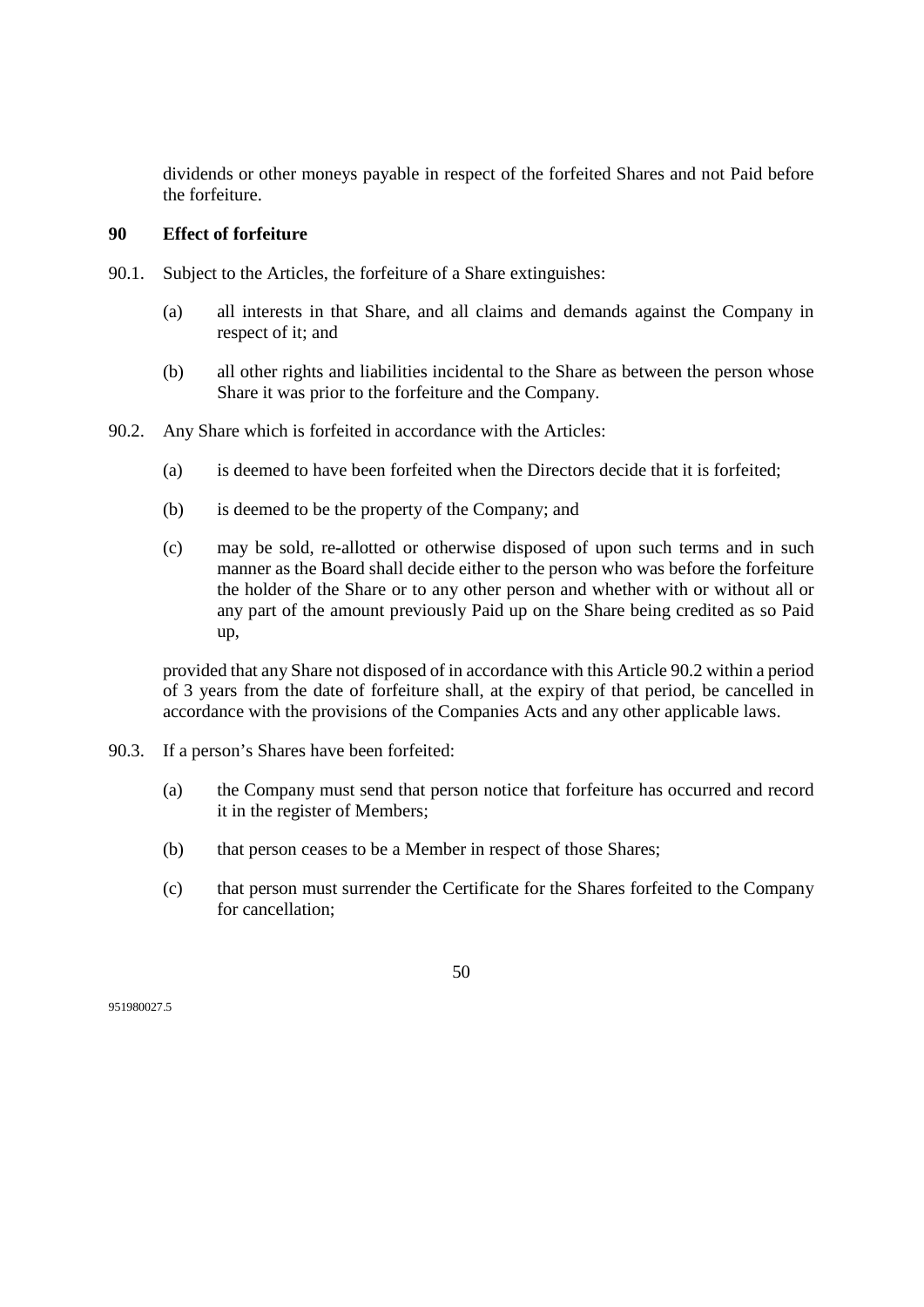dividends or other moneys payable in respect of the forfeited Shares and not Paid before the forfeiture.

## 90 Effect of forfeiture

90.1. Subject to the Articles, the forfeiture of a Share extinguishes:

(a) all interests in that Share, and all claims and demands against the Company in respect of it; and

(b) all other rights and liabilities incidental to the Share as between the person whose Share it was prior to the forfeiture and the Company.

90.2. Any Share which is forfeited in accordance with the Articles:

(a) is deemed to have been forfeited when the Directors decide that it is forfeited;

(b) is deemed to be the property of the Company; and

(c) may be sold, re-allotted or otherwise disposed of upon such terms and in such manner as the Board shall decide either to the person who was before the forfeiture the holder of the Share or to any other person and whether with or without all or any part of the amount previously Paid up on the Share being credited as so Paid up,

provided that any Share not disposed of in accordance with this Article 90.2 within a period of 3 years from the date of forfeiture shall, at the expiry of that period, be cancelled in accordance with the provisions of the Companies Acts and any other applicable laws.

90.3. If a person's Shares have been forfeited:

(a) the Company must send that person notice that forfeiture has occurred and record it in the register of Members;

(b) that person ceases to be a Member in respect of those Shares;

(c) that person must surrender the Certificate for the Shares forfeited to the Company for cancellation;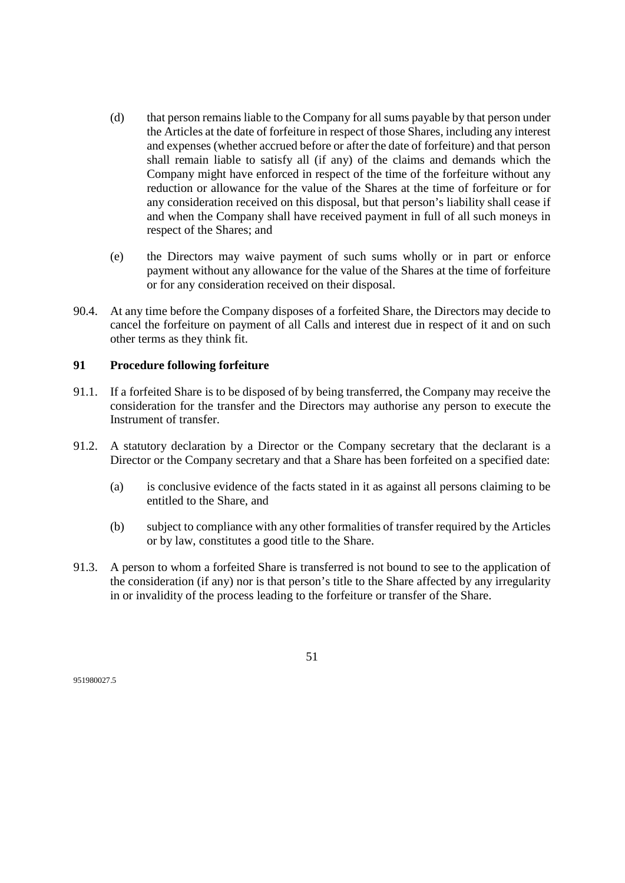(d) that person remains liable to the Company for all sums payable by that person under the Articles at the date of forfeiture in respect of those Shares, including any interest and expenses (whether accrued before or after the date of forfeiture) and that person shall remain liable to satisfy all (if any) of the claims and demands which the Company might have enforced in respect of the time of the forfeiture without any reduction or allowance for the value of the Shares at the time of forfeiture or for any consideration received on this disposal, but that person's liability shall cease if and when the Company shall have received payment in full of all such moneys in respect of the Shares; and

(e) the Directors may waive payment of such sums wholly or in part or enforce payment without any allowance for the value of the Shares at the time of forfeiture or for any consideration received on their disposal.

90.4. At any time before the Company disposes of a forfeited Share, the Directors may decide to cancel the forfeiture on payment of all Calls and interest due in respect of it and on such other terms as they think fit.

## 91 Procedure following forfeiture

91.1. If a forfeited Share is to be disposed of by being transferred, the Company may receive the consideration for the transfer and the Directors may authorise any person to execute the Instrument of transfer.

91.2. A statutory declaration by a Director or the Company secretary that the declarant is a Director or the Company secretary and that a Share has been forfeited on a specified date:

(a) is conclusive evidence of the facts stated in it as against all persons claiming to be entitled to the Share, and

(b) subject to compliance with any other formalities of transfer required by the Articles or by law, constitutes a good title to the Share.

91.3. A person to whom a forfeited Share is transferred is not bound to see to the application of the consideration (if any) nor is that person's title to the Share affected by any irregularity in or invalidity of the process leading to the forfeiture or transfer of the Share.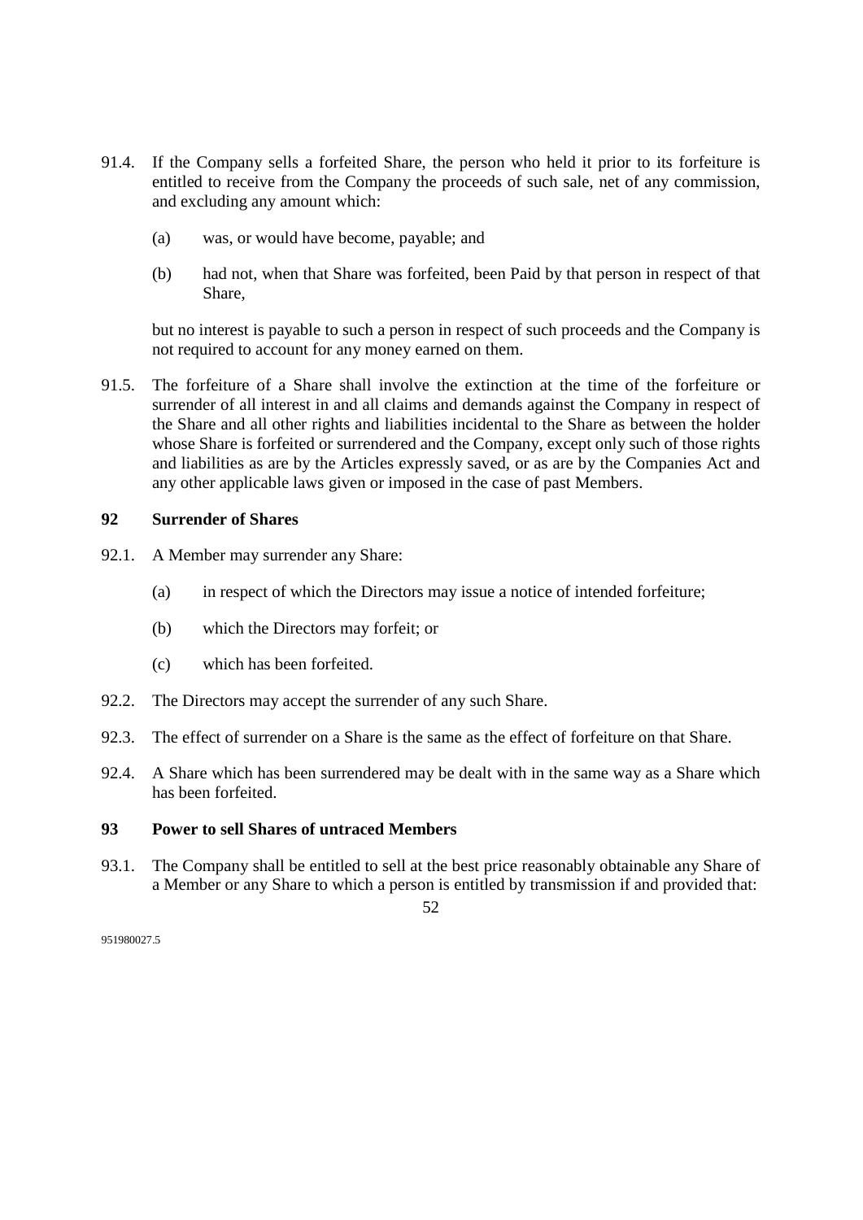91.4. If the Company sells a forfeited Share, the person who held it prior to its forfeiture is entitled to receive from the Company the proceeds of such sale, net of any commission, and excluding any amount which:

   (a) was, or would have become, payable; and

   (b) had not, when that Share was forfeited, been Paid by that person in respect of that Share,

   but no interest is payable to such a person in respect of such proceeds and the Company is not required to account for any money earned on them.

91.5. The forfeiture of a Share shall involve the extinction at the time of the forfeiture or surrender of all interest in and all claims and demands against the Company in respect of the Share and all other rights and liabilities incidental to the Share as between the holder whose Share is forfeited or surrendered and the Company, except only such of those rights and liabilities as are by the Articles expressly saved, or as are by the Companies Act and any other applicable laws given or imposed in the case of past Members.

### 92 Surrender of Shares

92.1. A Member may surrender any Share:

   (a) in respect of which the Directors may issue a notice of intended forfeiture;

   (b) which the Directors may forfeit; or

   (c) which has been forfeited.

92.2. The Directors may accept the surrender of any such Share.

92.3. The effect of surrender on a Share is the same as the effect of forfeiture on that Share.

92.4. A Share which has been surrendered may be dealt with in the same way as a Share which has been forfeited.

### 93 Power to sell Shares of untraced Members

93.1. The Company shall be entitled to sell at the best price reasonably obtainable any Share of a Member or any Share to which a person is entitled by transmission if and provided that: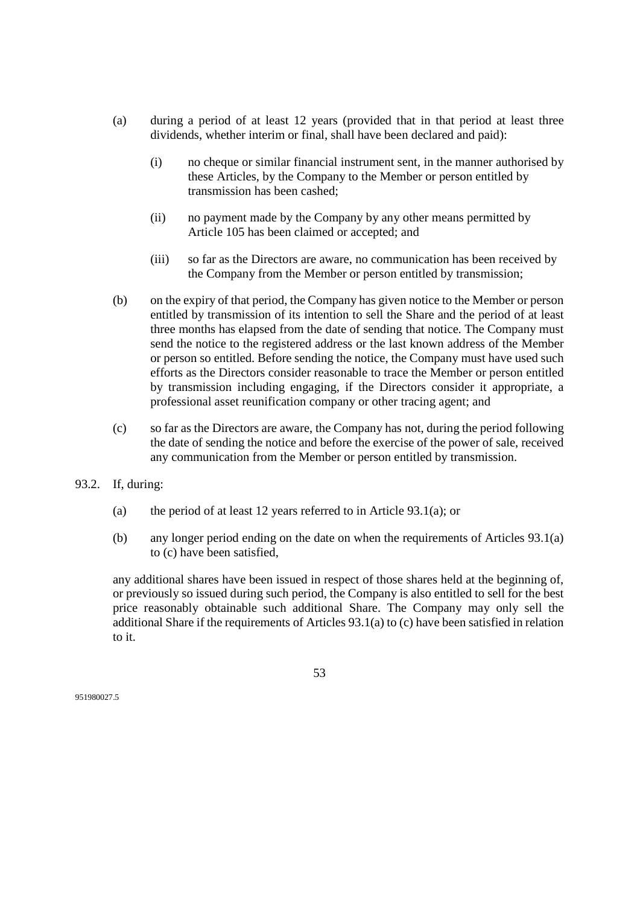(a) during a period of at least 12 years (provided that in that period at least three dividends, whether interim or final, shall have been declared and paid):

   (i) no cheque or similar financial instrument sent, in the manner authorised by these Articles, by the Company to the Member or person entitled by transmission has been cashed;

   (ii) no payment made by the Company by any other means permitted by Article 105 has been claimed or accepted; and

   (iii) so far as the Directors are aware, no communication has been received by the Company from the Member or person entitled by transmission;

(b) on the expiry of that period, the Company has given notice to the Member or person entitled by transmission of its intention to sell the Share and the period of at least three months has elapsed from the date of sending that notice. The Company must send the notice to the registered address or the last known address of the Member or person so entitled. Before sending the notice, the Company must have used such efforts as the Directors consider reasonable to trace the Member or person entitled by transmission including engaging, if the Directors consider it appropriate, a professional asset reunification company or other tracing agent; and

(c) so far as the Directors are aware, the Company has not, during the period following the date of sending the notice and before the exercise of the power of sale, received any communication from the Member or person entitled by transmission.

93.2. If, during:

(a) the period of at least 12 years referred to in Article 93.1(a); or

(b) any longer period ending on the date on when the requirements of Articles 93.1(a) to (c) have been satisfied,

any additional shares have been issued in respect of those shares held at the beginning of, or previously so issued during such period, the Company is also entitled to sell for the best price reasonably obtainable such additional Share. The Company may only sell the additional Share if the requirements of Articles 93.1(a) to (c) have been satisfied in relation to it.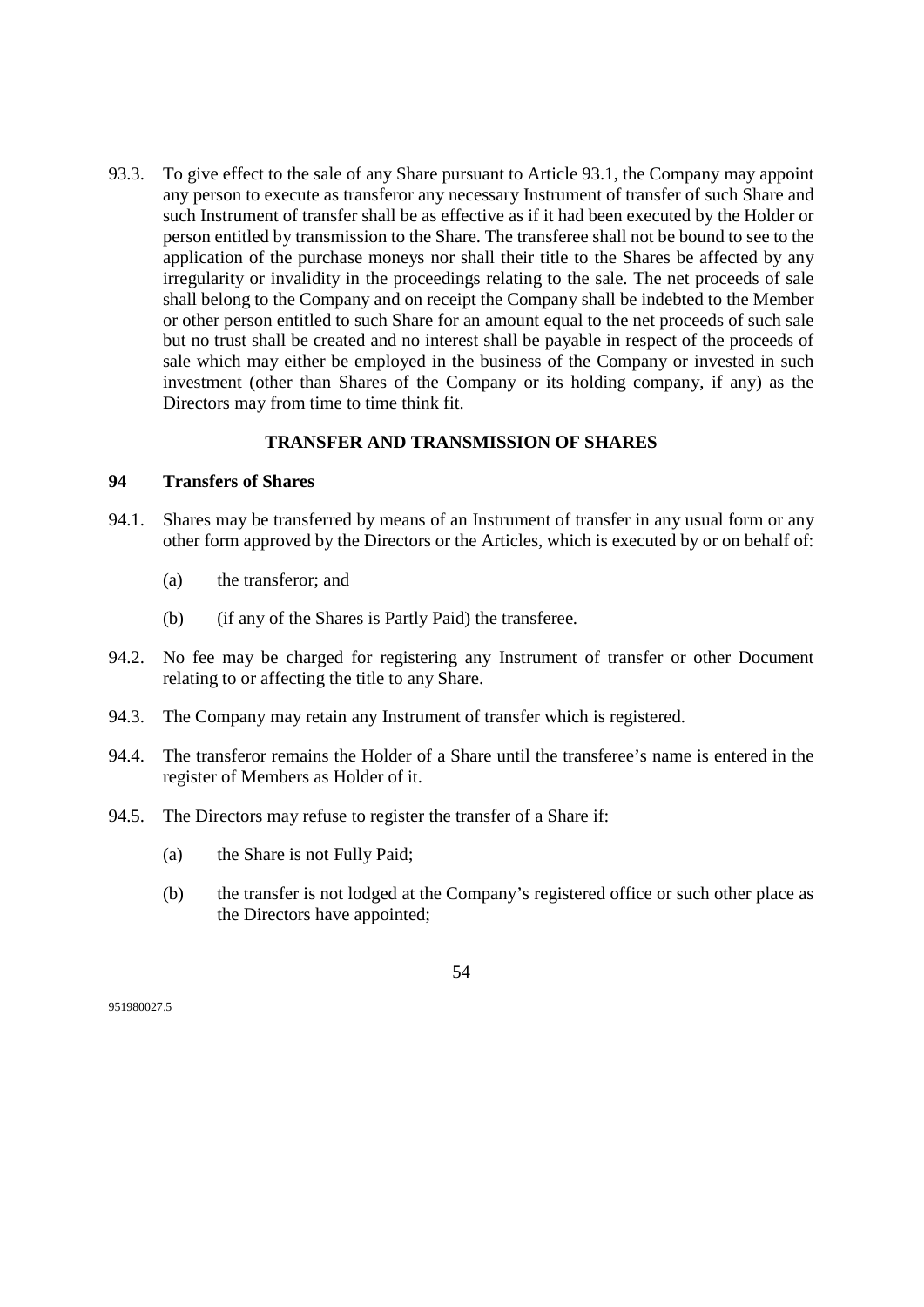93.3. To give effect to the sale of any Share pursuant to Article 93.1, the Company may appoint any person to execute as transferor any necessary Instrument of transfer of such Share and such Instrument of transfer shall be as effective as if it had been executed by the Holder or person entitled by transmission to the Share. The transferee shall not be bound to see to the application of the purchase moneys nor shall their title to the Shares be affected by any irregularity or invalidity in the proceedings relating to the sale. The net proceeds of sale shall belong to the Company and on receipt the Company shall be indebted to the Member or other person entitled to such Share for an amount equal to the net proceeds of such sale but no trust shall be created and no interest shall be payable in respect of the proceeds of sale which may either be employed in the business of the Company or invested in such investment (other than Shares of the Company or its holding company, if any) as the Directors may from time to time think fit.

## TRANSFER AND TRANSMISSION OF SHARES

### 94 Transfers of Shares

94.1. Shares may be transferred by means of an Instrument of transfer in any usual form or any other form approved by the Directors or the Articles, which is executed by or on behalf of:

(a) the transferor; and

(b) (if any of the Shares is Partly Paid) the transferee.

94.2. No fee may be charged for registering any Instrument of transfer or other Document relating to or affecting the title to any Share.

94.3. The Company may retain any Instrument of transfer which is registered.

94.4. The transferor remains the Holder of a Share until the transferee's name is entered in the register of Members as Holder of it.

94.5. The Directors may refuse to register the transfer of a Share if:

(a) the Share is not Fully Paid;

(b) the transfer is not lodged at the Company's registered office or such other place as the Directors have appointed;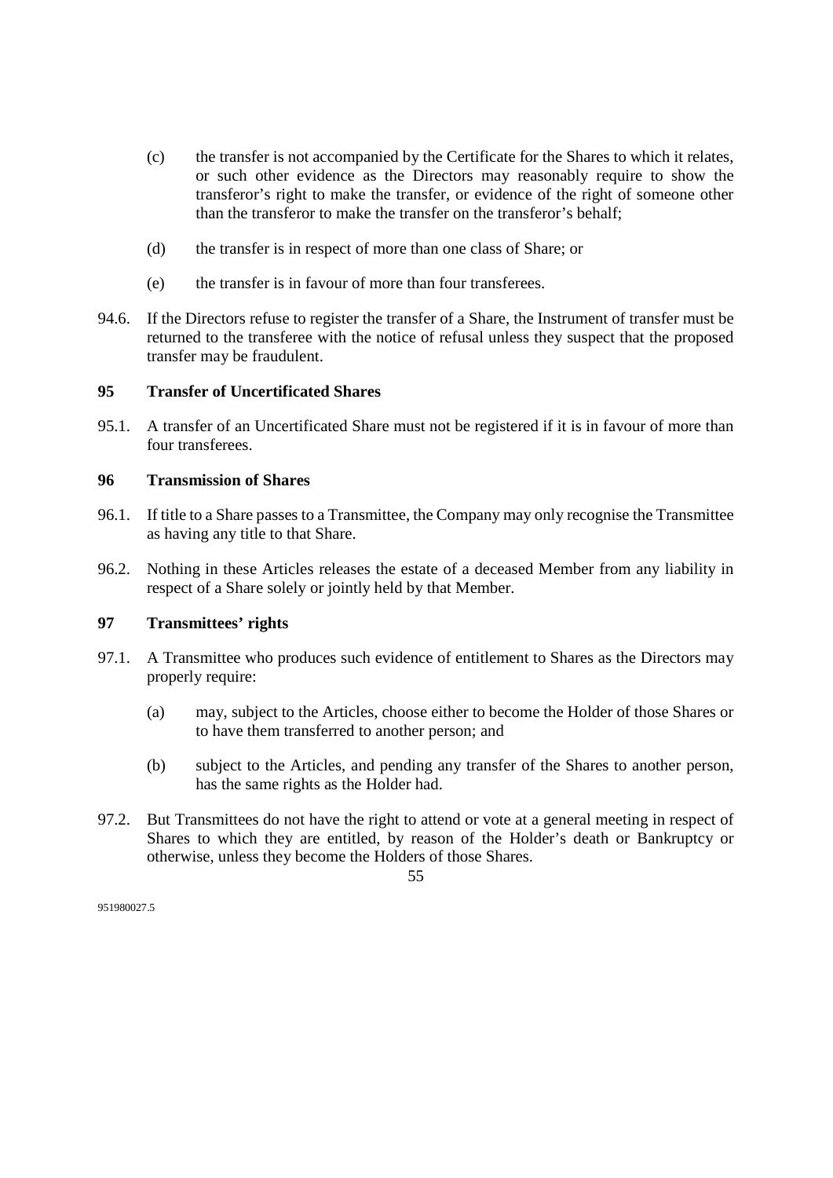(c) the transfer is not accompanied by the Certificate for the Shares to which it relates, or such other evidence as the Directors may reasonably require to show the transferor's right to make the transfer, or evidence of the right of someone other than the transferor to make the transfer on the transferor's behalf;

(d) the transfer is in respect of more than one class of Share; or

(e) the transfer is in favour of more than four transferees.

94.6. If the Directors refuse to register the transfer of a Share, the Instrument of transfer must be returned to the transferee with the notice of refusal unless they suspect that the proposed transfer may be fraudulent.

### 95 Transfer of Uncertificated Shares

95.1. A transfer of an Uncertificated Share must not be registered if it is in favour of more than four transferees.

### 96 Transmission of Shares

96.1. If title to a Share passes to a Transmittee, the Company may only recognise the Transmittee as having any title to that Share.

96.2. Nothing in these Articles releases the estate of a deceased Member from any liability in respect of a Share solely or jointly held by that Member.

### 97 Transmittees' rights

97.1. A Transmittee who produces such evidence of entitlement to Shares as the Directors may properly require:

(a) may, subject to the Articles, choose either to become the Holder of those Shares or to have them transferred to another person; and

(b) subject to the Articles, and pending any transfer of the Shares to another person, has the same rights as the Holder had.

97.2. But Transmittees do not have the right to attend or vote at a general meeting in respect of Shares to which they are entitled, by reason of the Holder's death or Bankruptcy or otherwise, unless they become the Holders of those Shares.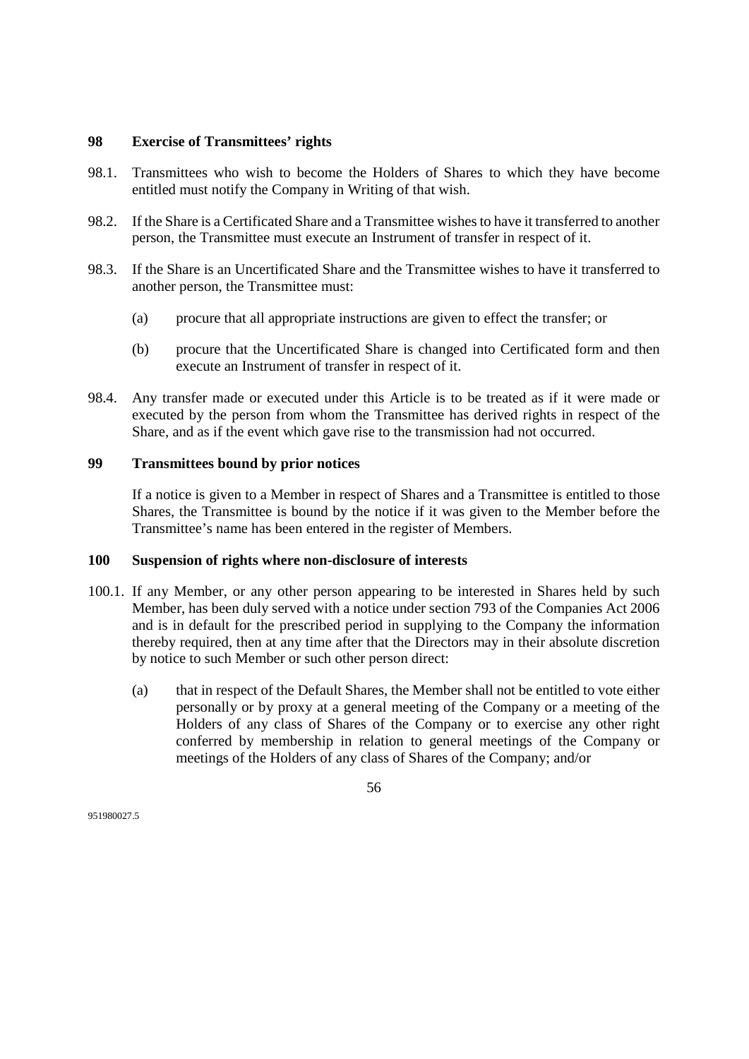## 98 Exercise of Transmittees' rights

98.1. Transmittees who wish to become the Holders of Shares to which they have become entitled must notify the Company in Writing of that wish.

98.2. If the Share is a Certificated Share and a Transmittee wishes to have it transferred to another person, the Transmittee must execute an Instrument of transfer in respect of it.

98.3. If the Share is an Uncertificated Share and the Transmittee wishes to have it transferred to another person, the Transmittee must:

(a) procure that all appropriate instructions are given to effect the transfer; or

(b) procure that the Uncertificated Share is changed into Certificated form and then execute an Instrument of transfer in respect of it.

98.4. Any transfer made or executed under this Article is to be treated as if it were made or executed by the person from whom the Transmittee has derived rights in respect of the Share, and as if the event which gave rise to the transmission had not occurred.

## 99 Transmittees bound by prior notices

If a notice is given to a Member in respect of Shares and a Transmittee is entitled to those Shares, the Transmittee is bound by the notice if it was given to the Member before the Transmittee's name has been entered in the register of Members.

## 100 Suspension of rights where non-disclosure of interests

100.1. If any Member, or any other person appearing to be interested in Shares held by such Member, has been duly served with a notice under section 793 of the Companies Act 2006 and is in default for the prescribed period in supplying to the Company the information thereby required, then at any time after that the Directors may in their absolute discretion by notice to such Member or such other person direct:

(a) that in respect of the Default Shares, the Member shall not be entitled to vote either personally or by proxy at a general meeting of the Company or a meeting of the Holders of any class of Shares of the Company or to exercise any other right conferred by membership in relation to general meetings of the Company or meetings of the Holders of any class of Shares of the Company; and/or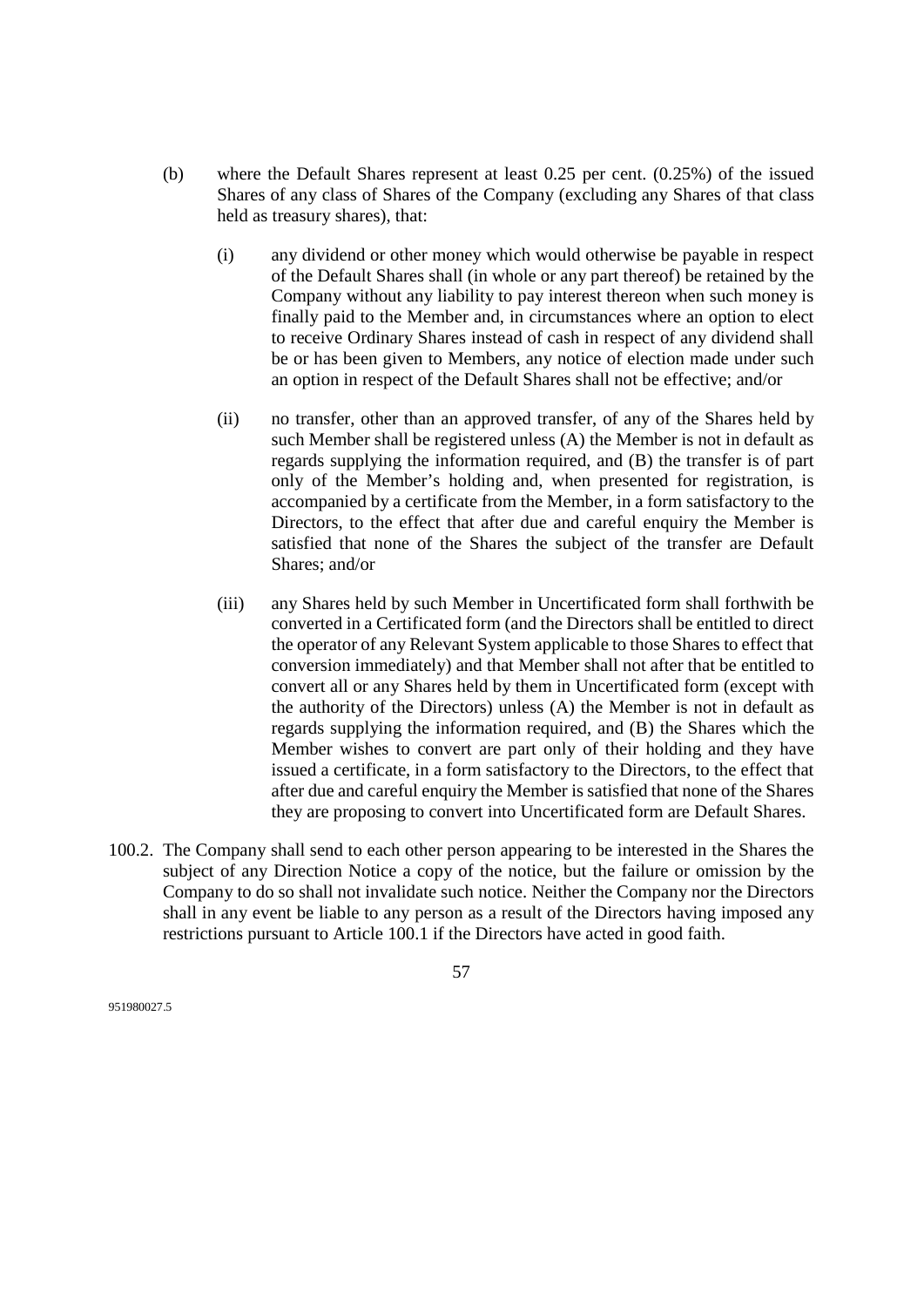(b) where the Default Shares represent at least 0.25 per cent. (0.25%) of the issued Shares of any class of Shares of the Company (excluding any Shares of that class held as treasury shares), that:

  (i) any dividend or other money which would otherwise be payable in respect of the Default Shares shall (in whole or any part thereof) be retained by the Company without any liability to pay interest thereon when such money is finally paid to the Member and, in circumstances where an option to elect to receive Ordinary Shares instead of cash in respect of any dividend shall be or has been given to Members, any notice of election made under such an option in respect of the Default Shares shall not be effective; and/or

  (ii) no transfer, other than an approved transfer, of any of the Shares held by such Member shall be registered unless (A) the Member is not in default as regards supplying the information required, and (B) the transfer is of part only of the Member's holding and, when presented for registration, is accompanied by a certificate from the Member, in a form satisfactory to the Directors, to the effect that after due and careful enquiry the Member is satisfied that none of the Shares the subject of the transfer are Default Shares; and/or

  (iii) any Shares held by such Member in Uncertificated form shall forthwith be converted in a Certificated form (and the Directors shall be entitled to direct the operator of any Relevant System applicable to those Shares to effect that conversion immediately) and that Member shall not after that be entitled to convert all or any Shares held by them in Uncertificated form (except with the authority of the Directors) unless (A) the Member is not in default as regards supplying the information required, and (B) the Shares which the Member wishes to convert are part only of their holding and they have issued a certificate, in a form satisfactory to the Directors, to the effect that after due and careful enquiry the Member is satisfied that none of the Shares they are proposing to convert into Uncertificated form are Default Shares.

100.2. The Company shall send to each other person appearing to be interested in the Shares the subject of any Direction Notice a copy of the notice, but the failure or omission by the Company to do so shall not invalidate such notice. Neither the Company nor the Directors shall in any event be liable to any person as a result of the Directors having imposed any restrictions pursuant to Article 100.1 if the Directors have acted in good faith.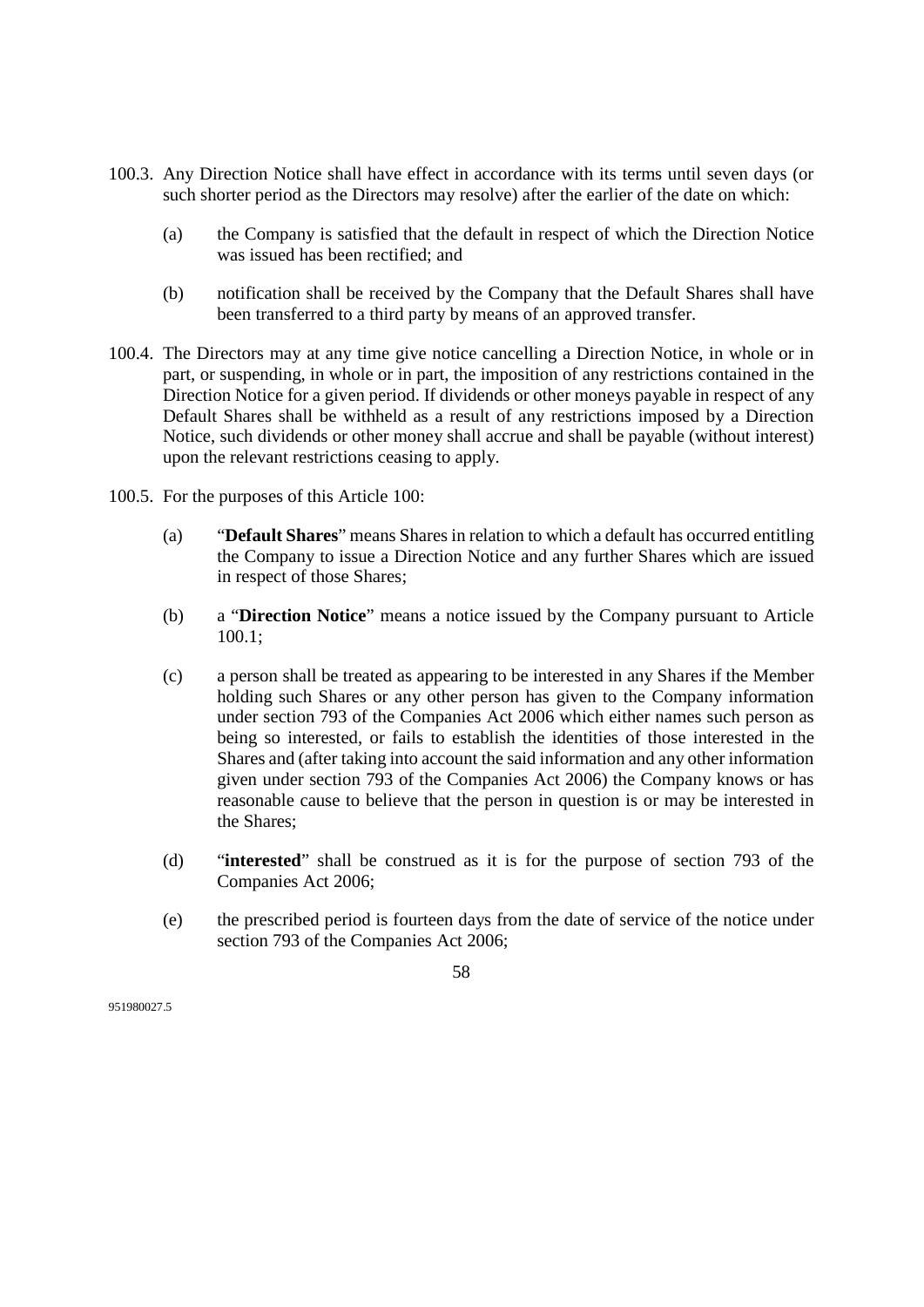100.3. Any Direction Notice shall have effect in accordance with its terms until seven days (or such shorter period as the Directors may resolve) after the earlier of the date on which:

(a) the Company is satisfied that the default in respect of which the Direction Notice was issued has been rectified; and

(b) notification shall be received by the Company that the Default Shares shall have been transferred to a third party by means of an approved transfer.

100.4. The Directors may at any time give notice cancelling a Direction Notice, in whole or in part, or suspending, in whole or in part, the imposition of any restrictions contained in the Direction Notice for a given period. If dividends or other moneys payable in respect of any Default Shares shall be withheld as a result of any restrictions imposed by a Direction Notice, such dividends or other money shall accrue and shall be payable (without interest) upon the relevant restrictions ceasing to apply.

100.5. For the purposes of this Article 100:

(a) "**Default Shares**" means Shares in relation to which a default has occurred entitling the Company to issue a Direction Notice and any further Shares which are issued in respect of those Shares;

(b) a "**Direction Notice**" means a notice issued by the Company pursuant to Article 100.1;

(c) a person shall be treated as appearing to be interested in any Shares if the Member holding such Shares or any other person has given to the Company information under section 793 of the Companies Act 2006 which either names such person as being so interested, or fails to establish the identities of those interested in the Shares and (after taking into account the said information and any other information given under section 793 of the Companies Act 2006) the Company knows or has reasonable cause to believe that the person in question is or may be interested in the Shares;

(d) "**interested**" shall be construed as it is for the purpose of section 793 of the Companies Act 2006;

(e) the prescribed period is fourteen days from the date of service of the notice under section 793 of the Companies Act 2006;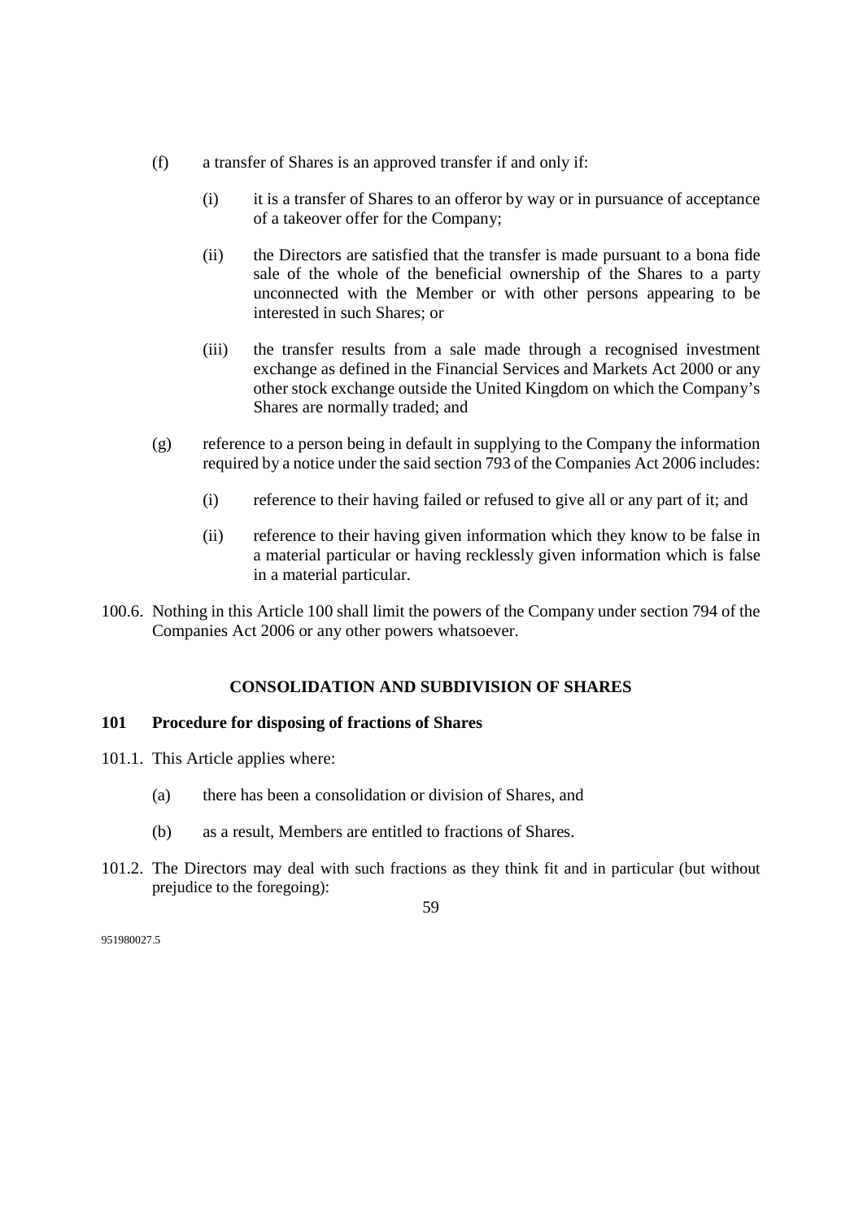(f) a transfer of Shares is an approved transfer if and only if:

  (i) it is a transfer of Shares to an offeror by way or in pursuance of acceptance of a takeover offer for the Company;

  (ii) the Directors are satisfied that the transfer is made pursuant to a bona fide sale of the whole of the beneficial ownership of the Shares to a party unconnected with the Member or with other persons appearing to be interested in such Shares; or

  (iii) the transfer results from a sale made through a recognised investment exchange as defined in the Financial Services and Markets Act 2000 or any other stock exchange outside the United Kingdom on which the Company's Shares are normally traded; and

(g) reference to a person being in default in supplying to the Company the information required by a notice under the said section 793 of the Companies Act 2006 includes:

  (i) reference to their having failed or refused to give all or any part of it; and

  (ii) reference to their having given information which they know to be false in a material particular or having recklessly given information which is false in a material particular.

100.6. Nothing in this Article 100 shall limit the powers of the Company under section 794 of the Companies Act 2006 or any other powers whatsoever.

## CONSOLIDATION AND SUBDIVISION OF SHARES

### 101 Procedure for disposing of fractions of Shares

101.1. This Article applies where:

(a) there has been a consolidation or division of Shares, and

(b) as a result, Members are entitled to fractions of Shares.

101.2. The Directors may deal with such fractions as they think fit and in particular (but without prejudice to the foregoing):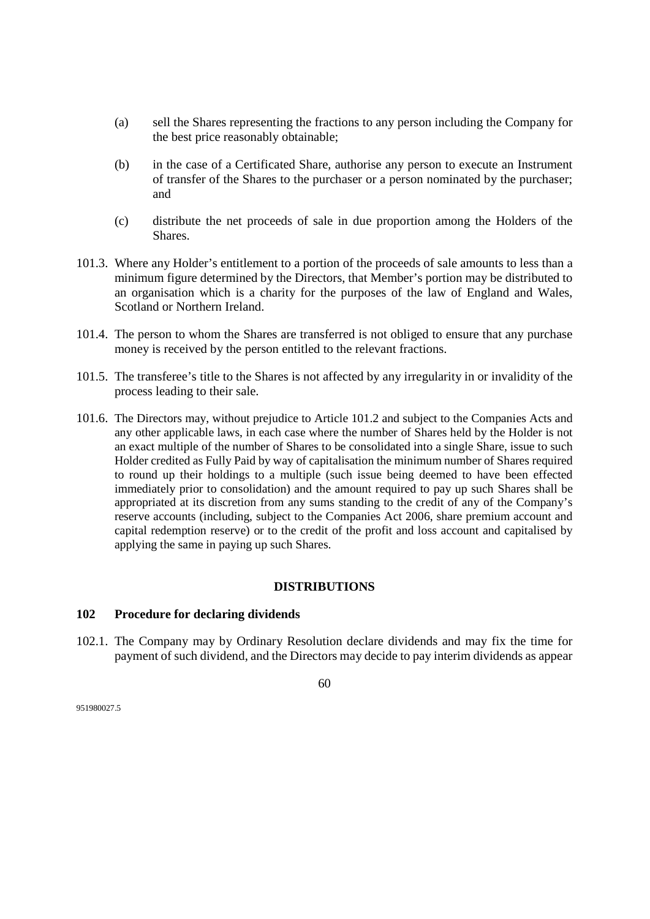(a) sell the Shares representing the fractions to any person including the Company for the best price reasonably obtainable;

(b) in the case of a Certificated Share, authorise any person to execute an Instrument of transfer of the Shares to the purchaser or a person nominated by the purchaser; and

(c) distribute the net proceeds of sale in due proportion among the Holders of the Shares.

101.3. Where any Holder's entitlement to a portion of the proceeds of sale amounts to less than a minimum figure determined by the Directors, that Member's portion may be distributed to an organisation which is a charity for the purposes of the law of England and Wales, Scotland or Northern Ireland.

101.4. The person to whom the Shares are transferred is not obliged to ensure that any purchase money is received by the person entitled to the relevant fractions.

101.5. The transferee's title to the Shares is not affected by any irregularity in or invalidity of the process leading to their sale.

101.6. The Directors may, without prejudice to Article 101.2 and subject to the Companies Acts and any other applicable laws, in each case where the number of Shares held by the Holder is not an exact multiple of the number of Shares to be consolidated into a single Share, issue to such Holder credited as Fully Paid by way of capitalisation the minimum number of Shares required to round up their holdings to a multiple (such issue being deemed to have been effected immediately prior to consolidation) and the amount required to pay up such Shares shall be appropriated at its discretion from any sums standing to the credit of any of the Company's reserve accounts (including, subject to the Companies Act 2006, share premium account and capital redemption reserve) or to the credit of the profit and loss account and capitalised by applying the same in paying up such Shares.

## DISTRIBUTIONS

### 102 Procedure for declaring dividends

102.1. The Company may by Ordinary Resolution declare dividends and may fix the time for payment of such dividend, and the Directors may decide to pay interim dividends as appear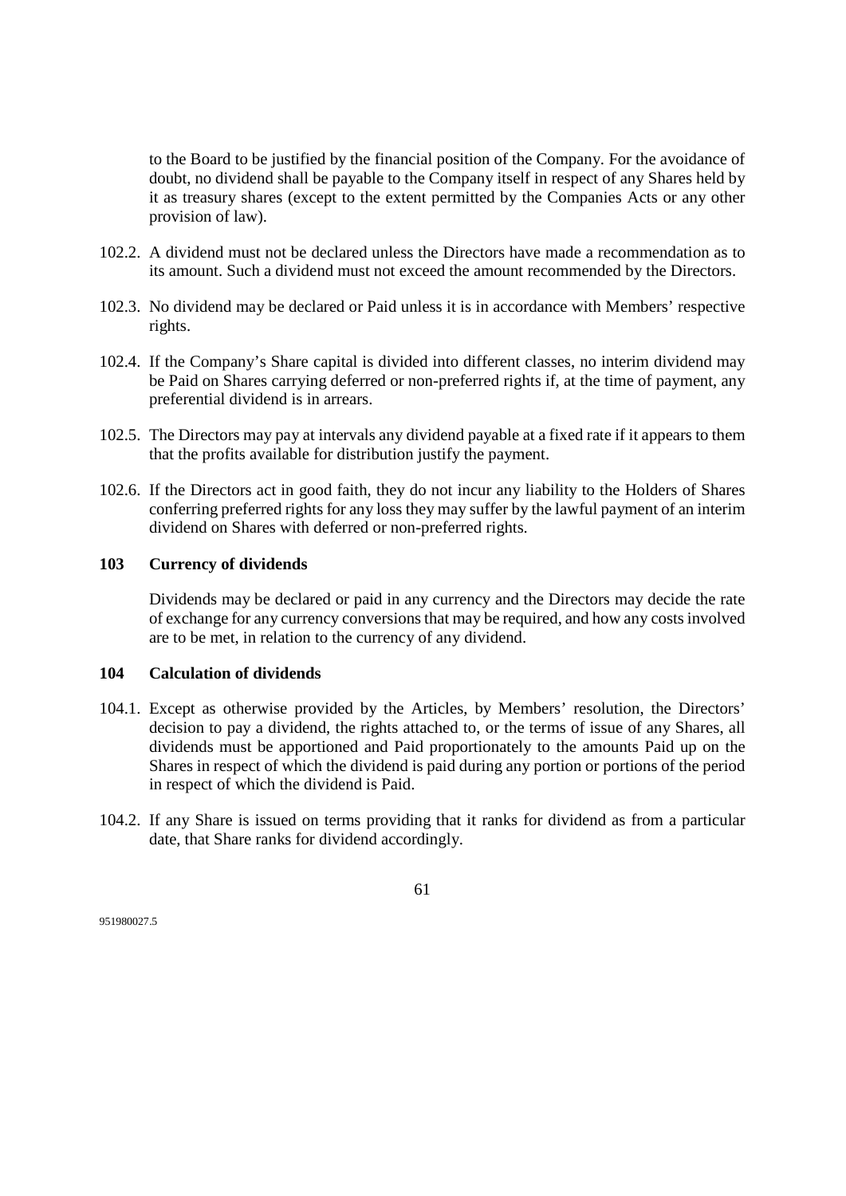to the Board to be justified by the financial position of the Company. For the avoidance of doubt, no dividend shall be payable to the Company itself in respect of any Shares held by it as treasury shares (except to the extent permitted by the Companies Acts or any other provision of law).

102.2. A dividend must not be declared unless the Directors have made a recommendation as to its amount. Such a dividend must not exceed the amount recommended by the Directors.

102.3. No dividend may be declared or Paid unless it is in accordance with Members' respective rights.

102.4. If the Company's Share capital is divided into different classes, no interim dividend may be Paid on Shares carrying deferred or non-preferred rights if, at the time of payment, any preferential dividend is in arrears.

102.5. The Directors may pay at intervals any dividend payable at a fixed rate if it appears to them that the profits available for distribution justify the payment.

102.6. If the Directors act in good faith, they do not incur any liability to the Holders of Shares conferring preferred rights for any loss they may suffer by the lawful payment of an interim dividend on Shares with deferred or non-preferred rights.

**103 Currency of dividends**

Dividends may be declared or paid in any currency and the Directors may decide the rate of exchange for any currency conversions that may be required, and how any costs involved are to be met, in relation to the currency of any dividend.

**104 Calculation of dividends**

104.1. Except as otherwise provided by the Articles, by Members' resolution, the Directors' decision to pay a dividend, the rights attached to, or the terms of issue of any Shares, all dividends must be apportioned and Paid proportionately to the amounts Paid up on the Shares in respect of which the dividend is paid during any portion or portions of the period in respect of which the dividend is Paid.

104.2. If any Share is issued on terms providing that it ranks for dividend as from a particular date, that Share ranks for dividend accordingly.

951980027.5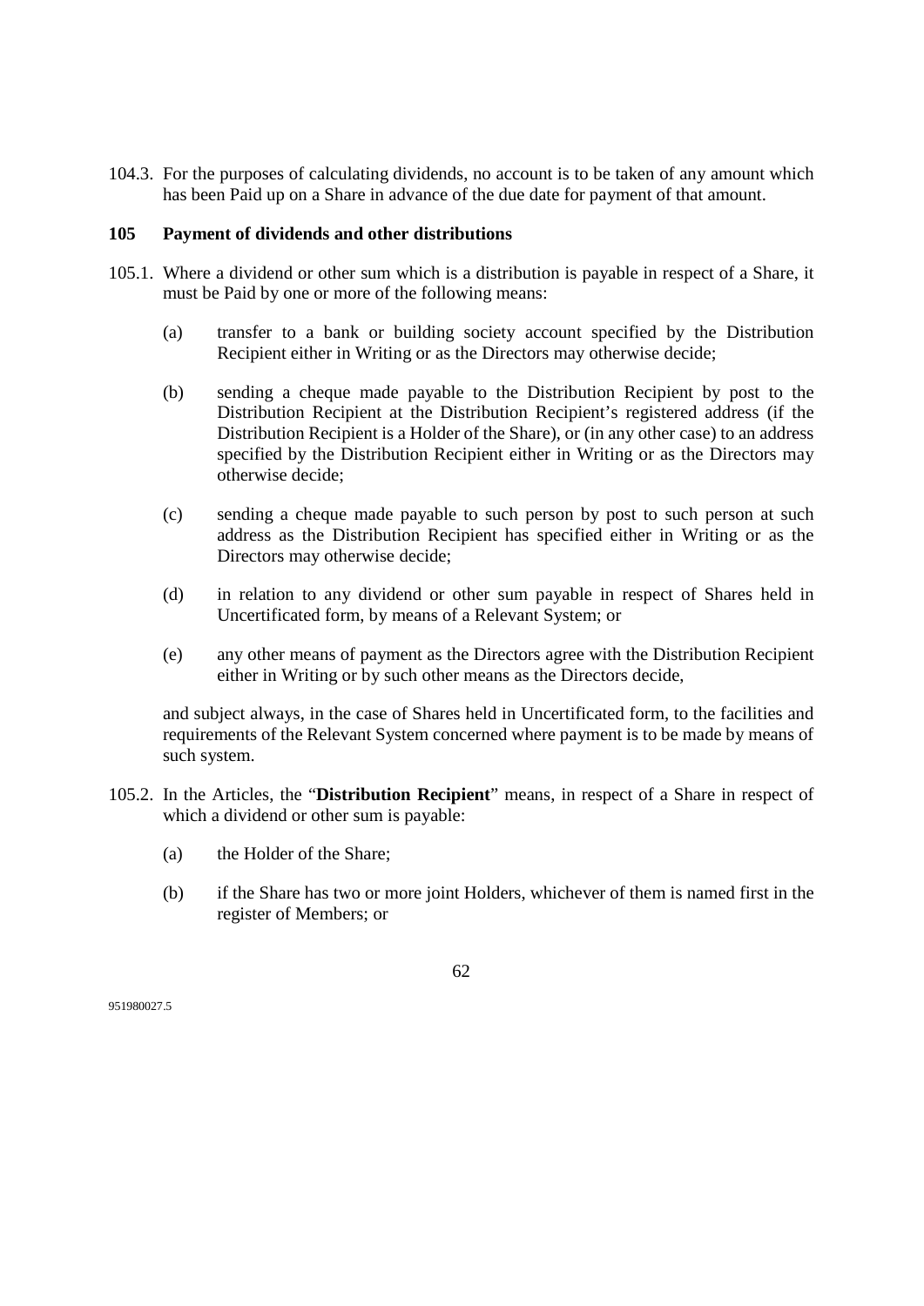104.3. For the purposes of calculating dividends, no account is to be taken of any amount which has been Paid up on a Share in advance of the due date for payment of that amount.

## 105 Payment of dividends and other distributions

105.1. Where a dividend or other sum which is a distribution is payable in respect of a Share, it must be Paid by one or more of the following means:

(a) transfer to a bank or building society account specified by the Distribution Recipient either in Writing or as the Directors may otherwise decide;

(b) sending a cheque made payable to the Distribution Recipient by post to the Distribution Recipient at the Distribution Recipient's registered address (if the Distribution Recipient is a Holder of the Share), or (in any other case) to an address specified by the Distribution Recipient either in Writing or as the Directors may otherwise decide;

(c) sending a cheque made payable to such person by post to such person at such address as the Distribution Recipient has specified either in Writing or as the Directors may otherwise decide;

(d) in relation to any dividend or other sum payable in respect of Shares held in Uncertificated form, by means of a Relevant System; or

(e) any other means of payment as the Directors agree with the Distribution Recipient either in Writing or by such other means as the Directors decide,

and subject always, in the case of Shares held in Uncertificated form, to the facilities and requirements of the Relevant System concerned where payment is to be made by means of such system.

105.2. In the Articles, the "**Distribution Recipient**" means, in respect of a Share in respect of which a dividend or other sum is payable:

(a) the Holder of the Share;

(b) if the Share has two or more joint Holders, whichever of them is named first in the register of Members; or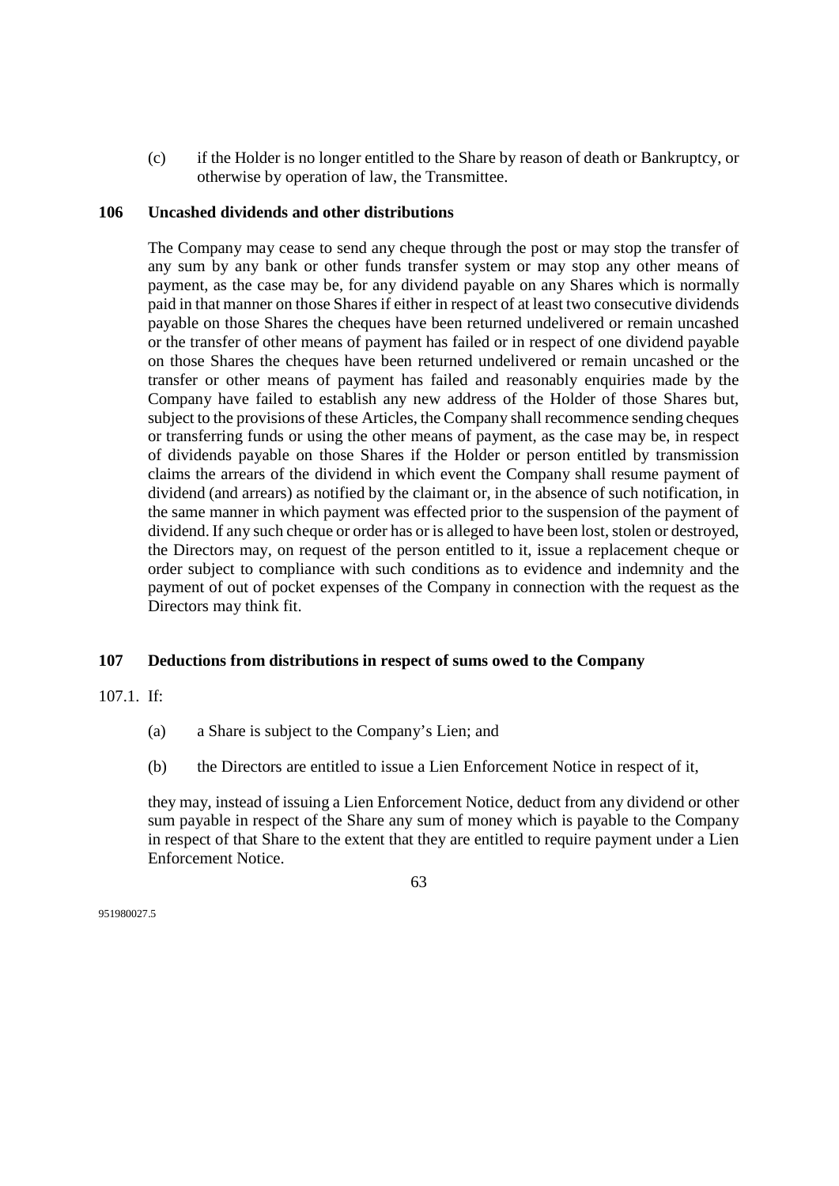(c) if the Holder is no longer entitled to the Share by reason of death or Bankruptcy, or otherwise by operation of law, the Transmittee.

## 106 Uncashed dividends and other distributions

The Company may cease to send any cheque through the post or may stop the transfer of any sum by any bank or other funds transfer system or may stop any other means of payment, as the case may be, for any dividend payable on any Shares which is normally paid in that manner on those Shares if either in respect of at least two consecutive dividends payable on those Shares the cheques have been returned undelivered or remain uncashed or the transfer of other means of payment has failed or in respect of one dividend payable on those Shares the cheques have been returned undelivered or remain uncashed or the transfer or other means of payment has failed and reasonably enquiries made by the Company have failed to establish any new address of the Holder of those Shares but, subject to the provisions of these Articles, the Company shall recommence sending cheques or transferring funds or using the other means of payment, as the case may be, in respect of dividends payable on those Shares if the Holder or person entitled by transmission claims the arrears of the dividend in which event the Company shall resume payment of dividend (and arrears) as notified by the claimant or, in the absence of such notification, in the same manner in which payment was effected prior to the suspension of the payment of dividend. If any such cheque or order has or is alleged to have been lost, stolen or destroyed, the Directors may, on request of the person entitled to it, issue a replacement cheque or order subject to compliance with such conditions as to evidence and indemnity and the payment of out of pocket expenses of the Company in connection with the request as the Directors may think fit.

## 107 Deductions from distributions in respect of sums owed to the Company

107.1. If:

(a) a Share is subject to the Company's Lien; and

(b) the Directors are entitled to issue a Lien Enforcement Notice in respect of it,

they may, instead of issuing a Lien Enforcement Notice, deduct from any dividend or other sum payable in respect of the Share any sum of money which is payable to the Company in respect of that Share to the extent that they are entitled to require payment under a Lien Enforcement Notice.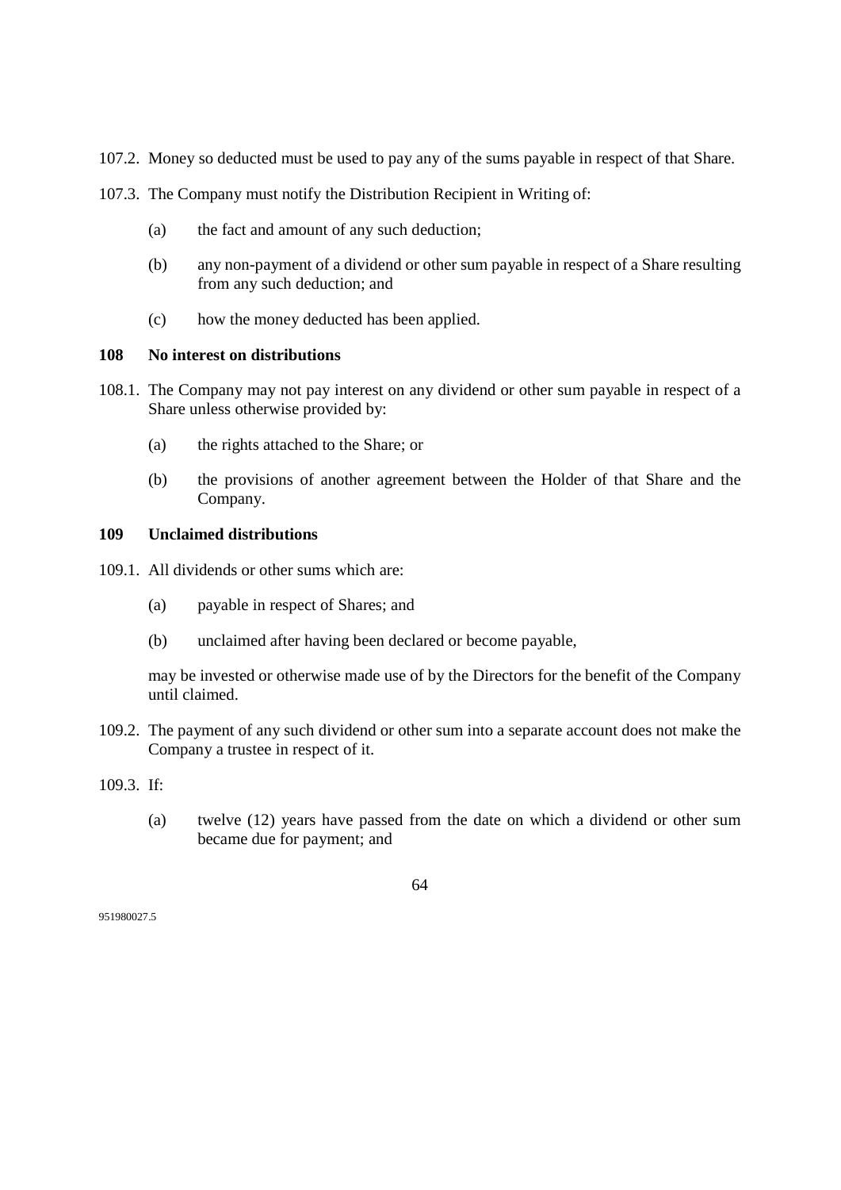107.2. Money so deducted must be used to pay any of the sums payable in respect of that Share.

107.3. The Company must notify the Distribution Recipient in Writing of:

- (a) the fact and amount of any such deduction;
- (b) any non-payment of a dividend or other sum payable in respect of a Share resulting from any such deduction; and
- (c) how the money deducted has been applied.

**108 No interest on distributions**

108.1. The Company may not pay interest on any dividend or other sum payable in respect of a Share unless otherwise provided by:

- (a) the rights attached to the Share; or
- (b) the provisions of another agreement between the Holder of that Share and the Company.

**109 Unclaimed distributions**

109.1. All dividends or other sums which are:

- (a) payable in respect of Shares; and
- (b) unclaimed after having been declared or become payable,

may be invested or otherwise made use of by the Directors for the benefit of the Company until claimed.

109.2. The payment of any such dividend or other sum into a separate account does not make the Company a trustee in respect of it.

109.3. If:

- (a) twelve (12) years have passed from the date on which a dividend or other sum became due for payment; and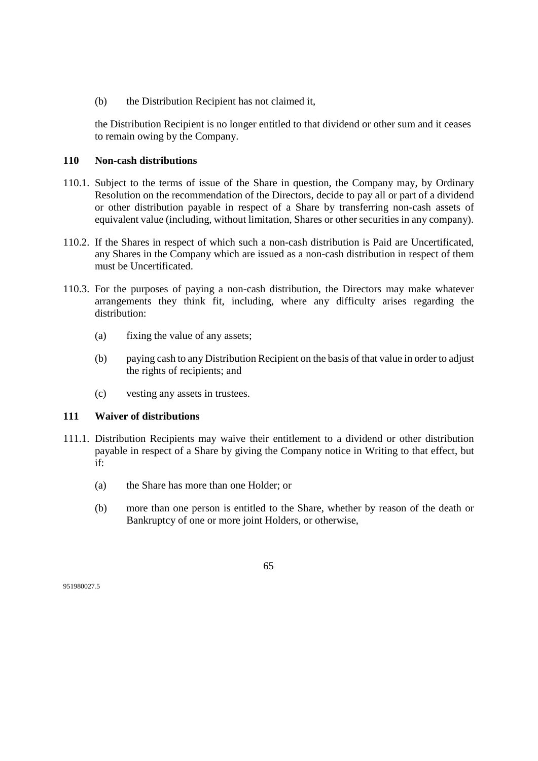(b) the Distribution Recipient has not claimed it,

the Distribution Recipient is no longer entitled to that dividend or other sum and it ceases to remain owing by the Company.

### 110 Non-cash distributions

110.1. Subject to the terms of issue of the Share in question, the Company may, by Ordinary Resolution on the recommendation of the Directors, decide to pay all or part of a dividend or other distribution payable in respect of a Share by transferring non-cash assets of equivalent value (including, without limitation, Shares or other securities in any company).

110.2. If the Shares in respect of which such a non-cash distribution is Paid are Uncertificated, any Shares in the Company which are issued as a non-cash distribution in respect of them must be Uncertificated.

110.3. For the purposes of paying a non-cash distribution, the Directors may make whatever arrangements they think fit, including, where any difficulty arises regarding the distribution:

(a) fixing the value of any assets;

(b) paying cash to any Distribution Recipient on the basis of that value in order to adjust the rights of recipients; and

(c) vesting any assets in trustees.

### 111 Waiver of distributions

111.1. Distribution Recipients may waive their entitlement to a dividend or other distribution payable in respect of a Share by giving the Company notice in Writing to that effect, but if:

(a) the Share has more than one Holder; or

(b) more than one person is entitled to the Share, whether by reason of the death or Bankruptcy of one or more joint Holders, or otherwise,

951980027.5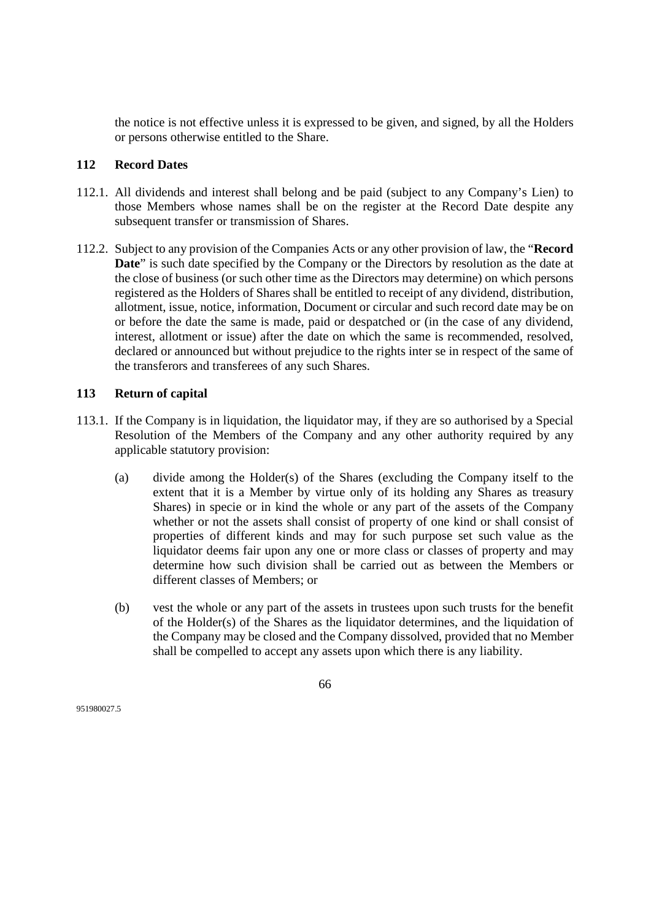the notice is not effective unless it is expressed to be given, and signed, by all the Holders or persons otherwise entitled to the Share.

## 112 Record Dates

112.1. All dividends and interest shall belong and be paid (subject to any Company's Lien) to those Members whose names shall be on the register at the Record Date despite any subsequent transfer or transmission of Shares.

112.2. Subject to any provision of the Companies Acts or any other provision of law, the "**Record Date**" is such date specified by the Company or the Directors by resolution as the date at the close of business (or such other time as the Directors may determine) on which persons registered as the Holders of Shares shall be entitled to receipt of any dividend, distribution, allotment, issue, notice, information, Document or circular and such record date may be on or before the date the same is made, paid or despatched or (in the case of any dividend, interest, allotment or issue) after the date on which the same is recommended, resolved, declared or announced but without prejudice to the rights inter se in respect of the same of the transferors and transferees of any such Shares.

## 113 Return of capital

113.1. If the Company is in liquidation, the liquidator may, if they are so authorised by a Special Resolution of the Members of the Company and any other authority required by any applicable statutory provision:

(a) divide among the Holder(s) of the Shares (excluding the Company itself to the extent that it is a Member by virtue only of its holding any Shares as treasury Shares) in specie or in kind the whole or any part of the assets of the Company whether or not the assets shall consist of property of one kind or shall consist of properties of different kinds and may for such purpose set such value as the liquidator deems fair upon any one or more class or classes of property and may determine how such division shall be carried out as between the Members or different classes of Members; or

(b) vest the whole or any part of the assets in trustees upon such trusts for the benefit of the Holder(s) of the Shares as the liquidator determines, and the liquidation of the Company may be closed and the Company dissolved, provided that no Member shall be compelled to accept any assets upon which there is any liability.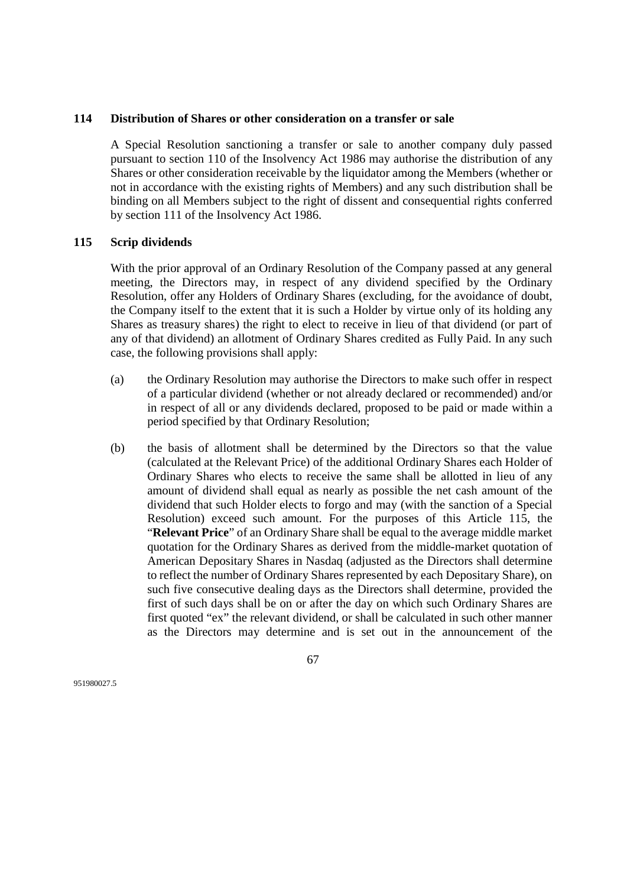## 114 Distribution of Shares or other consideration on a transfer or sale

A Special Resolution sanctioning a transfer or sale to another company duly passed pursuant to section 110 of the Insolvency Act 1986 may authorise the distribution of any Shares or other consideration receivable by the liquidator among the Members (whether or not in accordance with the existing rights of Members) and any such distribution shall be binding on all Members subject to the right of dissent and consequential rights conferred by section 111 of the Insolvency Act 1986.

## 115 Scrip dividends

With the prior approval of an Ordinary Resolution of the Company passed at any general meeting, the Directors may, in respect of any dividend specified by the Ordinary Resolution, offer any Holders of Ordinary Shares (excluding, for the avoidance of doubt, the Company itself to the extent that it is such a Holder by virtue only of its holding any Shares as treasury shares) the right to elect to receive in lieu of that dividend (or part of any of that dividend) an allotment of Ordinary Shares credited as Fully Paid. In any such case, the following provisions shall apply:

(a) the Ordinary Resolution may authorise the Directors to make such offer in respect of a particular dividend (whether or not already declared or recommended) and/or in respect of all or any dividends declared, proposed to be paid or made within a period specified by that Ordinary Resolution;

(b) the basis of allotment shall be determined by the Directors so that the value (calculated at the Relevant Price) of the additional Ordinary Shares each Holder of Ordinary Shares who elects to receive the same shall be allotted in lieu of any amount of dividend shall equal as nearly as possible the net cash amount of the dividend that such Holder elects to forgo and may (with the sanction of a Special Resolution) exceed such amount. For the purposes of this Article 115, the "**Relevant Price**" of an Ordinary Share shall be equal to the average middle market quotation for the Ordinary Shares as derived from the middle-market quotation of American Depositary Shares in Nasdaq (adjusted as the Directors shall determine to reflect the number of Ordinary Shares represented by each Depositary Share), on such five consecutive dealing days as the Directors shall determine, provided the first of such days shall be on or after the day on which such Ordinary Shares are first quoted "ex" the relevant dividend, or shall be calculated in such other manner as the Directors may determine and is set out in the announcement of the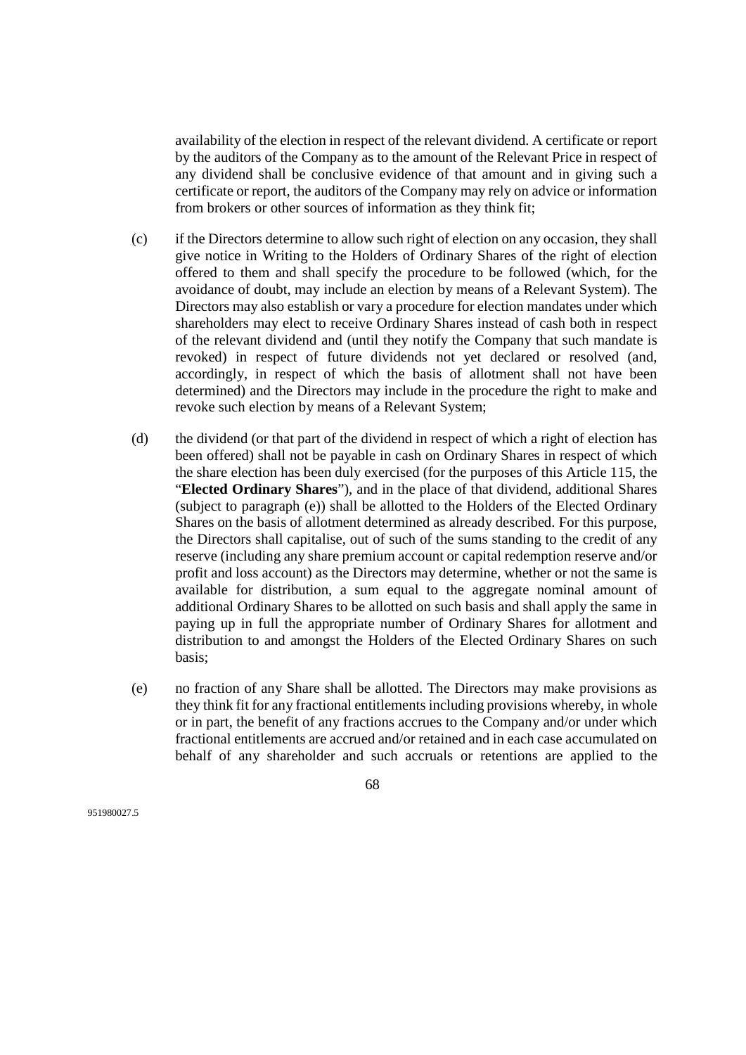availability of the election in respect of the relevant dividend. A certificate or report by the auditors of the Company as to the amount of the Relevant Price in respect of any dividend shall be conclusive evidence of that amount and in giving such a certificate or report, the auditors of the Company may rely on advice or information from brokers or other sources of information as they think fit;

(c) if the Directors determine to allow such right of election on any occasion, they shall give notice in Writing to the Holders of Ordinary Shares of the right of election offered to them and shall specify the procedure to be followed (which, for the avoidance of doubt, may include an election by means of a Relevant System). The Directors may also establish or vary a procedure for election mandates under which shareholders may elect to receive Ordinary Shares instead of cash both in respect of the relevant dividend and (until they notify the Company that such mandate is revoked) in respect of future dividends not yet declared or resolved (and, accordingly, in respect of which the basis of allotment shall not have been determined) and the Directors may include in the procedure the right to make and revoke such election by means of a Relevant System;

(d) the dividend (or that part of the dividend in respect of which a right of election has been offered) shall not be payable in cash on Ordinary Shares in respect of which the share election has been duly exercised (for the purposes of this Article 115, the "**Elected Ordinary Shares**"), and in the place of that dividend, additional Shares (subject to paragraph (e)) shall be allotted to the Holders of the Elected Ordinary Shares on the basis of allotment determined as already described. For this purpose, the Directors shall capitalise, out of such of the sums standing to the credit of any reserve (including any share premium account or capital redemption reserve and/or profit and loss account) as the Directors may determine, whether or not the same is available for distribution, a sum equal to the aggregate nominal amount of additional Ordinary Shares to be allotted on such basis and shall apply the same in paying up in full the appropriate number of Ordinary Shares for allotment and distribution to and amongst the Holders of the Elected Ordinary Shares on such basis;

(e) no fraction of any Share shall be allotted. The Directors may make provisions as they think fit for any fractional entitlements including provisions whereby, in whole or in part, the benefit of any fractions accrues to the Company and/or under which fractional entitlements are accrued and/or retained and in each case accumulated on behalf of any shareholder and such accruals or retentions are applied to the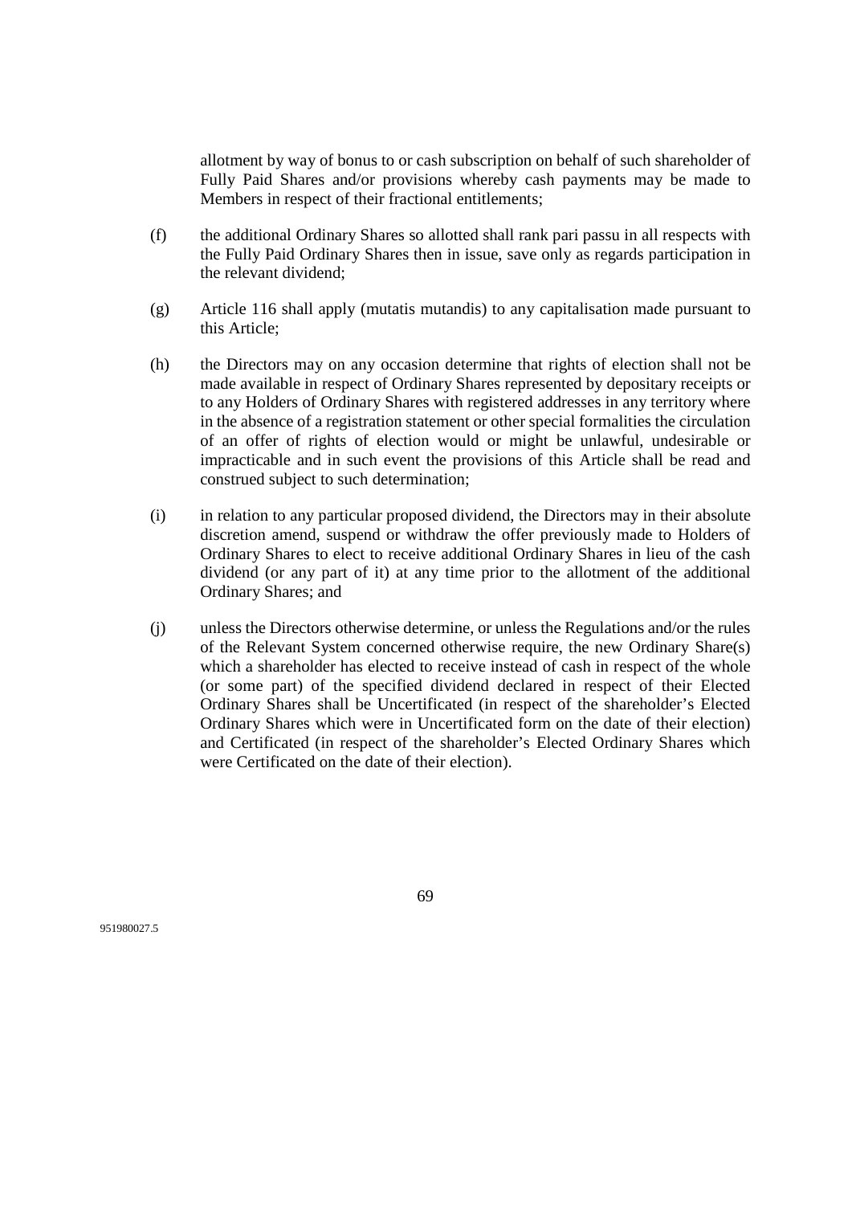allotment by way of bonus to or cash subscription on behalf of such shareholder of Fully Paid Shares and/or provisions whereby cash payments may be made to Members in respect of their fractional entitlements;

(f) the additional Ordinary Shares so allotted shall rank pari passu in all respects with the Fully Paid Ordinary Shares then in issue, save only as regards participation in the relevant dividend;

(g) Article 116 shall apply (mutatis mutandis) to any capitalisation made pursuant to this Article;

(h) the Directors may on any occasion determine that rights of election shall not be made available in respect of Ordinary Shares represented by depositary receipts or to any Holders of Ordinary Shares with registered addresses in any territory where in the absence of a registration statement or other special formalities the circulation of an offer of rights of election would or might be unlawful, undesirable or impracticable and in such event the provisions of this Article shall be read and construed subject to such determination;

(i) in relation to any particular proposed dividend, the Directors may in their absolute discretion amend, suspend or withdraw the offer previously made to Holders of Ordinary Shares to elect to receive additional Ordinary Shares in lieu of the cash dividend (or any part of it) at any time prior to the allotment of the additional Ordinary Shares; and

(j) unless the Directors otherwise determine, or unless the Regulations and/or the rules of the Relevant System concerned otherwise require, the new Ordinary Share(s) which a shareholder has elected to receive instead of cash in respect of the whole (or some part) of the specified dividend declared in respect of their Elected Ordinary Shares shall be Uncertificated (in respect of the shareholder's Elected Ordinary Shares which were in Uncertificated form on the date of their election) and Certificated (in respect of the shareholder's Elected Ordinary Shares which were Certificated on the date of their election).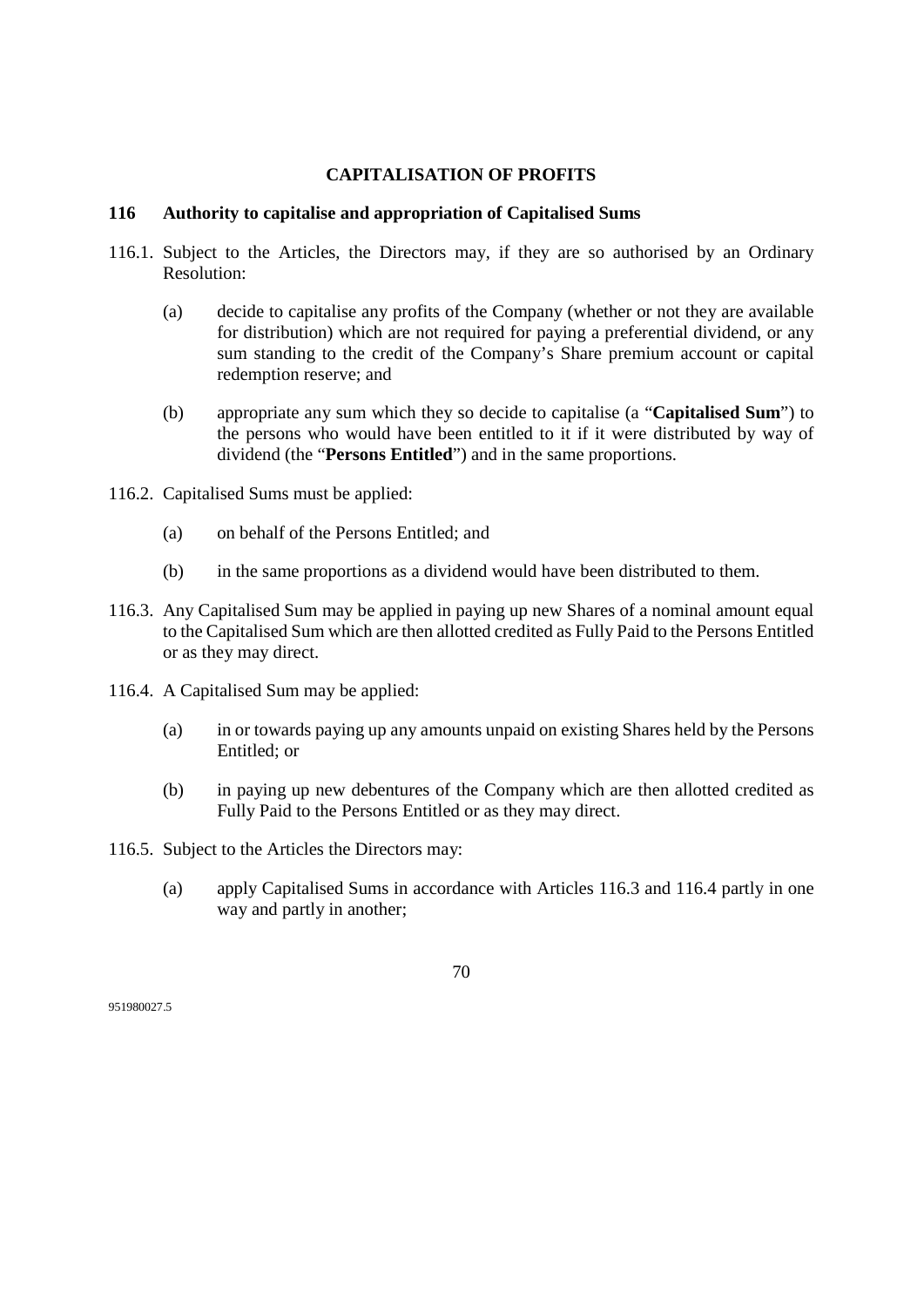## CAPITALISATION OF PROFITS

### 116 Authority to capitalise and appropriation of Capitalised Sums

116.1. Subject to the Articles, the Directors may, if they are so authorised by an Ordinary Resolution:

(a) decide to capitalise any profits of the Company (whether or not they are available for distribution) which are not required for paying a preferential dividend, or any sum standing to the credit of the Company's Share premium account or capital redemption reserve; and

(b) appropriate any sum which they so decide to capitalise (a "**Capitalised Sum**") to the persons who would have been entitled to it if it were distributed by way of dividend (the "**Persons Entitled**") and in the same proportions.

116.2. Capitalised Sums must be applied:

(a) on behalf of the Persons Entitled; and

(b) in the same proportions as a dividend would have been distributed to them.

116.3. Any Capitalised Sum may be applied in paying up new Shares of a nominal amount equal to the Capitalised Sum which are then allotted credited as Fully Paid to the Persons Entitled or as they may direct.

116.4. A Capitalised Sum may be applied:

(a) in or towards paying up any amounts unpaid on existing Shares held by the Persons Entitled; or

(b) in paying up new debentures of the Company which are then allotted credited as Fully Paid to the Persons Entitled or as they may direct.

116.5. Subject to the Articles the Directors may:

(a) apply Capitalised Sums in accordance with Articles 116.3 and 116.4 partly in one way and partly in another;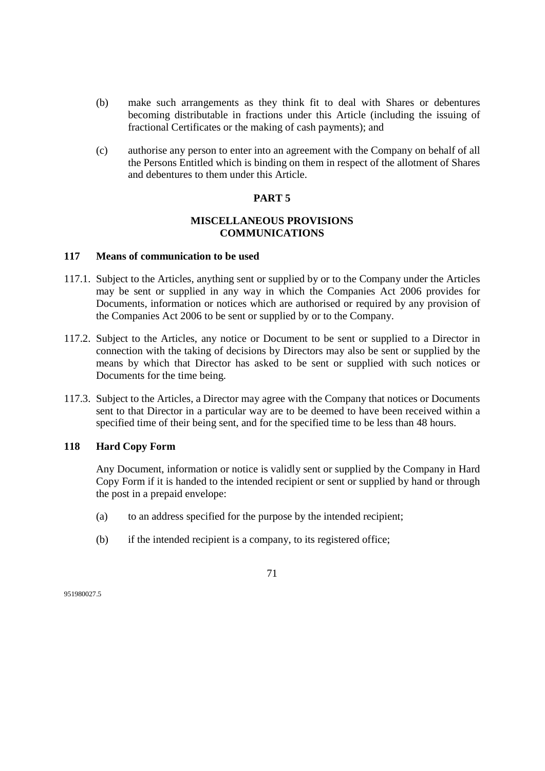(b) make such arrangements as they think fit to deal with Shares or debentures becoming distributable in fractions under this Article (including the issuing of fractional Certificates or the making of cash payments); and

(c) authorise any person to enter into an agreement with the Company on behalf of all the Persons Entitled which is binding on them in respect of the allotment of Shares and debentures to them under this Article.

## PART 5

## MISCELLANEOUS PROVISIONS COMMUNICATIONS

### 117 Means of communication to be used

117.1. Subject to the Articles, anything sent or supplied by or to the Company under the Articles may be sent or supplied in any way in which the Companies Act 2006 provides for Documents, information or notices which are authorised or required by any provision of the Companies Act 2006 to be sent or supplied by or to the Company.

117.2. Subject to the Articles, any notice or Document to be sent or supplied to a Director in connection with the taking of decisions by Directors may also be sent or supplied by the means by which that Director has asked to be sent or supplied with such notices or Documents for the time being.

117.3. Subject to the Articles, a Director may agree with the Company that notices or Documents sent to that Director in a particular way are to be deemed to have been received within a specified time of their being sent, and for the specified time to be less than 48 hours.

### 118 Hard Copy Form

Any Document, information or notice is validly sent or supplied by the Company in Hard Copy Form if it is handed to the intended recipient or sent or supplied by hand or through the post in a prepaid envelope:

(a) to an address specified for the purpose by the intended recipient;

(b) if the intended recipient is a company, to its registered office;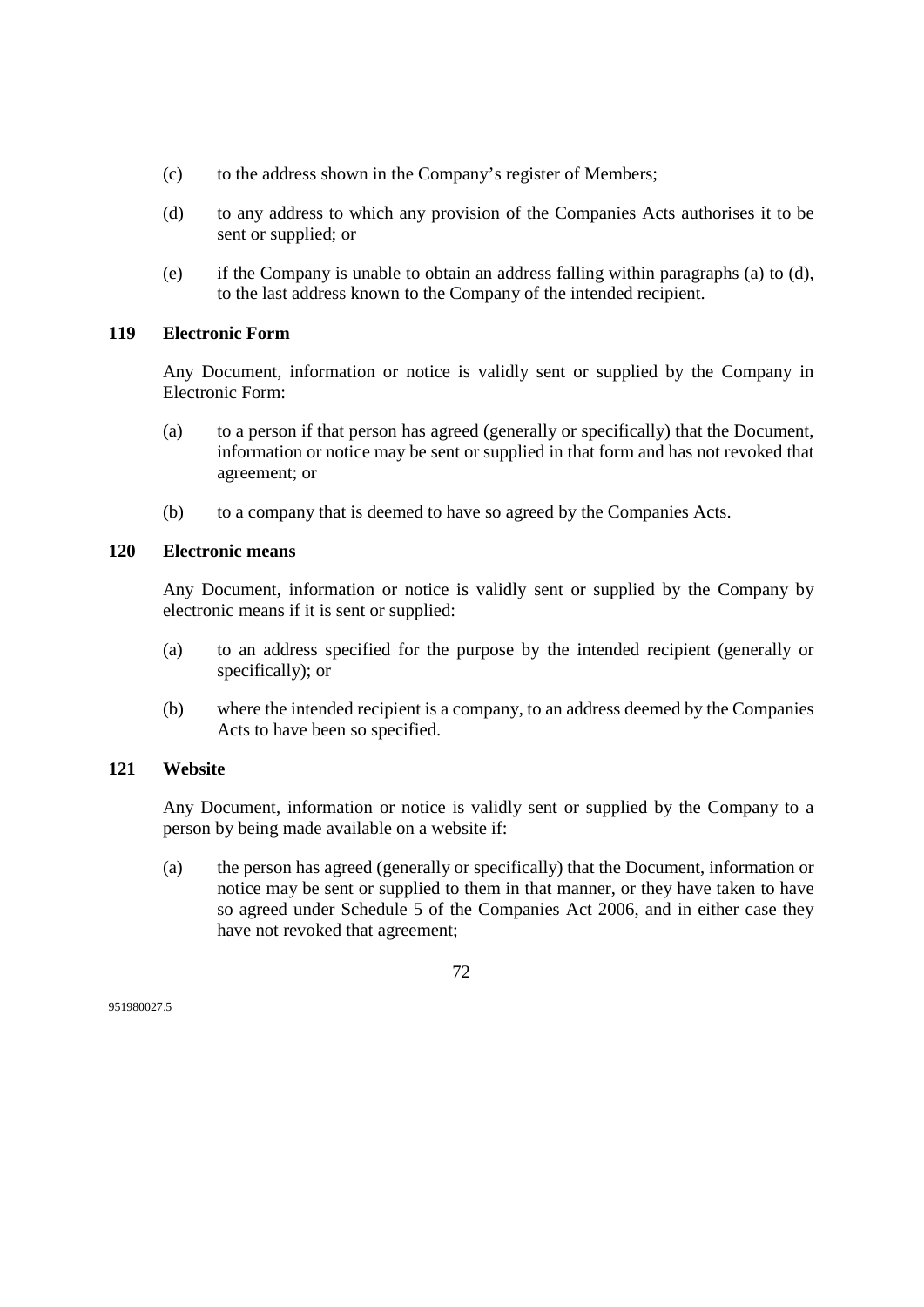(c) to the address shown in the Company's register of Members;

(d) to any address to which any provision of the Companies Acts authorises it to be sent or supplied; or

(e) if the Company is unable to obtain an address falling within paragraphs (a) to (d), to the last address known to the Company of the intended recipient.

## 119 Electronic Form

Any Document, information or notice is validly sent or supplied by the Company in Electronic Form:

(a) to a person if that person has agreed (generally or specifically) that the Document, information or notice may be sent or supplied in that form and has not revoked that agreement; or

(b) to a company that is deemed to have so agreed by the Companies Acts.

## 120 Electronic means

Any Document, information or notice is validly sent or supplied by the Company by electronic means if it is sent or supplied:

(a) to an address specified for the purpose by the intended recipient (generally or specifically); or

(b) where the intended recipient is a company, to an address deemed by the Companies Acts to have been so specified.

## 121 Website

Any Document, information or notice is validly sent or supplied by the Company to a person by being made available on a website if:

(a) the person has agreed (generally or specifically) that the Document, information or notice may be sent or supplied to them in that manner, or they have taken to have so agreed under Schedule 5 of the Companies Act 2006, and in either case they have not revoked that agreement;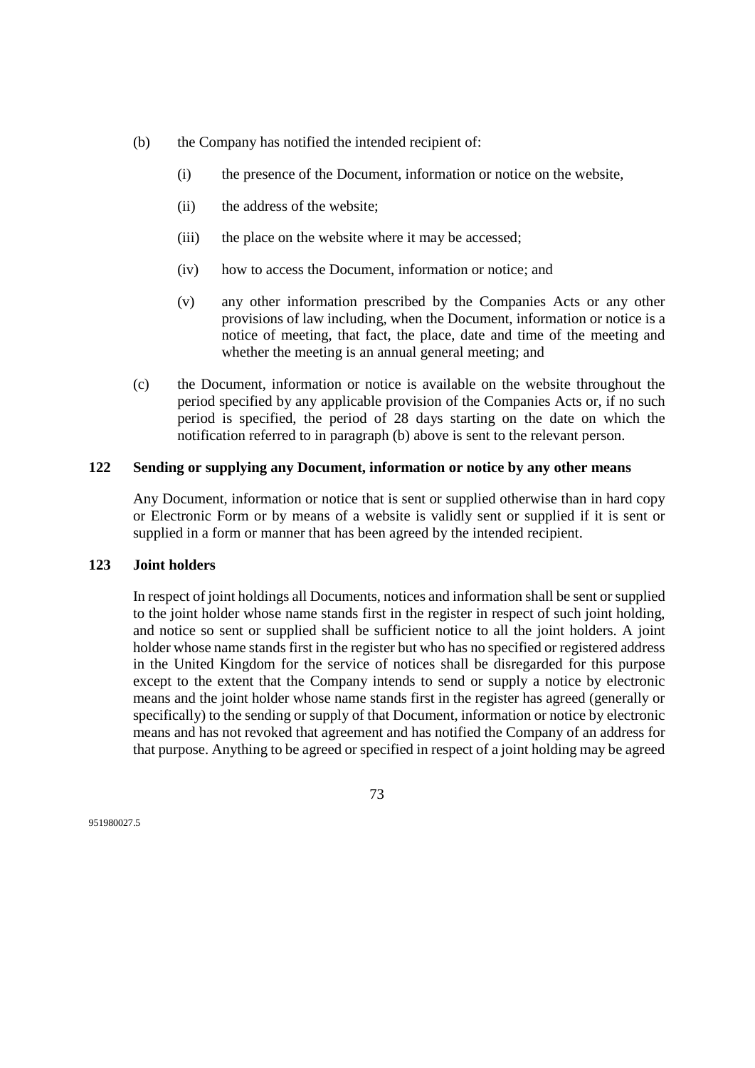(b) the Company has notified the intended recipient of:

(i) the presence of the Document, information or notice on the website,

(ii) the address of the website;

(iii) the place on the website where it may be accessed;

(iv) how to access the Document, information or notice; and

(v) any other information prescribed by the Companies Acts or any other provisions of law including, when the Document, information or notice is a notice of meeting, that fact, the place, date and time of the meeting and whether the meeting is an annual general meeting; and

(c) the Document, information or notice is available on the website throughout the period specified by any applicable provision of the Companies Acts or, if no such period is specified, the period of 28 days starting on the date on which the notification referred to in paragraph (b) above is sent to the relevant person.

### 122 Sending or supplying any Document, information or notice by any other means

Any Document, information or notice that is sent or supplied otherwise than in hard copy or Electronic Form or by means of a website is validly sent or supplied if it is sent or supplied in a form or manner that has been agreed by the intended recipient.

### 123 Joint holders

In respect of joint holdings all Documents, notices and information shall be sent or supplied to the joint holder whose name stands first in the register in respect of such joint holding, and notice so sent or supplied shall be sufficient notice to all the joint holders. A joint holder whose name stands first in the register but who has no specified or registered address in the United Kingdom for the service of notices shall be disregarded for this purpose except to the extent that the Company intends to send or supply a notice by electronic means and the joint holder whose name stands first in the register has agreed (generally or specifically) to the sending or supply of that Document, information or notice by electronic means and has not revoked that agreement and has notified the Company of an address for that purpose. Anything to be agreed or specified in respect of a joint holding may be agreed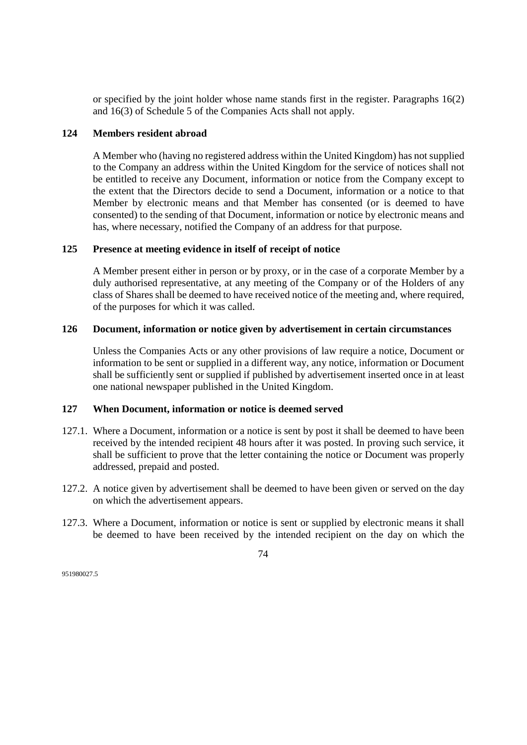or specified by the joint holder whose name stands first in the register. Paragraphs 16(2) and 16(3) of Schedule 5 of the Companies Acts shall not apply.

### 124 Members resident abroad

A Member who (having no registered address within the United Kingdom) has not supplied to the Company an address within the United Kingdom for the service of notices shall not be entitled to receive any Document, information or notice from the Company except to the extent that the Directors decide to send a Document, information or a notice to that Member by electronic means and that Member has consented (or is deemed to have consented) to the sending of that Document, information or notice by electronic means and has, where necessary, notified the Company of an address for that purpose.

### 125 Presence at meeting evidence in itself of receipt of notice

A Member present either in person or by proxy, or in the case of a corporate Member by a duly authorised representative, at any meeting of the Company or of the Holders of any class of Shares shall be deemed to have received notice of the meeting and, where required, of the purposes for which it was called.

### 126 Document, information or notice given by advertisement in certain circumstances

Unless the Companies Acts or any other provisions of law require a notice, Document or information to be sent or supplied in a different way, any notice, information or Document shall be sufficiently sent or supplied if published by advertisement inserted once in at least one national newspaper published in the United Kingdom.

### 127 When Document, information or notice is deemed served

127.1. Where a Document, information or a notice is sent by post it shall be deemed to have been received by the intended recipient 48 hours after it was posted. In proving such service, it shall be sufficient to prove that the letter containing the notice or Document was properly addressed, prepaid and posted.

127.2. A notice given by advertisement shall be deemed to have been given or served on the day on which the advertisement appears.

127.3. Where a Document, information or notice is sent or supplied by electronic means it shall be deemed to have been received by the intended recipient on the day on which the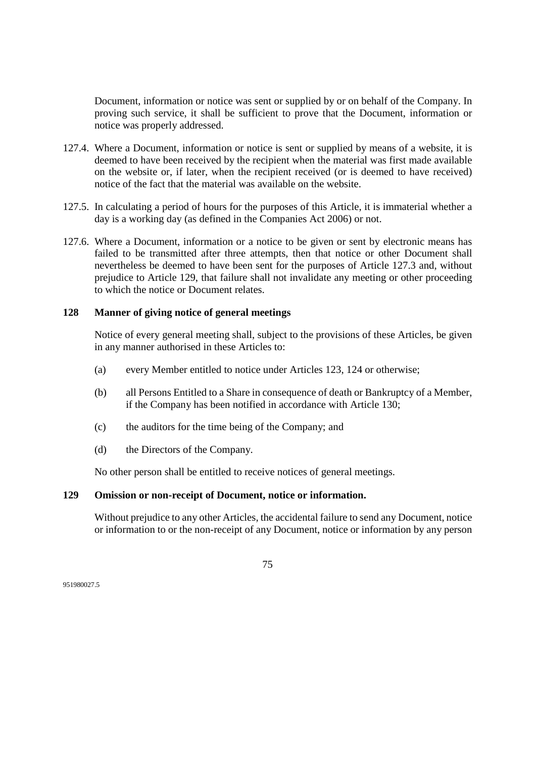Document, information or notice was sent or supplied by or on behalf of the Company. In proving such service, it shall be sufficient to prove that the Document, information or notice was properly addressed.

127.4. Where a Document, information or notice is sent or supplied by means of a website, it is deemed to have been received by the recipient when the material was first made available on the website or, if later, when the recipient received (or is deemed to have received) notice of the fact that the material was available on the website.

127.5. In calculating a period of hours for the purposes of this Article, it is immaterial whether a day is a working day (as defined in the Companies Act 2006) or not.

127.6. Where a Document, information or a notice to be given or sent by electronic means has failed to be transmitted after three attempts, then that notice or other Document shall nevertheless be deemed to have been sent for the purposes of Article 127.3 and, without prejudice to Article 129, that failure shall not invalidate any meeting or other proceeding to which the notice or Document relates.

**128 Manner of giving notice of general meetings**

Notice of every general meeting shall, subject to the provisions of these Articles, be given in any manner authorised in these Articles to:

(a) every Member entitled to notice under Articles 123, 124 or otherwise;

(b) all Persons Entitled to a Share in consequence of death or Bankruptcy of a Member, if the Company has been notified in accordance with Article 130;

(c) the auditors for the time being of the Company; and

(d) the Directors of the Company.

No other person shall be entitled to receive notices of general meetings.

**129 Omission or non-receipt of Document, notice or information.**

Without prejudice to any other Articles, the accidental failure to send any Document, notice or information to or the non-receipt of any Document, notice or information by any person

951980027.5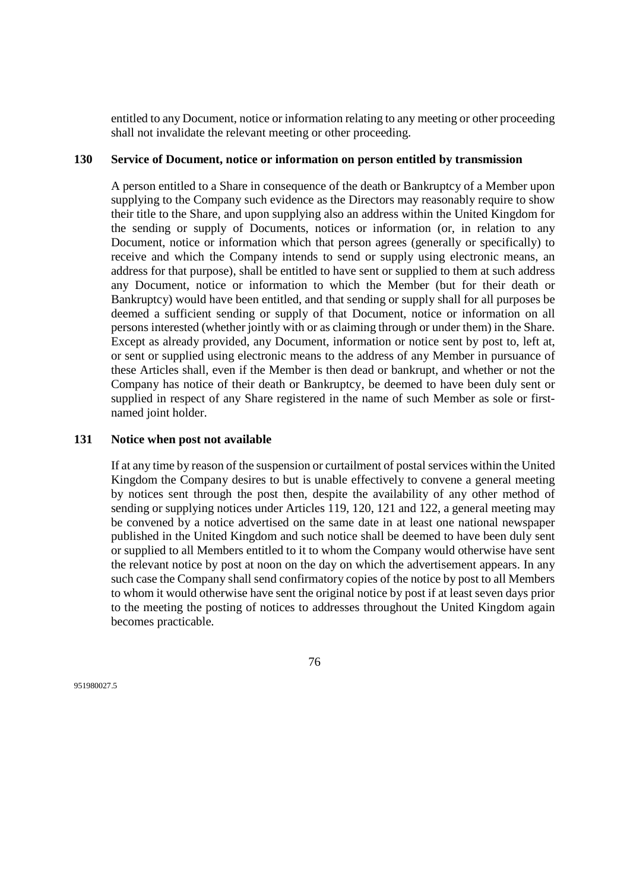entitled to any Document, notice or information relating to any meeting or other proceeding shall not invalidate the relevant meeting or other proceeding.

## 130 Service of Document, notice or information on person entitled by transmission

A person entitled to a Share in consequence of the death or Bankruptcy of a Member upon supplying to the Company such evidence as the Directors may reasonably require to show their title to the Share, and upon supplying also an address within the United Kingdom for the sending or supply of Documents, notices or information (or, in relation to any Document, notice or information which that person agrees (generally or specifically) to receive and which the Company intends to send or supply using electronic means, an address for that purpose), shall be entitled to have sent or supplied to them at such address any Document, notice or information to which the Member (but for their death or Bankruptcy) would have been entitled, and that sending or supply shall for all purposes be deemed a sufficient sending or supply of that Document, notice or information on all persons interested (whether jointly with or as claiming through or under them) in the Share. Except as already provided, any Document, information or notice sent by post to, left at, or sent or supplied using electronic means to the address of any Member in pursuance of these Articles shall, even if the Member is then dead or bankrupt, and whether or not the Company has notice of their death or Bankruptcy, be deemed to have been duly sent or supplied in respect of any Share registered in the name of such Member as sole or first-named joint holder.

## 131 Notice when post not available

If at any time by reason of the suspension or curtailment of postal services within the United Kingdom the Company desires to but is unable effectively to convene a general meeting by notices sent through the post then, despite the availability of any other method of sending or supplying notices under Articles 119, 120, 121 and 122, a general meeting may be convened by a notice advertised on the same date in at least one national newspaper published in the United Kingdom and such notice shall be deemed to have been duly sent or supplied to all Members entitled to it to whom the Company would otherwise have sent the relevant notice by post at noon on the day on which the advertisement appears. In any such case the Company shall send confirmatory copies of the notice by post to all Members to whom it would otherwise have sent the original notice by post if at least seven days prior to the meeting the posting of notices to addresses throughout the United Kingdom again becomes practicable.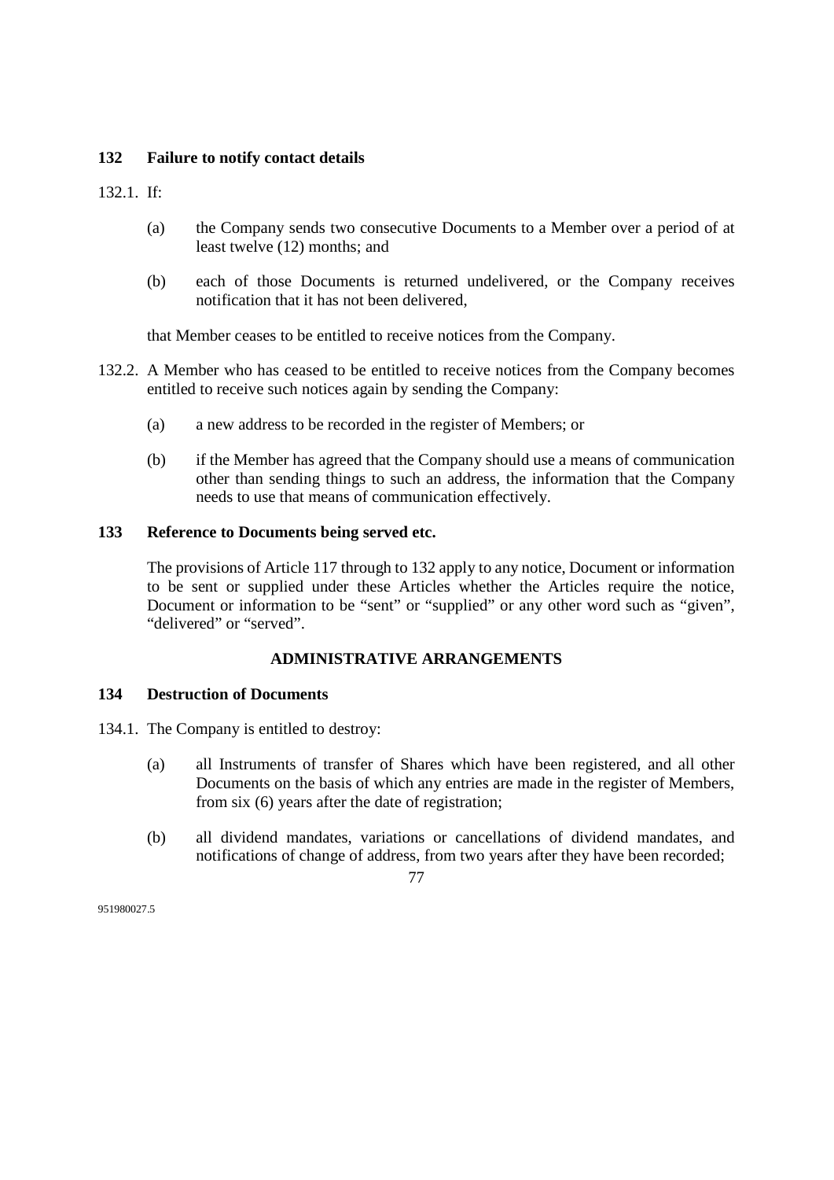### 132 Failure to notify contact details

132.1. If:

(a) the Company sends two consecutive Documents to a Member over a period of at least twelve (12) months; and

(b) each of those Documents is returned undelivered, or the Company receives notification that it has not been delivered,

that Member ceases to be entitled to receive notices from the Company.

132.2. A Member who has ceased to be entitled to receive notices from the Company becomes entitled to receive such notices again by sending the Company:

(a) a new address to be recorded in the register of Members; or

(b) if the Member has agreed that the Company should use a means of communication other than sending things to such an address, the information that the Company needs to use that means of communication effectively.

### 133 Reference to Documents being served etc.

The provisions of Article 117 through to 132 apply to any notice, Document or information to be sent or supplied under these Articles whether the Articles require the notice, Document or information to be "sent" or "supplied" or any other word such as "given", "delivered" or "served".

## ADMINISTRATIVE ARRANGEMENTS

### 134 Destruction of Documents

134.1. The Company is entitled to destroy:

(a) all Instruments of transfer of Shares which have been registered, and all other Documents on the basis of which any entries are made in the register of Members, from six (6) years after the date of registration;

(b) all dividend mandates, variations or cancellations of dividend mandates, and notifications of change of address, from two years after they have been recorded;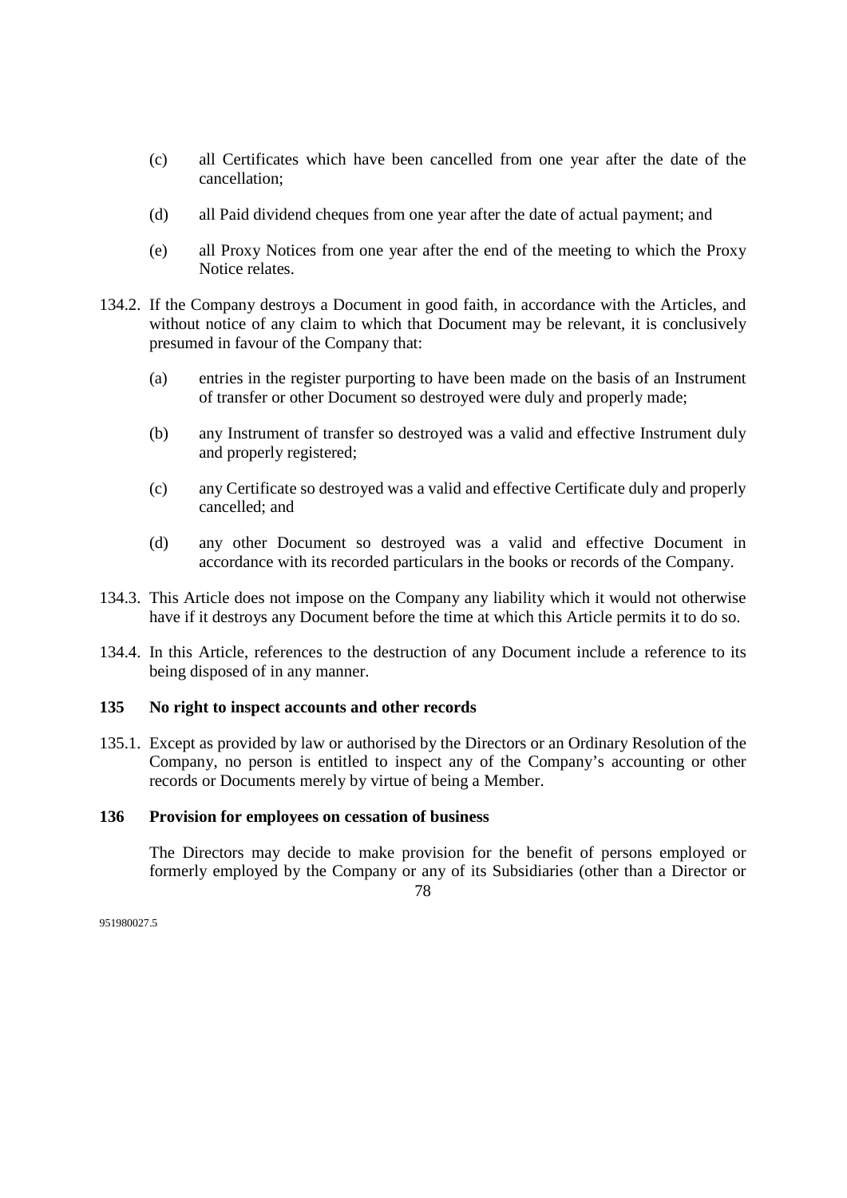(c) all Certificates which have been cancelled from one year after the date of the cancellation;

(d) all Paid dividend cheques from one year after the date of actual payment; and

(e) all Proxy Notices from one year after the end of the meeting to which the Proxy Notice relates.

134.2. If the Company destroys a Document in good faith, in accordance with the Articles, and without notice of any claim to which that Document may be relevant, it is conclusively presumed in favour of the Company that:

(a) entries in the register purporting to have been made on the basis of an Instrument of transfer or other Document so destroyed were duly and properly made;

(b) any Instrument of transfer so destroyed was a valid and effective Instrument duly and properly registered;

(c) any Certificate so destroyed was a valid and effective Certificate duly and properly cancelled; and

(d) any other Document so destroyed was a valid and effective Document in accordance with its recorded particulars in the books or records of the Company.

134.3. This Article does not impose on the Company any liability which it would not otherwise have if it destroys any Document before the time at which this Article permits it to do so.

134.4. In this Article, references to the destruction of any Document include a reference to its being disposed of in any manner.

**135 No right to inspect accounts and other records**

135.1. Except as provided by law or authorised by the Directors or an Ordinary Resolution of the Company, no person is entitled to inspect any of the Company's accounting or other records or Documents merely by virtue of being a Member.

**136 Provision for employees on cessation of business**

The Directors may decide to make provision for the benefit of persons employed or formerly employed by the Company or any of its Subsidiaries (other than a Director or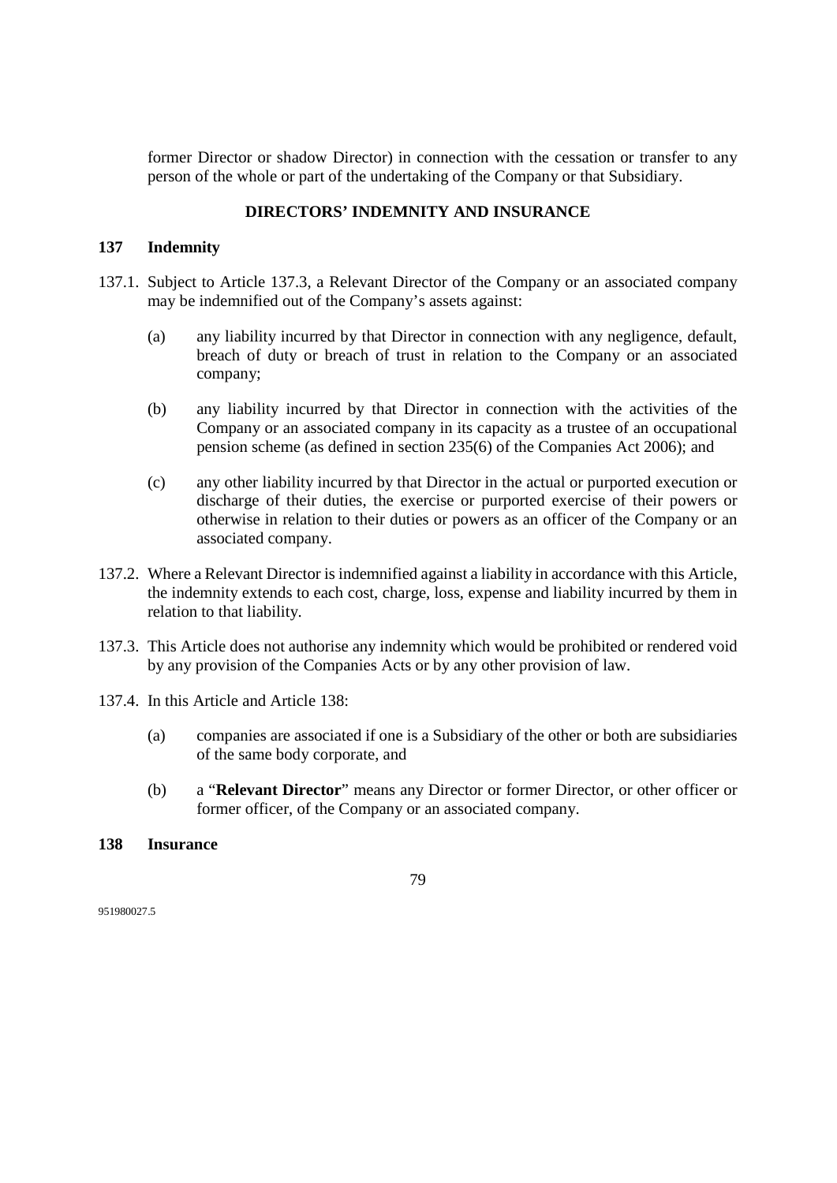former Director or shadow Director) in connection with the cessation or transfer to any person of the whole or part of the undertaking of the Company or that Subsidiary.

## DIRECTORS' INDEMNITY AND INSURANCE

### 137 Indemnity

137.1. Subject to Article 137.3, a Relevant Director of the Company or an associated company may be indemnified out of the Company's assets against:

(a) any liability incurred by that Director in connection with any negligence, default, breach of duty or breach of trust in relation to the Company or an associated company;

(b) any liability incurred by that Director in connection with the activities of the Company or an associated company in its capacity as a trustee of an occupational pension scheme (as defined in section 235(6) of the Companies Act 2006); and

(c) any other liability incurred by that Director in the actual or purported execution or discharge of their duties, the exercise or purported exercise of their powers or otherwise in relation to their duties or powers as an officer of the Company or an associated company.

137.2. Where a Relevant Director is indemnified against a liability in accordance with this Article, the indemnity extends to each cost, charge, loss, expense and liability incurred by them in relation to that liability.

137.3. This Article does not authorise any indemnity which would be prohibited or rendered void by any provision of the Companies Acts or by any other provision of law.

137.4. In this Article and Article 138:

(a) companies are associated if one is a Subsidiary of the other or both are subsidiaries of the same body corporate, and

(b) a "**Relevant Director**" means any Director or former Director, or other officer or former officer, of the Company or an associated company.

### 138 Insurance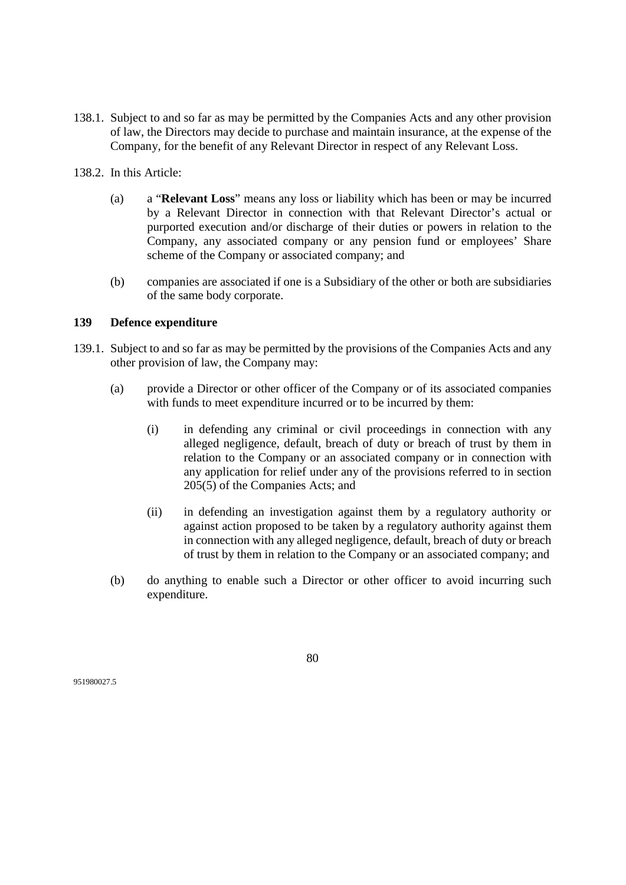138.1. Subject to and so far as may be permitted by the Companies Acts and any other provision of law, the Directors may decide to purchase and maintain insurance, at the expense of the Company, for the benefit of any Relevant Director in respect of any Relevant Loss.

138.2. In this Article:

(a) a "**Relevant Loss**" means any loss or liability which has been or may be incurred by a Relevant Director in connection with that Relevant Director's actual or purported execution and/or discharge of their duties or powers in relation to the Company, any associated company or any pension fund or employees' Share scheme of the Company or associated company; and

(b) companies are associated if one is a Subsidiary of the other or both are subsidiaries of the same body corporate.

### 139 Defence expenditure

139.1. Subject to and so far as may be permitted by the provisions of the Companies Acts and any other provision of law, the Company may:

(a) provide a Director or other officer of the Company or of its associated companies with funds to meet expenditure incurred or to be incurred by them:

(i) in defending any criminal or civil proceedings in connection with any alleged negligence, default, breach of duty or breach of trust by them in relation to the Company or an associated company or in connection with any application for relief under any of the provisions referred to in section 205(5) of the Companies Acts; and

(ii) in defending an investigation against them by a regulatory authority or against action proposed to be taken by a regulatory authority against them in connection with any alleged negligence, default, breach of duty or breach of trust by them in relation to the Company or an associated company; and

(b) do anything to enable such a Director or other officer to avoid incurring such expenditure.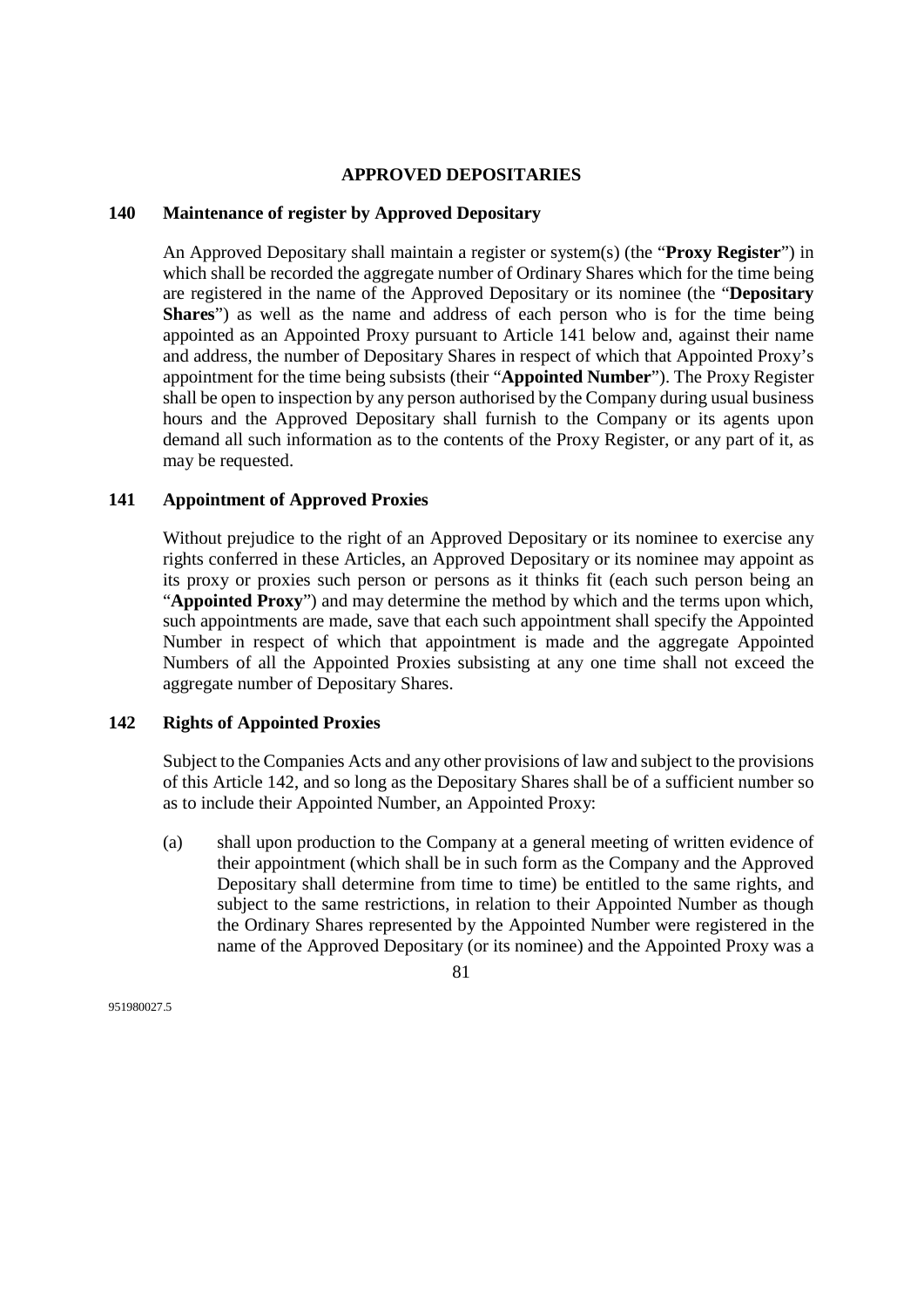## APPROVED DEPOSITARIES

### 140 Maintenance of register by Approved Depositary

An Approved Depositary shall maintain a register or system(s) (the "**Proxy Register**") in which shall be recorded the aggregate number of Ordinary Shares which for the time being are registered in the name of the Approved Depositary or its nominee (the "**Depositary Shares**") as well as the name and address of each person who is for the time being appointed as an Appointed Proxy pursuant to Article 141 below and, against their name and address, the number of Depositary Shares in respect of which that Appointed Proxy's appointment for the time being subsists (their "**Appointed Number**"). The Proxy Register shall be open to inspection by any person authorised by the Company during usual business hours and the Approved Depositary shall furnish to the Company or its agents upon demand all such information as to the contents of the Proxy Register, or any part of it, as may be requested.

### 141 Appointment of Approved Proxies

Without prejudice to the right of an Approved Depositary or its nominee to exercise any rights conferred in these Articles, an Approved Depositary or its nominee may appoint as its proxy or proxies such person or persons as it thinks fit (each such person being an "**Appointed Proxy**") and may determine the method by which and the terms upon which, such appointments are made, save that each such appointment shall specify the Appointed Number in respect of which that appointment is made and the aggregate Appointed Numbers of all the Appointed Proxies subsisting at any one time shall not exceed the aggregate number of Depositary Shares.

### 142 Rights of Appointed Proxies

Subject to the Companies Acts and any other provisions of law and subject to the provisions of this Article 142, and so long as the Depositary Shares shall be of a sufficient number so as to include their Appointed Number, an Appointed Proxy:

(a) shall upon production to the Company at a general meeting of written evidence of their appointment (which shall be in such form as the Company and the Approved Depositary shall determine from time to time) be entitled to the same rights, and subject to the same restrictions, in relation to their Appointed Number as though the Ordinary Shares represented by the Appointed Number were registered in the name of the Approved Depositary (or its nominee) and the Appointed Proxy was a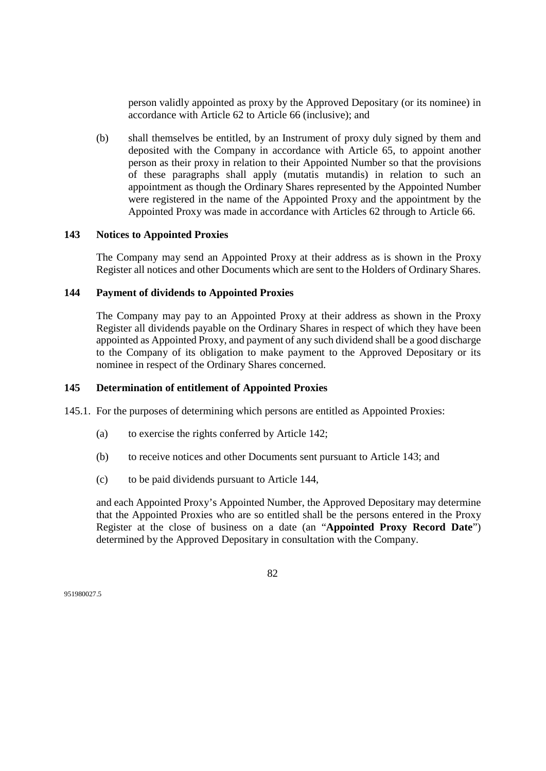person validly appointed as proxy by the Approved Depositary (or its nominee) in accordance with Article 62 to Article 66 (inclusive); and

(b) shall themselves be entitled, by an Instrument of proxy duly signed by them and deposited with the Company in accordance with Article 65, to appoint another person as their proxy in relation to their Appointed Number so that the provisions of these paragraphs shall apply (mutatis mutandis) in relation to such an appointment as though the Ordinary Shares represented by the Appointed Number were registered in the name of the Appointed Proxy and the appointment by the Appointed Proxy was made in accordance with Articles 62 through to Article 66.

## 143 Notices to Appointed Proxies

The Company may send an Appointed Proxy at their address as is shown in the Proxy Register all notices and other Documents which are sent to the Holders of Ordinary Shares.

## 144 Payment of dividends to Appointed Proxies

The Company may pay to an Appointed Proxy at their address as shown in the Proxy Register all dividends payable on the Ordinary Shares in respect of which they have been appointed as Appointed Proxy, and payment of any such dividend shall be a good discharge to the Company of its obligation to make payment to the Approved Depositary or its nominee in respect of the Ordinary Shares concerned.

## 145 Determination of entitlement of Appointed Proxies

145.1. For the purposes of determining which persons are entitled as Appointed Proxies:

(a) to exercise the rights conferred by Article 142;

(b) to receive notices and other Documents sent pursuant to Article 143; and

(c) to be paid dividends pursuant to Article 144,

and each Appointed Proxy's Appointed Number, the Approved Depositary may determine that the Appointed Proxies who are so entitled shall be the persons entered in the Proxy Register at the close of business on a date (an "**Appointed Proxy Record Date**") determined by the Approved Depositary in consultation with the Company.

951980027.5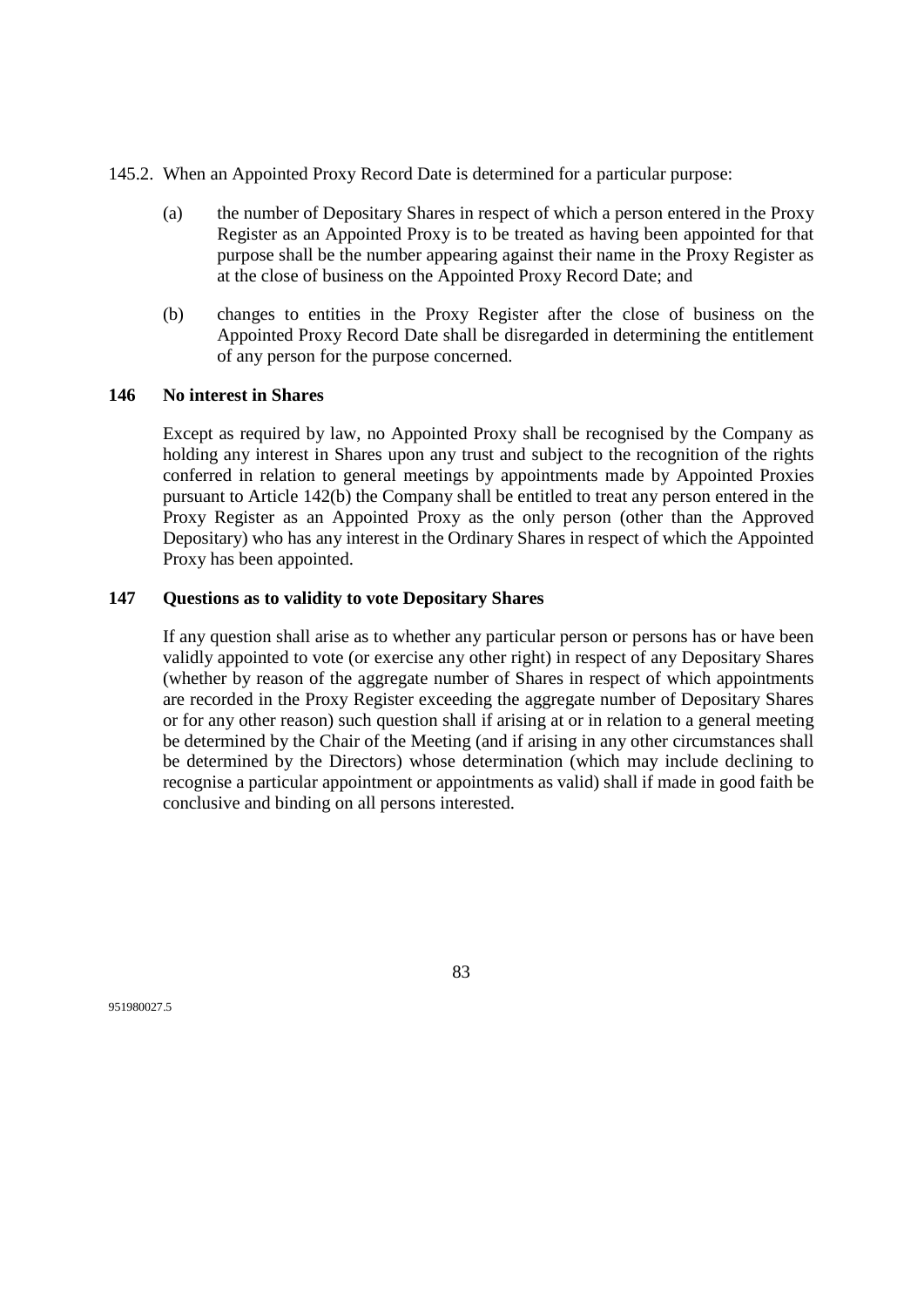145.2. When an Appointed Proxy Record Date is determined for a particular purpose:

(a) the number of Depositary Shares in respect of which a person entered in the Proxy Register as an Appointed Proxy is to be treated as having been appointed for that purpose shall be the number appearing against their name in the Proxy Register as at the close of business on the Appointed Proxy Record Date; and

(b) changes to entities in the Proxy Register after the close of business on the Appointed Proxy Record Date shall be disregarded in determining the entitlement of any person for the purpose concerned.

## 146 No interest in Shares

Except as required by law, no Appointed Proxy shall be recognised by the Company as holding any interest in Shares upon any trust and subject to the recognition of the rights conferred in relation to general meetings by appointments made by Appointed Proxies pursuant to Article 142(b) the Company shall be entitled to treat any person entered in the Proxy Register as an Appointed Proxy as the only person (other than the Approved Depositary) who has any interest in the Ordinary Shares in respect of which the Appointed Proxy has been appointed.

## 147 Questions as to validity to vote Depositary Shares

If any question shall arise as to whether any particular person or persons has or have been validly appointed to vote (or exercise any other right) in respect of any Depositary Shares (whether by reason of the aggregate number of Shares in respect of which appointments are recorded in the Proxy Register exceeding the aggregate number of Depositary Shares or for any other reason) such question shall if arising at or in relation to a general meeting be determined by the Chair of the Meeting (and if arising in any other circumstances shall be determined by the Directors) whose determination (which may include declining to recognise a particular appointment or appointments as valid) shall if made in good faith be conclusive and binding on all persons interested.